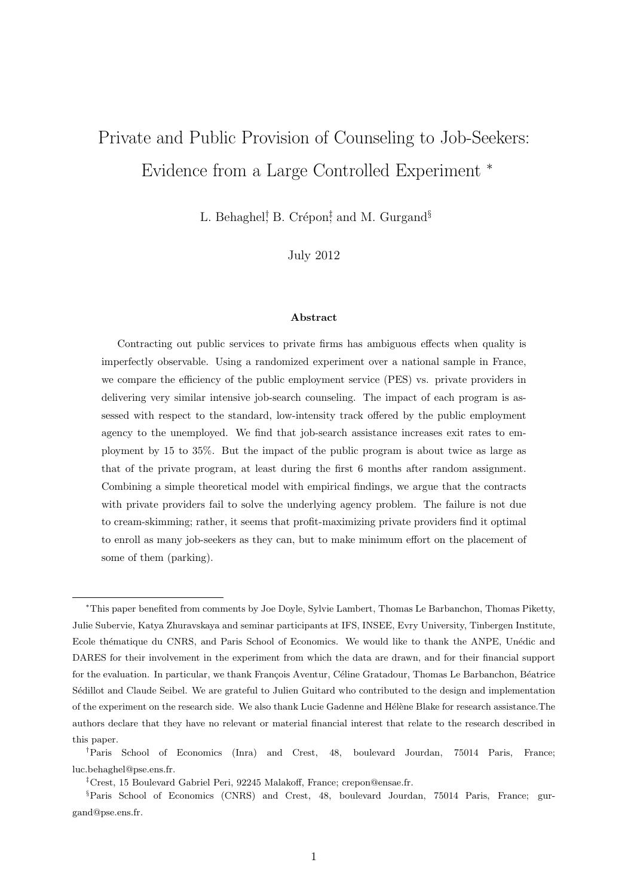# Private and Public Provision of Counseling to Job-Seekers: Evidence from a Large Controlled Experiment *

L. Behaghel[†], B. Crépon[‡], and M. Gurgand[§]

July 2012

### Abstract

Contracting out public services to private firms has ambiguous effects when quality is imperfectly observable. Using a randomized experiment over a national sample in France, we compare the efficiency of the public employment service (PES) vs. private providers in delivering very similar intensive job-search counseling. The impact of each program is assessed with respect to the standard, low-intensity track offered by the public employment agency to the unemployed. We find that job-search assistance increases exit rates to employment by 15 to 35%. But the impact of the public program is about twice as large as that of the private program, at least during the first 6 months after random assignment. Combining a simple theoretical model with empirical findings, we argue that the contracts with private providers fail to solve the underlying agency problem. The failure is not due to cream-skimming; rather, it seems that profit-maximizing private providers find it optimal to enroll as many job-seekers as they can, but to make minimum effort on the placement of some of them (parking).

---

*This paper benefited from comments by Joe Doyle, Sylvie Lambert, Thomas Le Barbanchon, Thomas Piketty, Julie Subervie, Katya Zhuravskaya and seminar participants at IFS, INSEE, Evry University, Tinbergen Institute, Ecole thématique du CNRS, and Paris School of Economics. We would like to thank the ANPE, Unédic and DARES for their involvement in the experiment from which the data are drawn, and for their financial support for the evaluation. In particular, we thank François Aventur, Céline Gratadour, Thomas Le Barbanchon, Béatrice Sédillot and Claude Seibel. We are grateful to Julien Guitard who contributed to the design and implementation of the experiment on the research side. We also thank Lucie Gadenne and Hélène Blake for research assistance.The authors declare that they have no relevant or material financial interest that relate to the research described in this paper.

[†]Paris School of Economics (Inra) and Crest, 48, boulevard Jourdan, 75014 Paris, France; luc.behaghel@pse.ens.fr.

[‡]Crest, 15 Boulevard Gabriel Peri, 92245 Malakoff, France; crepon@ensae.fr.

[§]Paris School of Economics (CNRS) and Crest, 48, boulevard Jourdan, 75014 Paris, France; gurgand@pse.ens.fr.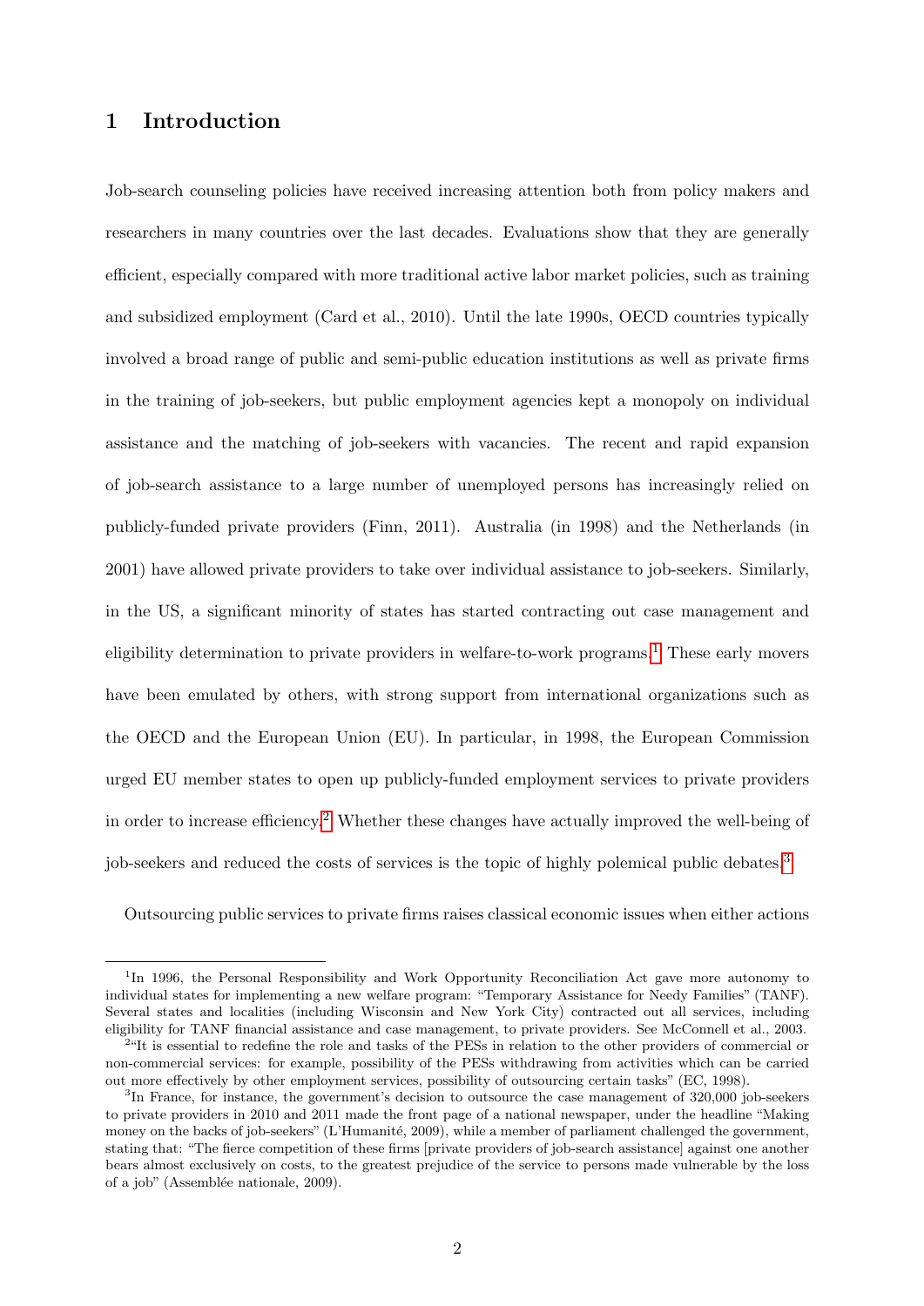## 1 Introduction

Job-search counseling policies have received increasing attention both from policy makers and researchers in many countries over the last decades. Evaluations show that they are generally efficient, especially compared with more traditional active labor market policies, such as training and subsidized employment (Card et al., 2010). Until the late 1990s, OECD countries typically involved a broad range of public and semi-public education institutions as well as private firms in the training of job-seekers, but public employment agencies kept a monopoly on individual assistance and the matching of job-seekers with vacancies. The recent and rapid expansion of job-search assistance to a large number of unemployed persons has increasingly relied on publicly-funded private providers (Finn, 2011). Australia (in 1998) and the Netherlands (in 2001) have allowed private providers to take over individual assistance to job-seekers. Similarly, in the US, a significant minority of states has started contracting out case management and eligibility determination to private providers in welfare-to-work programs.[1] These early movers have been emulated by others, with strong support from international organizations such as the OECD and the European Union (EU). In particular, in 1998, the European Commission urged EU member states to open up publicly-funded employment services to private providers in order to increase efficiency.[2] Whether these changes have actually improved the well-being of job-seekers and reduced the costs of services is the topic of highly polemical public debates.[3]

Outsourcing public services to private firms raises classical economic issues when either actions

[1] In 1996, the Personal Responsibility and Work Opportunity Reconciliation Act gave more autonomy to individual states for implementing a new welfare program: "Temporary Assistance for Needy Families" (TANF). Several states and localities (including Wisconsin and New York City) contracted out all services, including eligibility for TANF financial assistance and case management, to private providers. See McConnell et al., 2003.

[2] "It is essential to redefine the role and tasks of the PESs in relation to the other providers of commercial or non-commercial services: for example, possibility of the PESs withdrawing from activities which can be carried out more effectively by other employment services, possibility of outsourcing certain tasks" (EC, 1998).

[3] In France, for instance, the government's decision to outsource the case management of 320,000 job-seekers to private providers in 2010 and 2011 made the front page of a national newspaper, under the headline "Making money on the backs of job-seekers" (L'Humanité, 2009), while a member of parliament challenged the government, stating that: "The fierce competition of these firms [private providers of job-search assistance] against one another bears almost exclusively on costs, to the greatest prejudice of the service to persons made vulnerable by the loss of a job" (Assemblée nationale, 2009).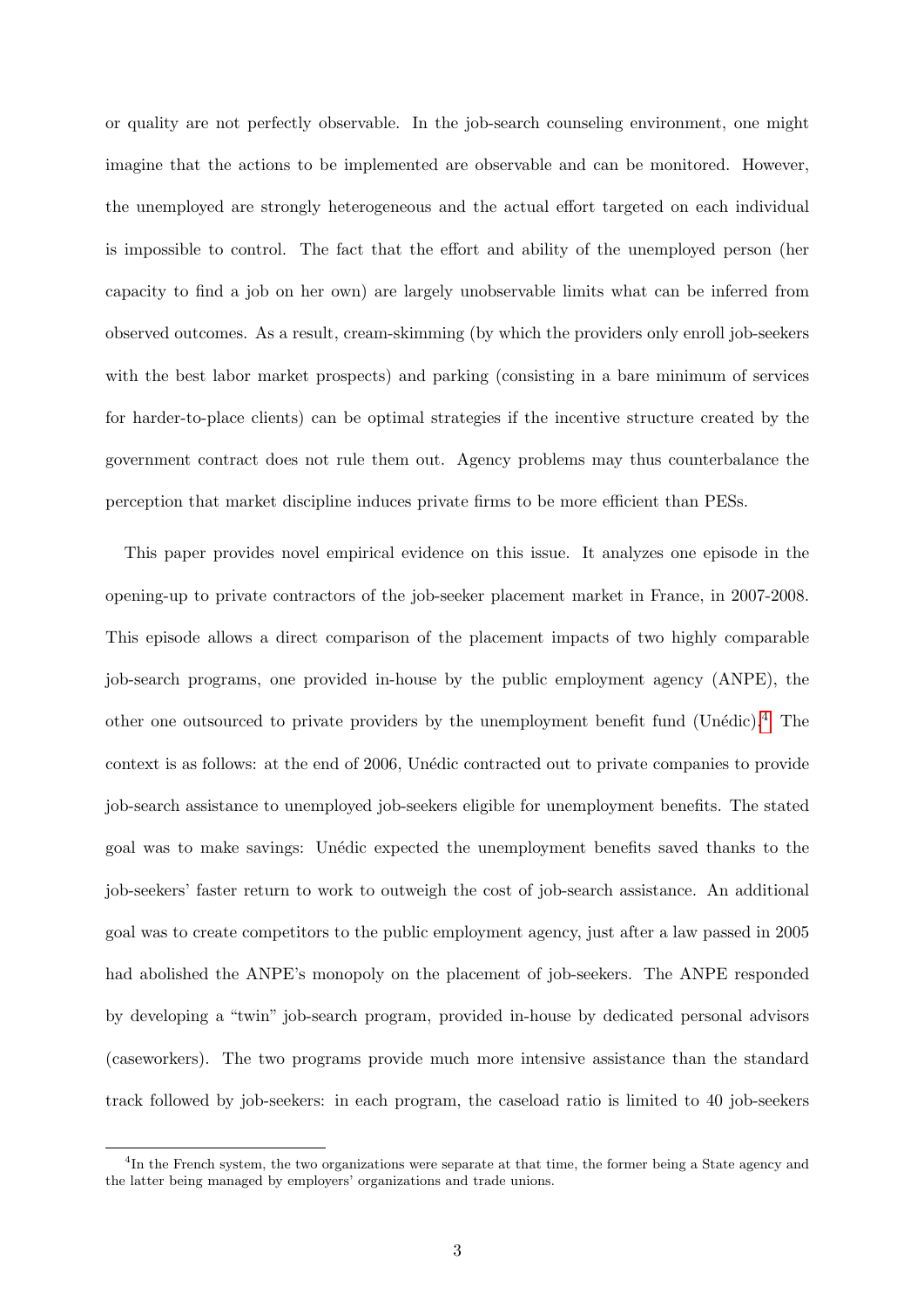or quality are not perfectly observable. In the job-search counseling environment, one might imagine that the actions to be implemented are observable and can be monitored. However, the unemployed are strongly heterogeneous and the actual effort targeted on each individual is impossible to control. The fact that the effort and ability of the unemployed person (her capacity to find a job on her own) are largely unobservable limits what can be inferred from observed outcomes. As a result, cream-skimming (by which the providers only enroll job-seekers with the best labor market prospects) and parking (consisting in a bare minimum of services for harder-to-place clients) can be optimal strategies if the incentive structure created by the government contract does not rule them out. Agency problems may thus counterbalance the perception that market discipline induces private firms to be more efficient than PESs.

This paper provides novel empirical evidence on this issue. It analyzes one episode in the opening-up to private contractors of the job-seeker placement market in France, in 2007-2008. This episode allows a direct comparison of the placement impacts of two highly comparable job-search programs, one provided in-house by the public employment agency (ANPE), the other one outsourced to private providers by the unemployment benefit fund (Unédic).[4] The context is as follows: at the end of 2006, Unédic contracted out to private companies to provide job-search assistance to unemployed job-seekers eligible for unemployment benefits. The stated goal was to make savings: Unédic expected the unemployment benefits saved thanks to the job-seekers' faster return to work to outweigh the cost of job-search assistance. An additional goal was to create competitors to the public employment agency, just after a law passed in 2005 had abolished the ANPE's monopoly on the placement of job-seekers. The ANPE responded by developing a "twin" job-search program, provided in-house by dedicated personal advisors (caseworkers). The two programs provide much more intensive assistance than the standard track followed by job-seekers: in each program, the caseload ratio is limited to 40 job-seekers

[4] In the French system, the two organizations were separate at that time, the former being a State agency and the latter being managed by employers' organizations and trade unions.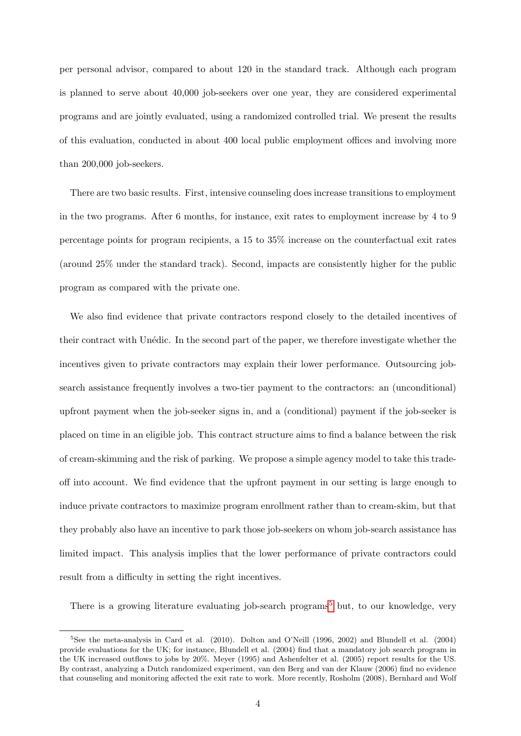per personal advisor, compared to about 120 in the standard track. Although each program is planned to serve about 40,000 job-seekers over one year, they are considered experimental programs and are jointly evaluated, using a randomized controlled trial. We present the results of this evaluation, conducted in about 400 local public employment offices and involving more than 200,000 job-seekers.

There are two basic results. First, intensive counseling does increase transitions to employment in the two programs. After 6 months, for instance, exit rates to employment increase by 4 to 9 percentage points for program recipients, a 15 to 35% increase on the counterfactual exit rates (around 25% under the standard track). Second, impacts are consistently higher for the public program as compared with the private one.

We also find evidence that private contractors respond closely to the detailed incentives of their contract with Unédic. In the second part of the paper, we therefore investigate whether the incentives given to private contractors may explain their lower performance. Outsourcing job-search assistance frequently involves a two-tier payment to the contractors: an (unconditional) upfront payment when the job-seeker signs in, and a (conditional) payment if the job-seeker is placed on time in an eligible job. This contract structure aims to find a balance between the risk of cream-skimming and the risk of parking. We propose a simple agency model to take this trade-off into account. We find evidence that the upfront payment in our setting is large enough to induce private contractors to maximize program enrollment rather than to cream-skim, but that they probably also have an incentive to park those job-seekers on whom job-search assistance has limited impact. This analysis implies that the lower performance of private contractors could result from a difficulty in setting the right incentives.

There is a growing literature evaluating job-search programs[5] but, to our knowledge, very

[5] See the meta-analysis in Card et al. (2010). Dolton and O'Neill (1996, 2002) and Blundell et al. (2004) provide evaluations for the UK; for instance, Blundell et al. (2004) find that a mandatory job search program in the UK increased outflows to jobs by 20%. Meyer (1995) and Ashenfelter et al. (2005) report results for the US. By contrast, analyzing a Dutch randomized experiment, van den Berg and van der Klauw (2006) find no evidence that counseling and monitoring affected the exit rate to work. More recently, Rosholm (2008), Bernhard and Wolf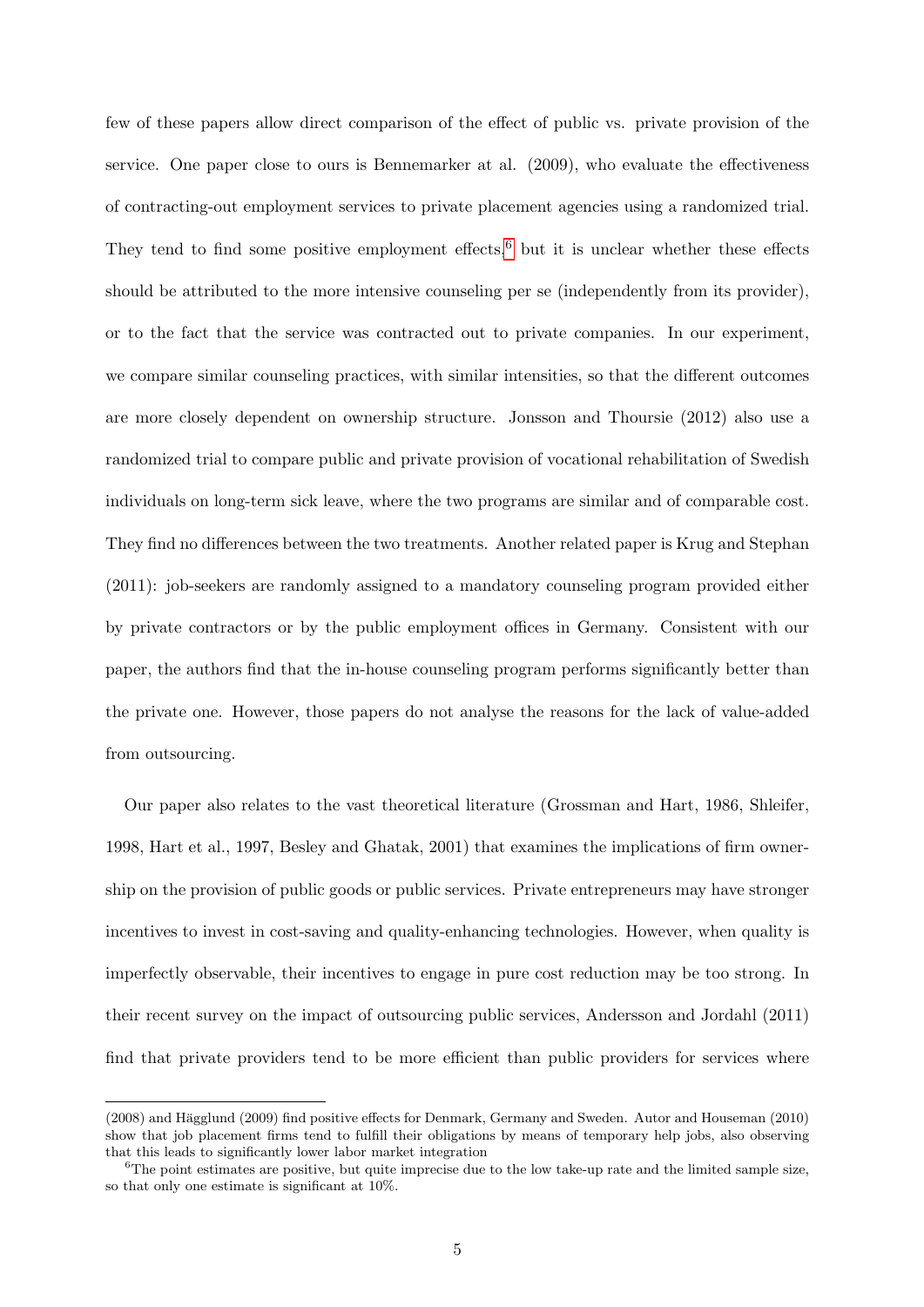few of these papers allow direct comparison of the effect of public vs. private provision of the service. One paper close to ours is Bennemarker at al. (2009), who evaluate the effectiveness of contracting-out employment services to private placement agencies using a randomized trial. They tend to find some positive employment effects,[6] but it is unclear whether these effects should be attributed to the more intensive counseling per se (independently from its provider), or to the fact that the service was contracted out to private companies. In our experiment, we compare similar counseling practices, with similar intensities, so that the different outcomes are more closely dependent on ownership structure. Jonsson and Thoursie (2012) also use a randomized trial to compare public and private provision of vocational rehabilitation of Swedish individuals on long-term sick leave, where the two programs are similar and of comparable cost. They find no differences between the two treatments. Another related paper is Krug and Stephan (2011): job-seekers are randomly assigned to a mandatory counseling program provided either by private contractors or by the public employment offices in Germany. Consistent with our paper, the authors find that the in-house counseling program performs significantly better than the private one. However, those papers do not analyse the reasons for the lack of value-added from outsourcing.

Our paper also relates to the vast theoretical literature (Grossman and Hart, 1986, Shleifer, 1998, Hart et al., 1997, Besley and Ghatak, 2001) that examines the implications of firm ownership on the provision of public goods or public services. Private entrepreneurs may have stronger incentives to invest in cost-saving and quality-enhancing technologies. However, when quality is imperfectly observable, their incentives to engage in pure cost reduction may be too strong. In their recent survey on the impact of outsourcing public services, Andersson and Jordahl (2011) find that private providers tend to be more efficient than public providers for services where

(2008) and Hägglund (2009) find positive effects for Denmark, Germany and Sweden. Autor and Houseman (2010) show that job placement firms tend to fulfill their obligations by means of temporary help jobs, also observing that this leads to significantly lower labor market integration

[6] The point estimates are positive, but quite imprecise due to the low take-up rate and the limited sample size, so that only one estimate is significant at 10%.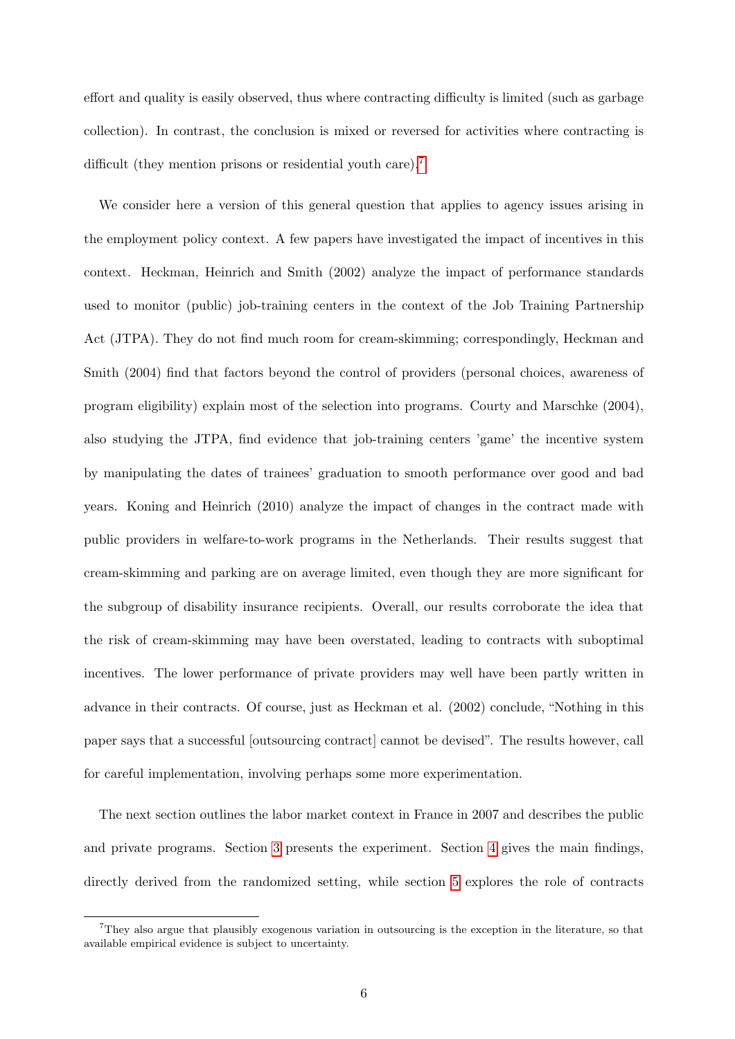effort and quality is easily observed, thus where contracting difficulty is limited (such as garbage collection). In contrast, the conclusion is mixed or reversed for activities where contracting is difficult (they mention prisons or residential youth care).[7]

We consider here a version of this general question that applies to agency issues arising in the employment policy context. A few papers have investigated the impact of incentives in this context. Heckman, Heinrich and Smith (2002) analyze the impact of performance standards used to monitor (public) job-training centers in the context of the Job Training Partnership Act (JTPA). They do not find much room for cream-skimming; correspondingly, Heckman and Smith (2004) find that factors beyond the control of providers (personal choices, awareness of program eligibility) explain most of the selection into programs. Courty and Marschke (2004), also studying the JTPA, find evidence that job-training centers 'game' the incentive system by manipulating the dates of trainees' graduation to smooth performance over good and bad years. Koning and Heinrich (2010) analyze the impact of changes in the contract made with public providers in welfare-to-work programs in the Netherlands. Their results suggest that cream-skimming and parking are on average limited, even though they are more significant for the subgroup of disability insurance recipients. Overall, our results corroborate the idea that the risk of cream-skimming may have been overstated, leading to contracts with suboptimal incentives. The lower performance of private providers may well have been partly written in advance in their contracts. Of course, just as Heckman et al. (2002) conclude, "Nothing in this paper says that a successful [outsourcing contract] cannot be devised". The results however, call for careful implementation, involving perhaps some more experimentation.

The next section outlines the labor market context in France in 2007 and describes the public and private programs. Section 3 presents the experiment. Section 4 gives the main findings, directly derived from the randomized setting, while section 5 explores the role of contracts

[7] They also argue that plausibly exogenous variation in outsourcing is the exception in the literature, so that available empirical evidence is subject to uncertainty.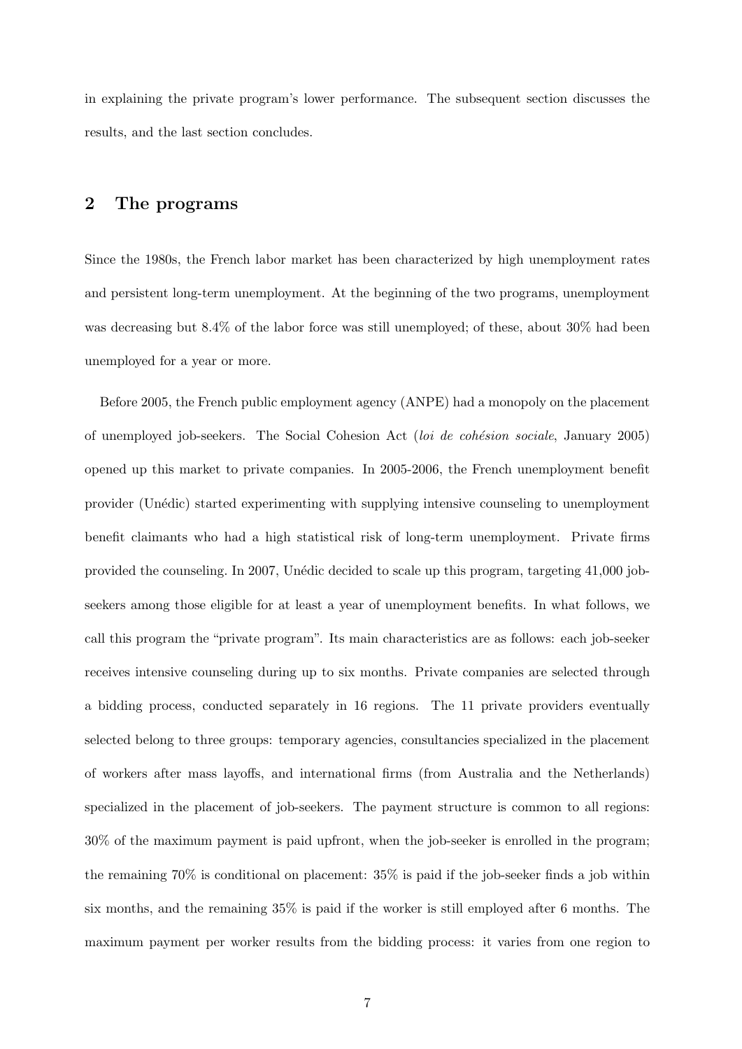in explaining the private program's lower performance. The subsequent section discusses the results, and the last section concludes.

## 2 The programs

Since the 1980s, the French labor market has been characterized by high unemployment rates and persistent long-term unemployment. At the beginning of the two programs, unemployment was decreasing but 8.4% of the labor force was still unemployed; of these, about 30% had been unemployed for a year or more.

Before 2005, the French public employment agency (ANPE) had a monopoly on the placement of unemployed job-seekers. The Social Cohesion Act (*loi de cohésion sociale*, January 2005) opened up this market to private companies. In 2005-2006, the French unemployment benefit provider (Unédic) started experimenting with supplying intensive counseling to unemployment benefit claimants who had a high statistical risk of long-term unemployment. Private firms provided the counseling. In 2007, Unédic decided to scale up this program, targeting 41,000 job-seekers among those eligible for at least a year of unemployment benefits. In what follows, we call this program the "private program". Its main characteristics are as follows: each job-seeker receives intensive counseling during up to six months. Private companies are selected through a bidding process, conducted separately in 16 regions. The 11 private providers eventually selected belong to three groups: temporary agencies, consultancies specialized in the placement of workers after mass layoffs, and international firms (from Australia and the Netherlands) specialized in the placement of job-seekers. The payment structure is common to all regions: 30% of the maximum payment is paid upfront, when the job-seeker is enrolled in the program; the remaining 70% is conditional on placement: 35% is paid if the job-seeker finds a job within six months, and the remaining 35% is paid if the worker is still employed after 6 months. The maximum payment per worker results from the bidding process: it varies from one region to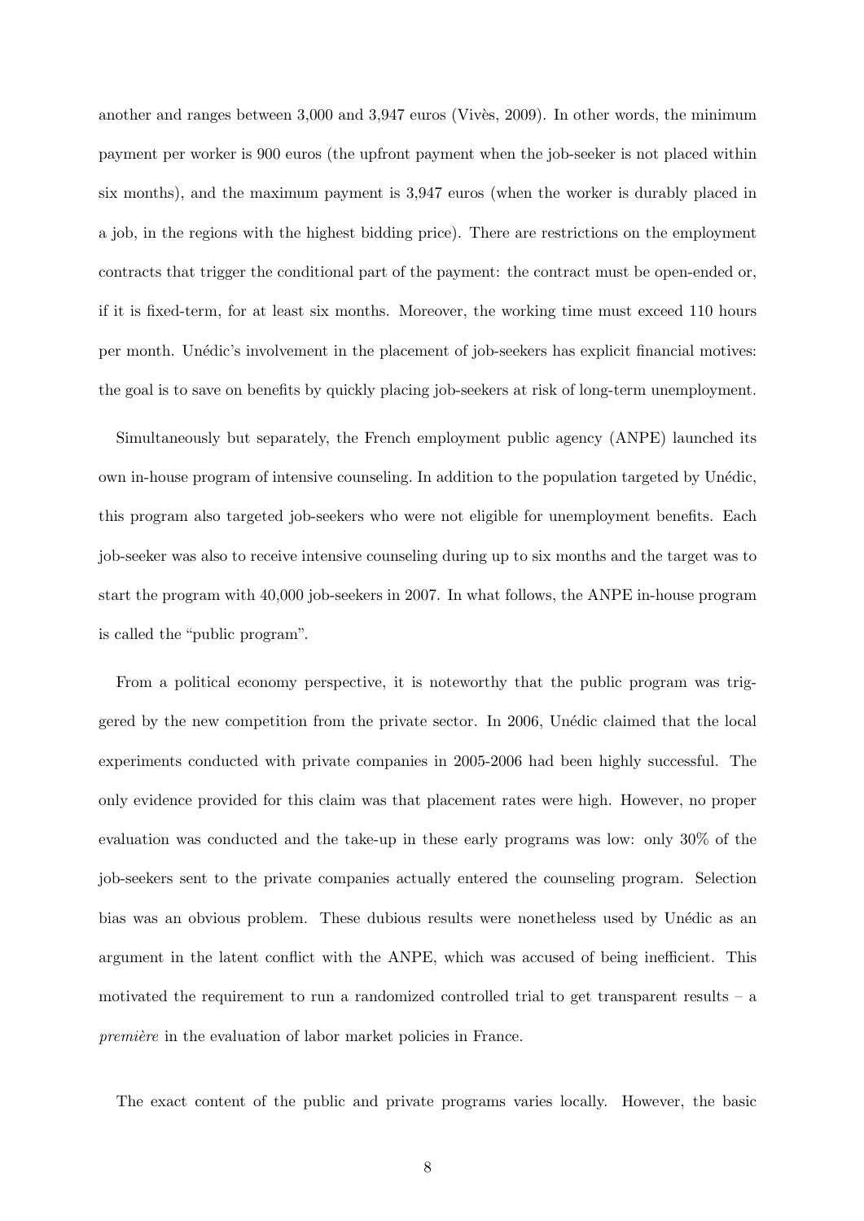another and ranges between 3,000 and 3,947 euros (Vivès, 2009). In other words, the minimum payment per worker is 900 euros (the upfront payment when the job-seeker is not placed within six months), and the maximum payment is 3,947 euros (when the worker is durably placed in a job, in the regions with the highest bidding price). There are restrictions on the employment contracts that trigger the conditional part of the payment: the contract must be open-ended or, if it is fixed-term, for at least six months. Moreover, the working time must exceed 110 hours per month. Unédic's involvement in the placement of job-seekers has explicit financial motives: the goal is to save on benefits by quickly placing job-seekers at risk of long-term unemployment.

Simultaneously but separately, the French employment public agency (ANPE) launched its own in-house program of intensive counseling. In addition to the population targeted by Unédic, this program also targeted job-seekers who were not eligible for unemployment benefits. Each job-seeker was also to receive intensive counseling during up to six months and the target was to start the program with 40,000 job-seekers in 2007. In what follows, the ANPE in-house program is called the "public program".

From a political economy perspective, it is noteworthy that the public program was triggered by the new competition from the private sector. In 2006, Unédic claimed that the local experiments conducted with private companies in 2005-2006 had been highly successful. The only evidence provided for this claim was that placement rates were high. However, no proper evaluation was conducted and the take-up in these early programs was low: only 30% of the job-seekers sent to the private companies actually entered the counseling program. Selection bias was an obvious problem. These dubious results were nonetheless used by Unédic as an argument in the latent conflict with the ANPE, which was accused of being inefficient. This motivated the requirement to run a randomized controlled trial to get transparent results – a *première* in the evaluation of labor market policies in France.

The exact content of the public and private programs varies locally. However, the basic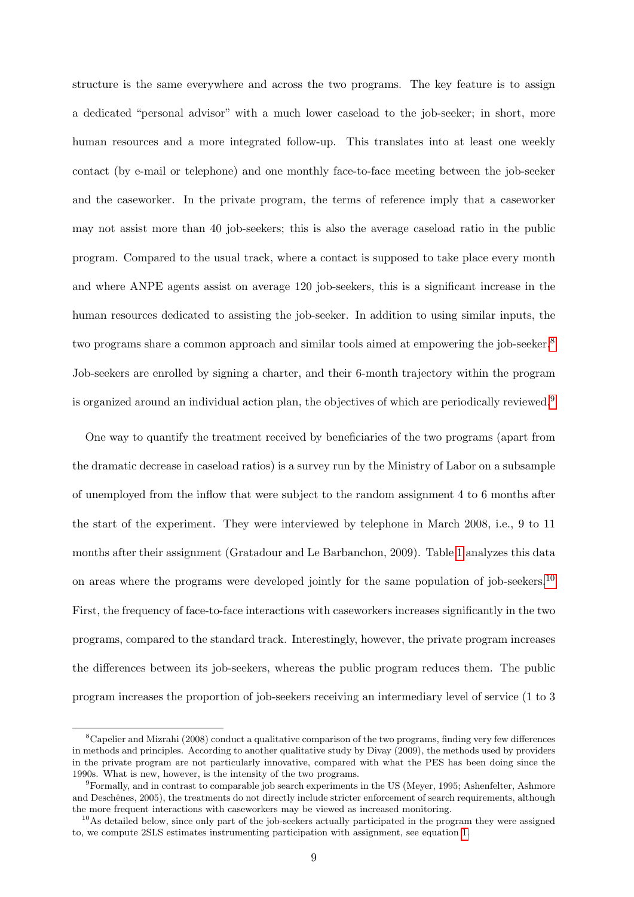structure is the same everywhere and across the two programs. The key feature is to assign a dedicated "personal advisor" with a much lower caseload to the job-seeker; in short, more human resources and a more integrated follow-up. This translates into at least one weekly contact (by e-mail or telephone) and one monthly face-to-face meeting between the job-seeker and the caseworker. In the private program, the terms of reference imply that a caseworker may not assist more than 40 job-seekers; this is also the average caseload ratio in the public program. Compared to the usual track, where a contact is supposed to take place every month and where ANPE agents assist on average 120 job-seekers, this is a significant increase in the human resources dedicated to assisting the job-seeker. In addition to using similar inputs, the two programs share a common approach and similar tools aimed at empowering the job-seeker.[8] Job-seekers are enrolled by signing a charter, and their 6-month trajectory within the program is organized around an individual action plan, the objectives of which are periodically reviewed.[9]

One way to quantify the treatment received by beneficiaries of the two programs (apart from the dramatic decrease in caseload ratios) is a survey run by the Ministry of Labor on a subsample of unemployed from the inflow that were subject to the random assignment 4 to 6 months after the start of the experiment. They were interviewed by telephone in March 2008, i.e., 9 to 11 months after their assignment (Gratadour and Le Barbanchon, 2009). Table 1 analyzes this data on areas where the programs were developed jointly for the same population of job-seekers.[10] First, the frequency of face-to-face interactions with caseworkers increases significantly in the two programs, compared to the standard track. Interestingly, however, the private program increases the differences between its job-seekers, whereas the public program reduces them. The public program increases the proportion of job-seekers receiving an intermediary level of service (1 to 3

---

[8] Capelier and Mizrahi (2008) conduct a qualitative comparison of the two programs, finding very few differences in methods and principles. According to another qualitative study by Divay (2009), the methods used by providers in the private program are not particularly innovative, compared with what the PES has been doing since the 1990s. What is new, however, is the intensity of the two programs.

[9] Formally, and in contrast to comparable job search experiments in the US (Meyer, 1995; Ashenfelter, Ashmore and Deschênes, 2005), the treatments do not directly include stricter enforcement of search requirements, although the more frequent interactions with caseworkers may be viewed as increased monitoring.

[10] As detailed below, since only part of the job-seekers actually participated in the program they were assigned to, we compute 2SLS estimates instrumenting participation with assignment, see equation 1.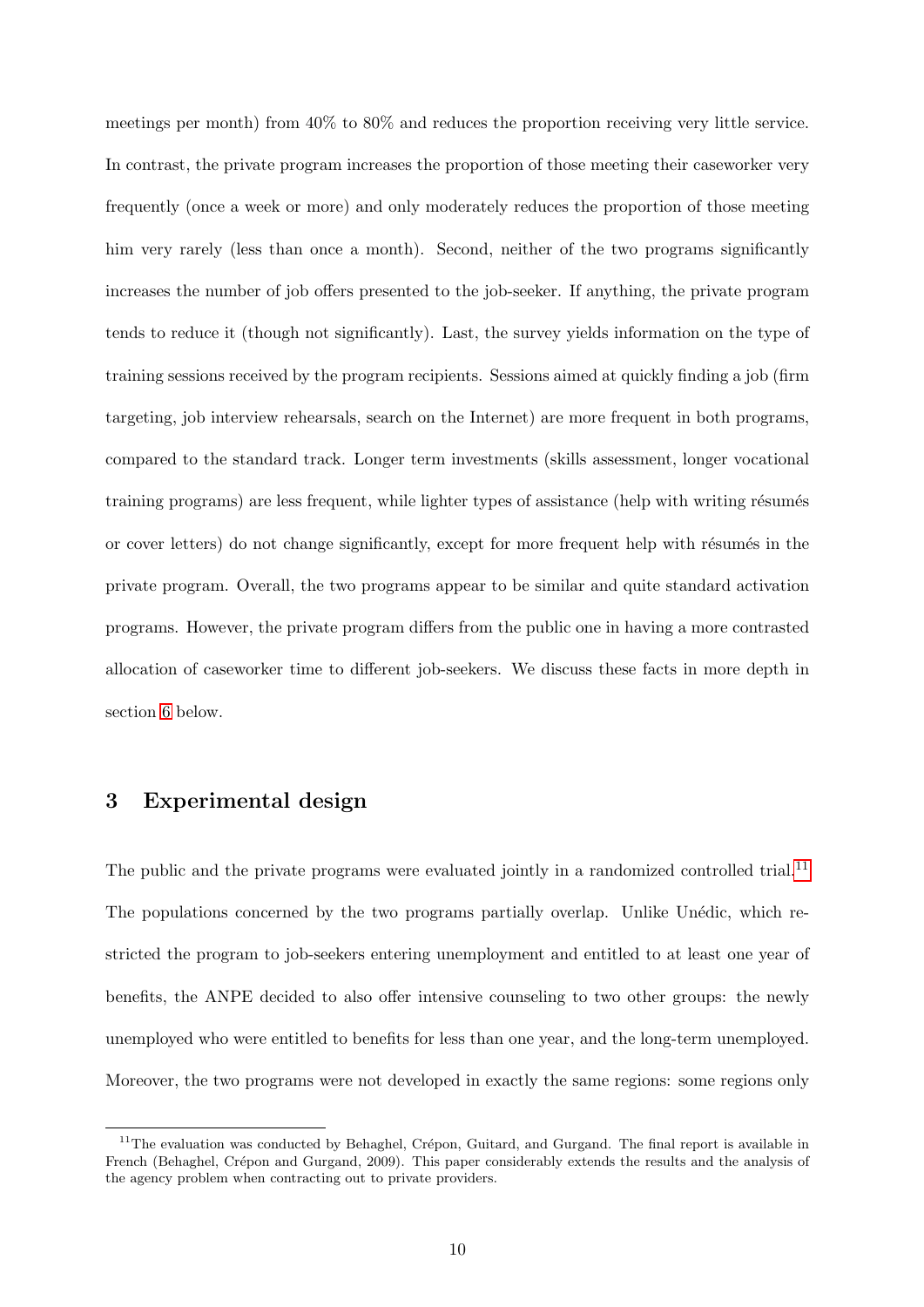meetings per month) from 40% to 80% and reduces the proportion receiving very little service. In contrast, the private program increases the proportion of those meeting their caseworker very frequently (once a week or more) and only moderately reduces the proportion of those meeting him very rarely (less than once a month). Second, neither of the two programs significantly increases the number of job offers presented to the job-seeker. If anything, the private program tends to reduce it (though not significantly). Last, the survey yields information on the type of training sessions received by the program recipients. Sessions aimed at quickly finding a job (firm targeting, job interview rehearsals, search on the Internet) are more frequent in both programs, compared to the standard track. Longer term investments (skills assessment, longer vocational training programs) are less frequent, while lighter types of assistance (help with writing résumés or cover letters) do not change significantly, except for more frequent help with résumés in the private program. Overall, the two programs appear to be similar and quite standard activation programs. However, the private program differs from the public one in having a more contrasted allocation of caseworker time to different job-seekers. We discuss these facts in more depth in section 6 below.

## 3 Experimental design

The public and the private programs were evaluated jointly in a randomized controlled trial.[11] The populations concerned by the two programs partially overlap. Unlike Unédic, which restricted the program to job-seekers entering unemployment and entitled to at least one year of benefits, the ANPE decided to also offer intensive counseling to two other groups: the newly unemployed who were entitled to benefits for less than one year, and the long-term unemployed. Moreover, the two programs were not developed in exactly the same regions: some regions only

[11] The evaluation was conducted by Behaghel, Crépon, Guitard, and Gurgand. The final report is available in French (Behaghel, Crépon and Gurgand, 2009). This paper considerably extends the results and the analysis of the agency problem when contracting out to private providers.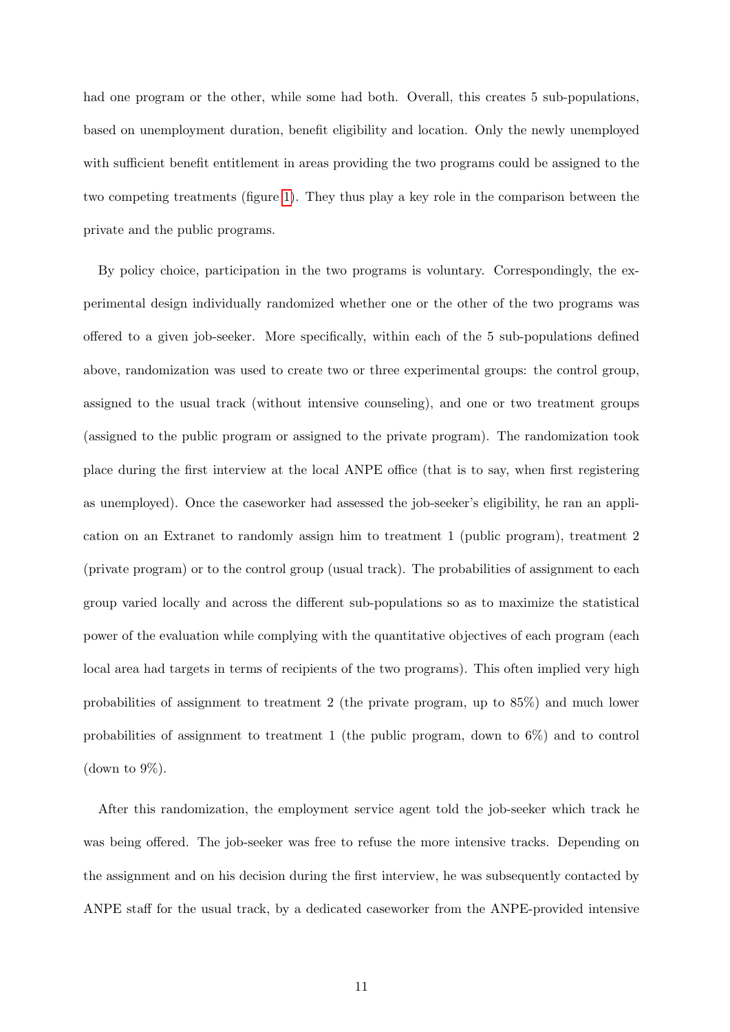had one program or the other, while some had both. Overall, this creates 5 sub-populations, based on unemployment duration, benefit eligibility and location. Only the newly unemployed with sufficient benefit entitlement in areas providing the two programs could be assigned to the two competing treatments (figure 1). They thus play a key role in the comparison between the private and the public programs.

By policy choice, participation in the two programs is voluntary. Correspondingly, the experimental design individually randomized whether one or the other of the two programs was offered to a given job-seeker. More specifically, within each of the 5 sub-populations defined above, randomization was used to create two or three experimental groups: the control group, assigned to the usual track (without intensive counseling), and one or two treatment groups (assigned to the public program or assigned to the private program). The randomization took place during the first interview at the local ANPE office (that is to say, when first registering as unemployed). Once the caseworker had assessed the job-seeker's eligibility, he ran an application on an Extranet to randomly assign him to treatment 1 (public program), treatment 2 (private program) or to the control group (usual track). The probabilities of assignment to each group varied locally and across the different sub-populations so as to maximize the statistical power of the evaluation while complying with the quantitative objectives of each program (each local area had targets in terms of recipients of the two programs). This often implied very high probabilities of assignment to treatment 2 (the private program, up to 85%) and much lower probabilities of assignment to treatment 1 (the public program, down to 6%) and to control (down to 9%).

After this randomization, the employment service agent told the job-seeker which track he was being offered. The job-seeker was free to refuse the more intensive tracks. Depending on the assignment and on his decision during the first interview, he was subsequently contacted by ANPE staff for the usual track, by a dedicated caseworker from the ANPE-provided intensive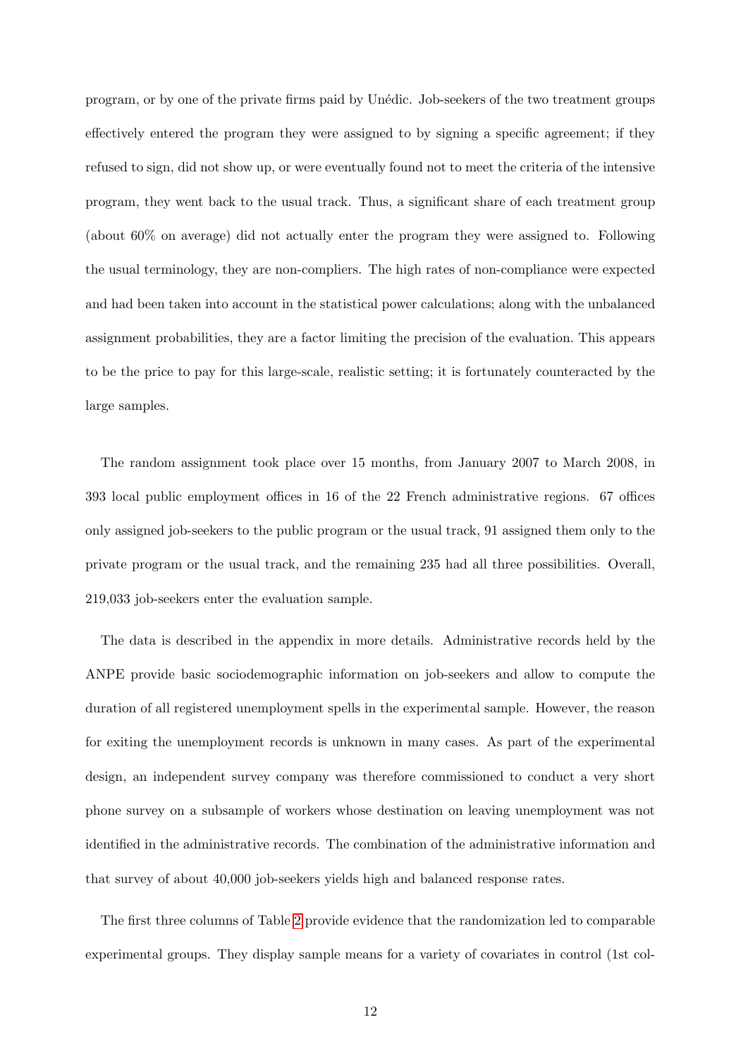program, or by one of the private firms paid by Unédic. Job-seekers of the two treatment groups effectively entered the program they were assigned to by signing a specific agreement; if they refused to sign, did not show up, or were eventually found not to meet the criteria of the intensive program, they went back to the usual track. Thus, a significant share of each treatment group (about 60% on average) did not actually enter the program they were assigned to. Following the usual terminology, they are non-compliers. The high rates of non-compliance were expected and had been taken into account in the statistical power calculations; along with the unbalanced assignment probabilities, they are a factor limiting the precision of the evaluation. This appears to be the price to pay for this large-scale, realistic setting; it is fortunately counteracted by the large samples.

The random assignment took place over 15 months, from January 2007 to March 2008, in 393 local public employment offices in 16 of the 22 French administrative regions. 67 offices only assigned job-seekers to the public program or the usual track, 91 assigned them only to the private program or the usual track, and the remaining 235 had all three possibilities. Overall, 219,033 job-seekers enter the evaluation sample.

The data is described in the appendix in more details. Administrative records held by the ANPE provide basic sociodemographic information on job-seekers and allow to compute the duration of all registered unemployment spells in the experimental sample. However, the reason for exiting the unemployment records is unknown in many cases. As part of the experimental design, an independent survey company was therefore commissioned to conduct a very short phone survey on a subsample of workers whose destination on leaving unemployment was not identified in the administrative records. The combination of the administrative information and that survey of about 40,000 job-seekers yields high and balanced response rates.

The first three columns of Table 2 provide evidence that the randomization led to comparable experimental groups. They display sample means for a variety of covariates in control (1st col-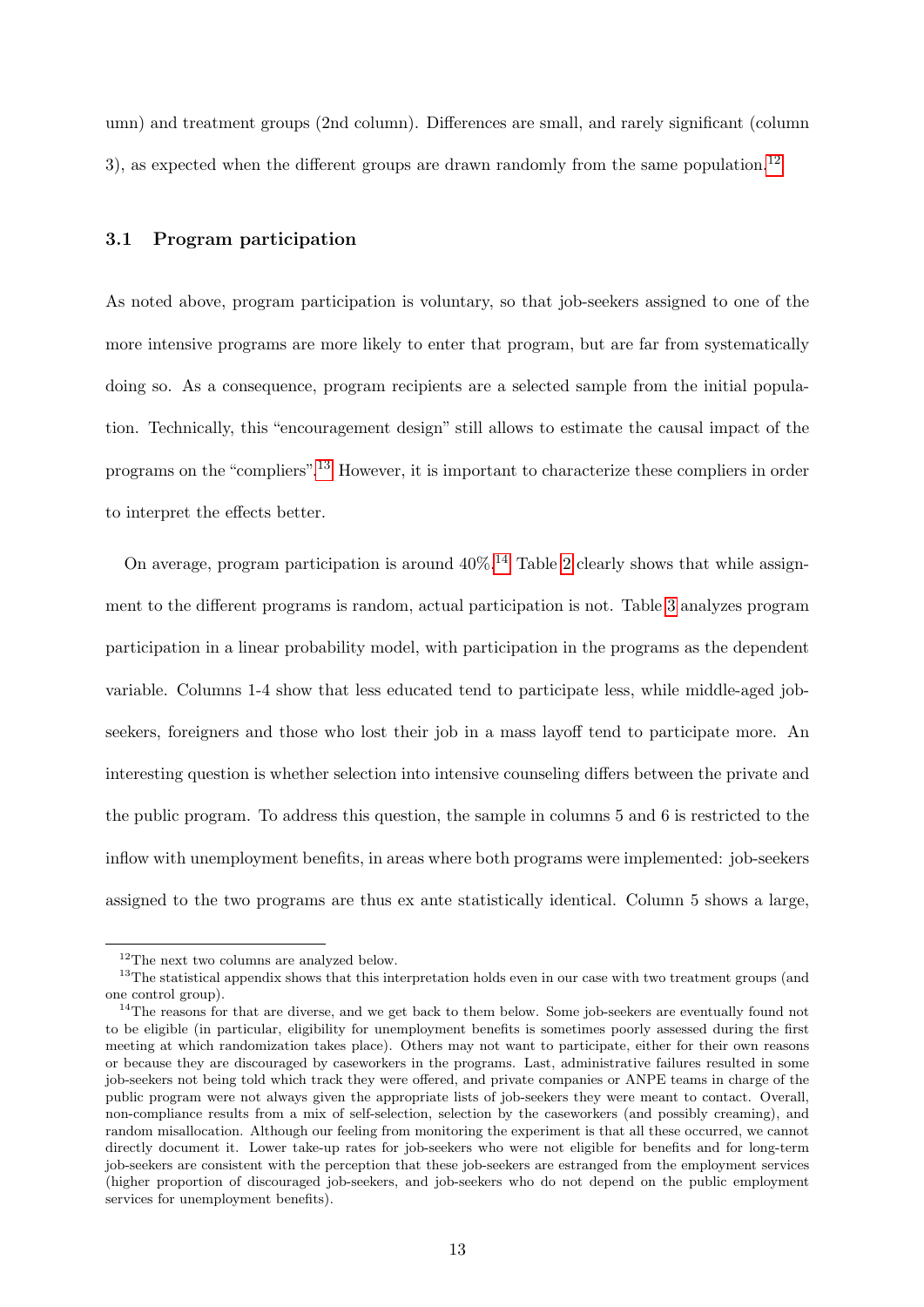umn) and treatment groups (2nd column). Differences are small, and rarely significant (column 3), as expected when the different groups are drawn randomly from the same population.[12]

### 3.1 Program participation

As noted above, program participation is voluntary, so that job-seekers assigned to one of the more intensive programs are more likely to enter that program, but are far from systematically doing so. As a consequence, program recipients are a selected sample from the initial population. Technically, this "encouragement design" still allows to estimate the causal impact of the programs on the "compliers".[13] However, it is important to characterize these compliers in order to interpret the effects better.

On average, program participation is around 40%.[14] Table 2 clearly shows that while assignment to the different programs is random, actual participation is not. Table 3 analyzes program participation in a linear probability model, with participation in the programs as the dependent variable. Columns 1-4 show that less educated tend to participate less, while middle-aged job-seekers, foreigners and those who lost their job in a mass layoff tend to participate more. An interesting question is whether selection into intensive counseling differs between the private and the public program. To address this question, the sample in columns 5 and 6 is restricted to the inflow with unemployment benefits, in areas where both programs were implemented: job-seekers assigned to the two programs are thus ex ante statistically identical. Column 5 shows a large,

---

[12] The next two columns are analyzed below.

[13] The statistical appendix shows that this interpretation holds even in our case with two treatment groups (and one control group).

[14] The reasons for that are diverse, and we get back to them below. Some job-seekers are eventually found not to be eligible (in particular, eligibility for unemployment benefits is sometimes poorly assessed during the first meeting at which randomization takes place). Others may not want to participate, either for their own reasons or because they are discouraged by caseworkers in the programs. Last, administrative failures resulted in some job-seekers not being told which track they were offered, and private companies or ANPE teams in charge of the public program were not always given the appropriate lists of job-seekers they were meant to contact. Overall, non-compliance results from a mix of self-selection, selection by the caseworkers (and possibly creaming), and random misallocation. Although our feeling from monitoring the experiment is that all these occurred, we cannot directly document it. Lower take-up rates for job-seekers who were not eligible for benefits and for long-term job-seekers are consistent with the perception that these job-seekers are estranged from the employment services (higher proportion of discouraged job-seekers, and job-seekers who do not depend on the public employment services for unemployment benefits).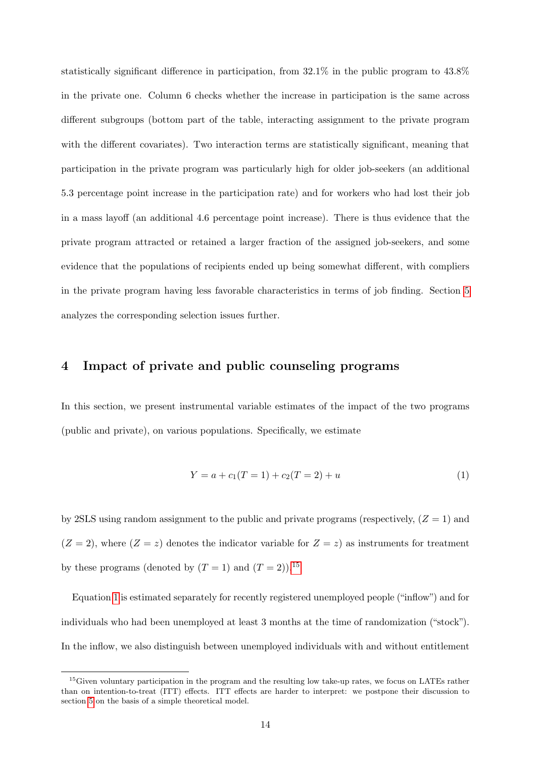statistically significant difference in participation, from 32.1% in the public program to 43.8% in the private one. Column 6 checks whether the increase in participation is the same across different subgroups (bottom part of the table, interacting assignment to the private program with the different covariates). Two interaction terms are statistically significant, meaning that participation in the private program was particularly high for older job-seekers (an additional 5.3 percentage point increase in the participation rate) and for workers who had lost their job in a mass layoff (an additional 4.6 percentage point increase). There is thus evidence that the private program attracted or retained a larger fraction of the assigned job-seekers, and some evidence that the populations of recipients ended up being somewhat different, with compliers in the private program having less favorable characteristics in terms of job finding. Section 5 analyzes the corresponding selection issues further.

## 4 Impact of private and public counseling programs

In this section, we present instrumental variable estimates of the impact of the two programs (public and private), on various populations. Specifically, we estimate

$$Y = a + c_1(T = 1) + c_2(T = 2) + u \tag{1}$$

by 2SLS using random assignment to the public and private programs (respectively, $(Z = 1)$ and $(Z = 2)$, where $(Z = z)$ denotes the indicator variable for $Z = z$) as instruments for treatment by these programs (denoted by $(T = 1)$ and $(T = 2)$).[15]

Equation 1 is estimated separately for recently registered unemployed people ("inflow") and for individuals who had been unemployed at least 3 months at the time of randomization ("stock"). In the inflow, we also distinguish between unemployed individuals with and without entitlement

[15] Given voluntary participation in the program and the resulting low take-up rates, we focus on LATEs rather than on intention-to-treat (ITT) effects. ITT effects are harder to interpret: we postpone their discussion to section 5 on the basis of a simple theoretical model.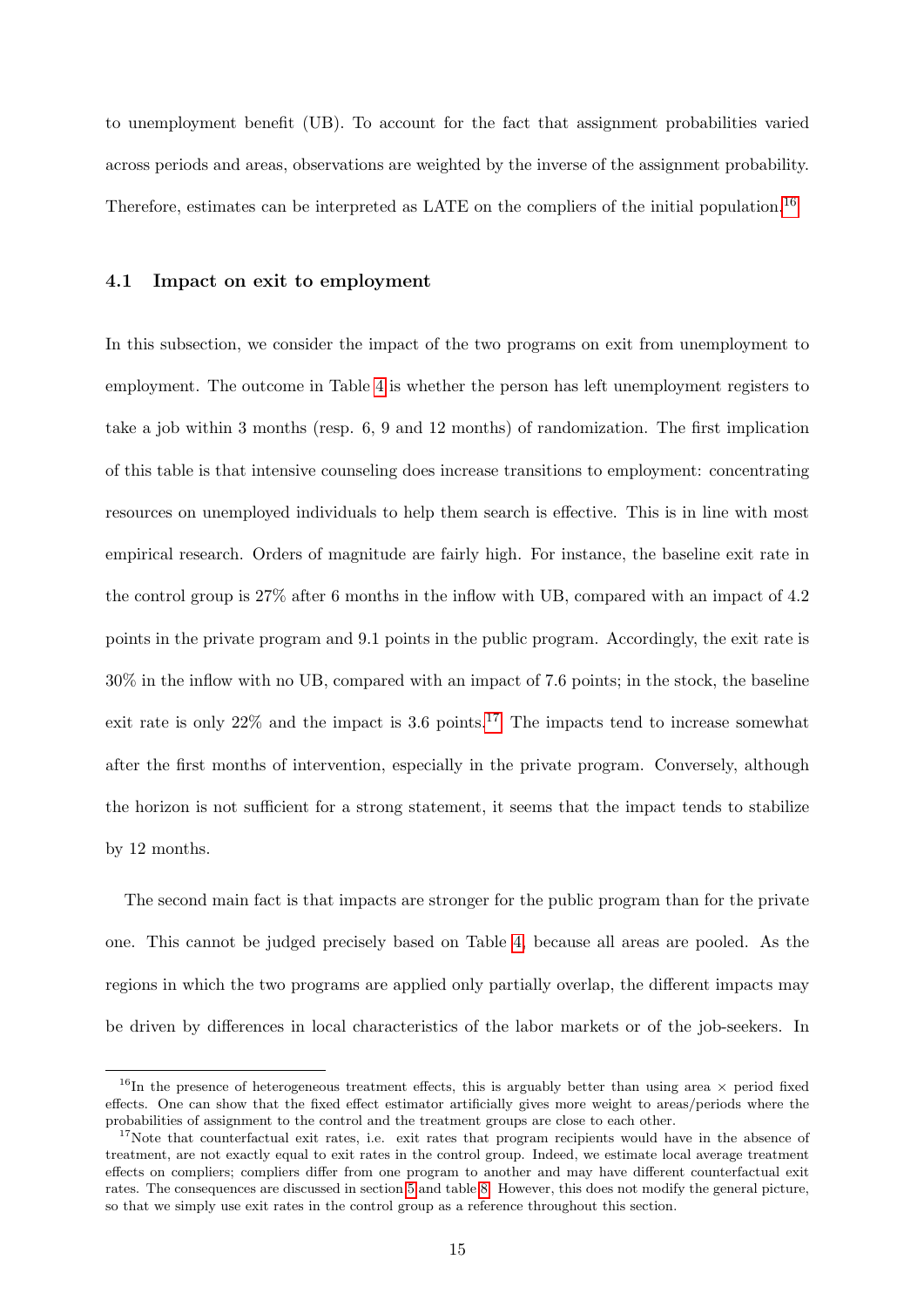to unemployment benefit (UB). To account for the fact that assignment probabilities varied across periods and areas, observations are weighted by the inverse of the assignment probability. Therefore, estimates can be interpreted as LATE on the compliers of the initial population.[16]

### 4.1 Impact on exit to employment

In this subsection, we consider the impact of the two programs on exit from unemployment to employment. The outcome in Table 4 is whether the person has left unemployment registers to take a job within 3 months (resp. 6, 9 and 12 months) of randomization. The first implication of this table is that intensive counseling does increase transitions to employment: concentrating resources on unemployed individuals to help them search is effective. This is in line with most empirical research. Orders of magnitude are fairly high. For instance, the baseline exit rate in the control group is 27% after 6 months in the inflow with UB, compared with an impact of 4.2 points in the private program and 9.1 points in the public program. Accordingly, the exit rate is 30% in the inflow with no UB, compared with an impact of 7.6 points; in the stock, the baseline exit rate is only 22% and the impact is 3.6 points.[17] The impacts tend to increase somewhat after the first months of intervention, especially in the private program. Conversely, although the horizon is not sufficient for a strong statement, it seems that the impact tends to stabilize by 12 months.

The second main fact is that impacts are stronger for the public program than for the private one. This cannot be judged precisely based on Table 4, because all areas are pooled. As the regions in which the two programs are applied only partially overlap, the different impacts may be driven by differences in local characteristics of the labor markets or of the job-seekers. In

[16] In the presence of heterogeneous treatment effects, this is arguably better than using area × period fixed effects. One can show that the fixed effect estimator artificially gives more weight to areas/periods where the probabilities of assignment to the control and the treatment groups are close to each other.

[17] Note that counterfactual exit rates, i.e. exit rates that program recipients would have in the absence of treatment, are not exactly equal to exit rates in the control group. Indeed, we estimate local average treatment effects on compliers; compliers differ from one program to another and may have different counterfactual exit rates. The consequences are discussed in section 5 and table 8. However, this does not modify the general picture, so that we simply use exit rates in the control group as a reference throughout this section.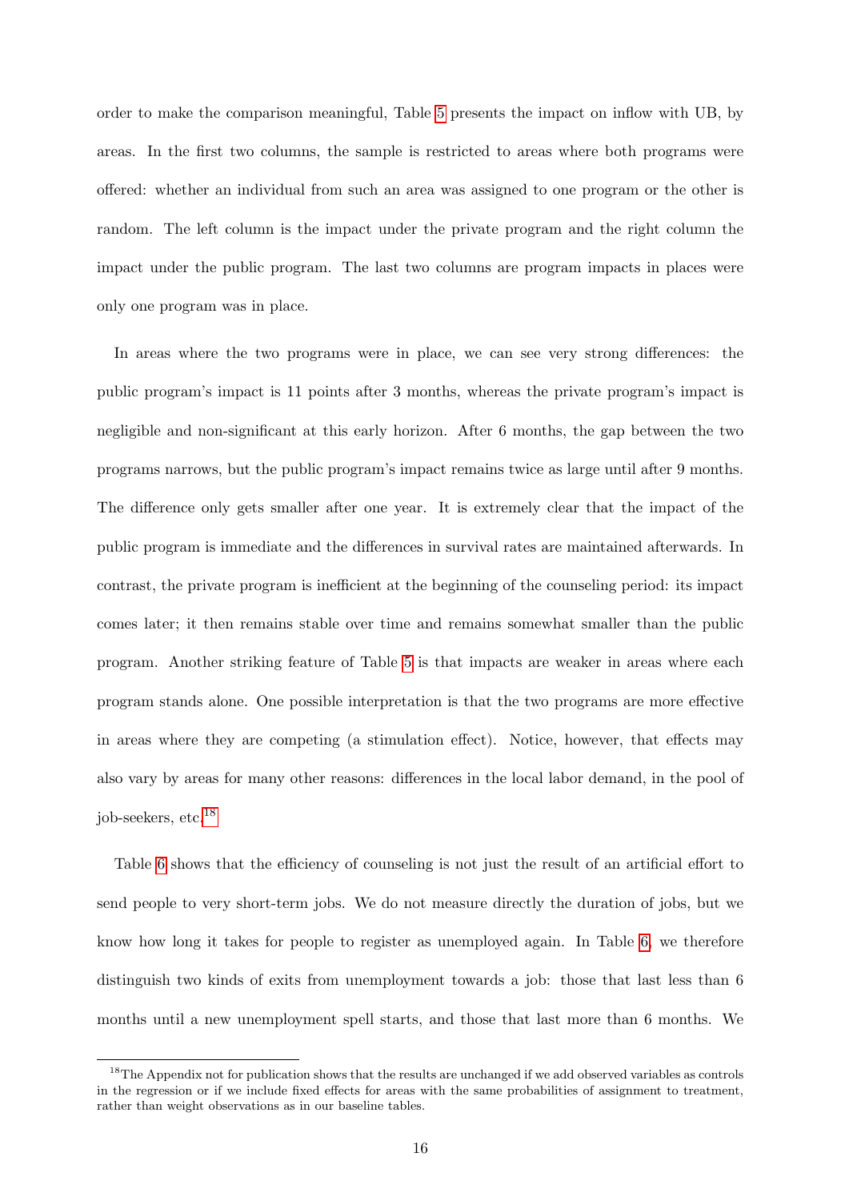order to make the comparison meaningful, Table 5 presents the impact on inflow with UB, by areas. In the first two columns, the sample is restricted to areas where both programs were offered: whether an individual from such an area was assigned to one program or the other is random. The left column is the impact under the private program and the right column the impact under the public program. The last two columns are program impacts in places were only one program was in place.

In areas where the two programs were in place, we can see very strong differences: the public program's impact is 11 points after 3 months, whereas the private program's impact is negligible and non-significant at this early horizon. After 6 months, the gap between the two programs narrows, but the public program's impact remains twice as large until after 9 months. The difference only gets smaller after one year. It is extremely clear that the impact of the public program is immediate and the differences in survival rates are maintained afterwards. In contrast, the private program is inefficient at the beginning of the counseling period: its impact comes later; it then remains stable over time and remains somewhat smaller than the public program. Another striking feature of Table 5 is that impacts are weaker in areas where each program stands alone. One possible interpretation is that the two programs are more effective in areas where they are competing (a stimulation effect). Notice, however, that effects may also vary by areas for many other reasons: differences in the local labor demand, in the pool of job-seekers, etc.[18]

Table 6 shows that the efficiency of counseling is not just the result of an artificial effort to send people to very short-term jobs. We do not measure directly the duration of jobs, but we know how long it takes for people to register as unemployed again. In Table 6, we therefore distinguish two kinds of exits from unemployment towards a job: those that last less than 6 months until a new unemployment spell starts, and those that last more than 6 months. We

[18]The Appendix not for publication shows that the results are unchanged if we add observed variables as controls in the regression or if we include fixed effects for areas with the same probabilities of assignment to treatment, rather than weight observations as in our baseline tables.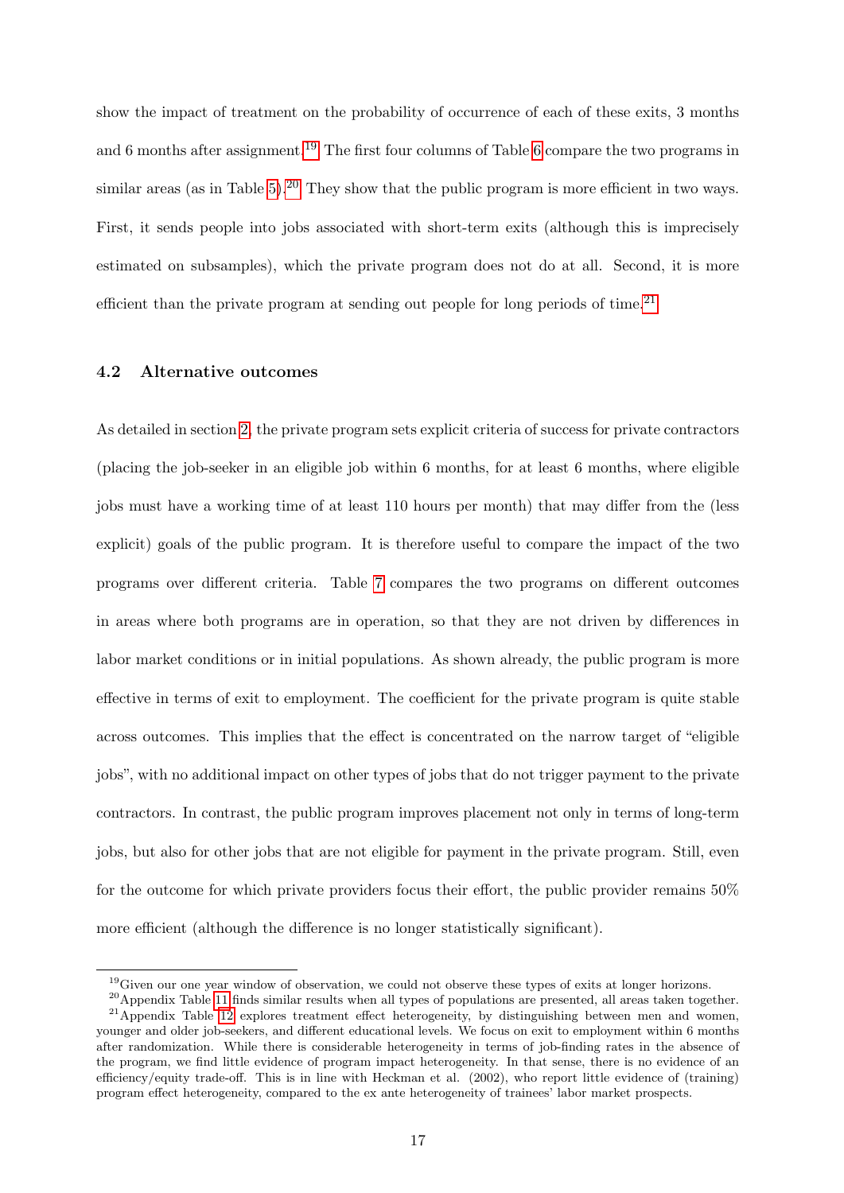show the impact of treatment on the probability of occurrence of each of these exits, 3 months and 6 months after assignment.[19] The first four columns of Table 6 compare the two programs in similar areas (as in Table 5).[20] They show that the public program is more efficient in two ways. First, it sends people into jobs associated with short-term exits (although this is imprecisely estimated on subsamples), which the private program does not do at all. Second, it is more efficient than the private program at sending out people for long periods of time.[21]

### 4.2 Alternative outcomes

As detailed in section 2, the private program sets explicit criteria of success for private contractors (placing the job-seeker in an eligible job within 6 months, for at least 6 months, where eligible jobs must have a working time of at least 110 hours per month) that may differ from the (less explicit) goals of the public program. It is therefore useful to compare the impact of the two programs over different criteria. Table 7 compares the two programs on different outcomes in areas where both programs are in operation, so that they are not driven by differences in labor market conditions or in initial populations. As shown already, the public program is more effective in terms of exit to employment. The coefficient for the private program is quite stable across outcomes. This implies that the effect is concentrated on the narrow target of "eligible jobs", with no additional impact on other types of jobs that do not trigger payment to the private contractors. In contrast, the public program improves placement not only in terms of long-term jobs, but also for other jobs that are not eligible for payment in the private program. Still, even for the outcome for which private providers focus their effort, the public provider remains 50% more efficient (although the difference is no longer statistically significant).

---

[19] Given our one year window of observation, we could not observe these types of exits at longer horizons.

[20] Appendix Table 11 finds similar results when all types of populations are presented, all areas taken together.

[21] Appendix Table 12 explores treatment effect heterogeneity, by distinguishing between men and women, younger and older job-seekers, and different educational levels. We focus on exit to employment within 6 months after randomization. While there is considerable heterogeneity in terms of job-finding rates in the absence of the program, we find little evidence of program impact heterogeneity. In that sense, there is no evidence of an efficiency/equity trade-off. This is in line with Heckman et al. (2002), who report little evidence of (training) program effect heterogeneity, compared to the ex ante heterogeneity of trainees' labor market prospects.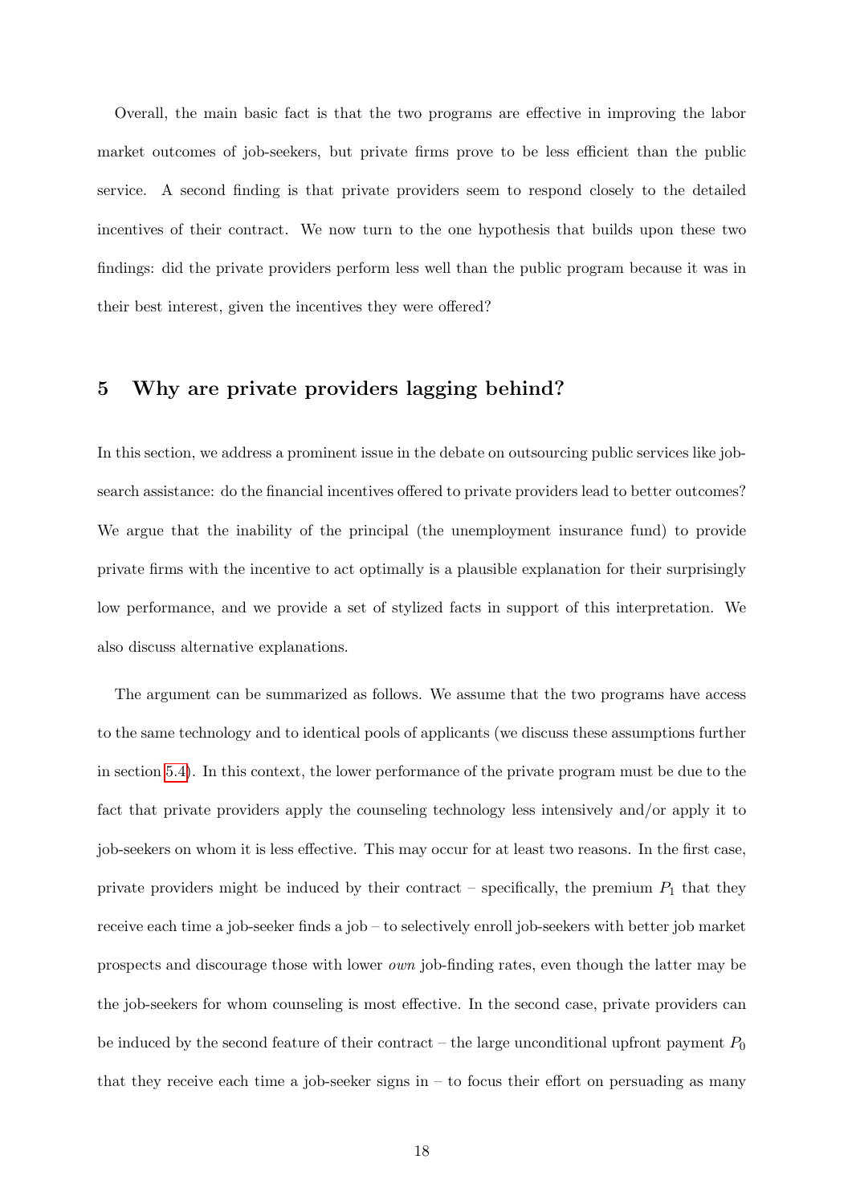Overall, the main basic fact is that the two programs are effective in improving the labor market outcomes of job-seekers, but private firms prove to be less efficient than the public service. A second finding is that private providers seem to respond closely to the detailed incentives of their contract. We now turn to the one hypothesis that builds upon these two findings: did the private providers perform less well than the public program because it was in their best interest, given the incentives they were offered?

## 5 Why are private providers lagging behind?

In this section, we address a prominent issue in the debate on outsourcing public services like job-search assistance: do the financial incentives offered to private providers lead to better outcomes? We argue that the inability of the principal (the unemployment insurance fund) to provide private firms with the incentive to act optimally is a plausible explanation for their surprisingly low performance, and we provide a set of stylized facts in support of this interpretation. We also discuss alternative explanations.

The argument can be summarized as follows. We assume that the two programs have access to the same technology and to identical pools of applicants (we discuss these assumptions further in section 5.4). In this context, the lower performance of the private program must be due to the fact that private providers apply the counseling technology less intensively and/or apply it to job-seekers on whom it is less effective. This may occur for at least two reasons. In the first case, private providers might be induced by their contract – specifically, the premium $P_1$ that they receive each time a job-seeker finds a job – to selectively enroll job-seekers with better job market prospects and discourage those with lower *own* job-finding rates, even though the latter may be the job-seekers for whom counseling is most effective. In the second case, private providers can be induced by the second feature of their contract – the large unconditional upfront payment $P_0$ that they receive each time a job-seeker signs in – to focus their effort on persuading as many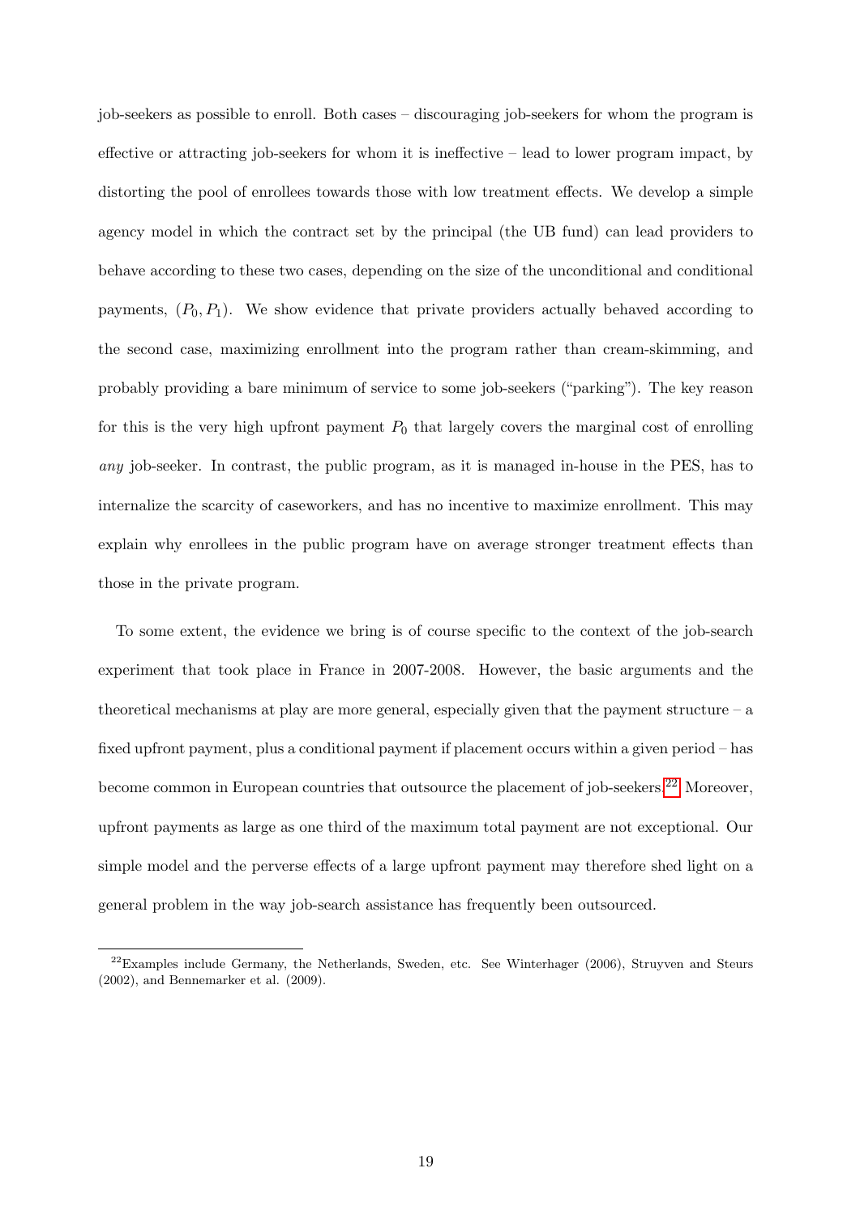job-seekers as possible to enroll. Both cases – discouraging job-seekers for whom the program is effective or attracting job-seekers for whom it is ineffective – lead to lower program impact, by distorting the pool of enrollees towards those with low treatment effects. We develop a simple agency model in which the contract set by the principal (the UB fund) can lead providers to behave according to these two cases, depending on the size of the unconditional and conditional payments, $(P_0, P_1)$. We show evidence that private providers actually behaved according to the second case, maximizing enrollment into the program rather than cream-skimming, and probably providing a bare minimum of service to some job-seekers ("parking"). The key reason for this is the very high upfront payment $P_0$ that largely covers the marginal cost of enrolling *any* job-seeker. In contrast, the public program, as it is managed in-house in the PES, has to internalize the scarcity of caseworkers, and has no incentive to maximize enrollment. This may explain why enrollees in the public program have on average stronger treatment effects than those in the private program.

To some extent, the evidence we bring is of course specific to the context of the job-search experiment that took place in France in 2007-2008. However, the basic arguments and the theoretical mechanisms at play are more general, especially given that the payment structure – a fixed upfront payment, plus a conditional payment if placement occurs within a given period – has become common in European countries that outsource the placement of job-seekers.[22] Moreover, upfront payments as large as one third of the maximum total payment are not exceptional. Our simple model and the perverse effects of a large upfront payment may therefore shed light on a general problem in the way job-search assistance has frequently been outsourced.

[22] Examples include Germany, the Netherlands, Sweden, etc. See Winterhager (2006), Struyven and Steurs (2002), and Bennemarker et al. (2009).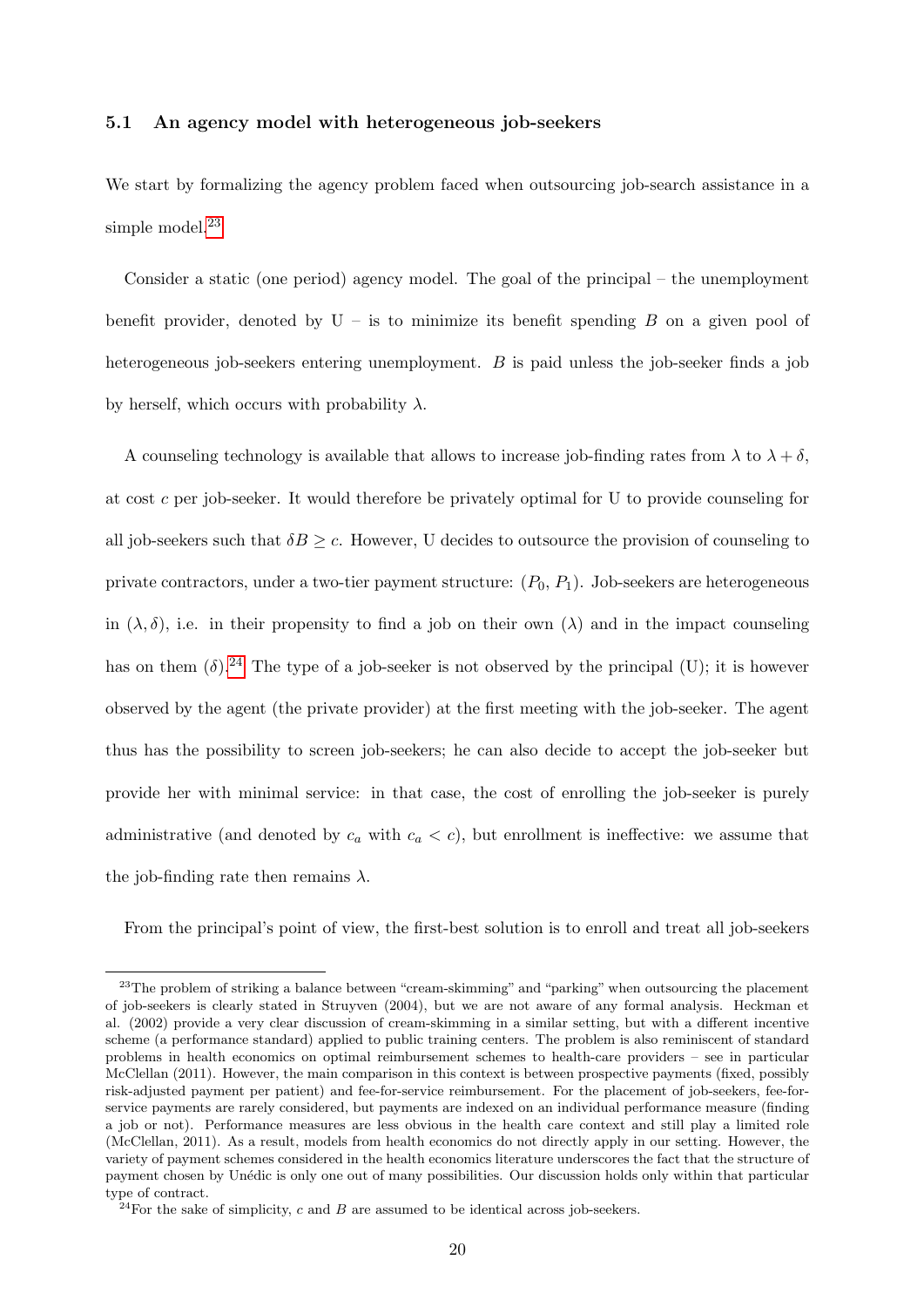### 5.1 An agency model with heterogeneous job-seekers

We start by formalizing the agency problem faced when outsourcing job-search assistance in a simple model.[23]

Consider a static (one period) agency model. The goal of the principal – the unemployment benefit provider, denoted by U – is to minimize its benefit spending $B$ on a given pool of heterogeneous job-seekers entering unemployment. $B$ is paid unless the job-seeker finds a job by herself, which occurs with probability $\lambda$.

A counseling technology is available that allows to increase job-finding rates from $\lambda$ to $\lambda + \delta$, at cost $c$ per job-seeker. It would therefore be privately optimal for U to provide counseling for all job-seekers such that $\delta B \geq c$. However, U decides to outsource the provision of counseling to private contractors, under a two-tier payment structure: $(P_0, P_1)$. Job-seekers are heterogeneous in $(\lambda, \delta)$, i.e. in their propensity to find a job on their own ($\lambda$) and in the impact counseling has on them ($\delta$).[24] The type of a job-seeker is not observed by the principal (U); it is however observed by the agent (the private provider) at the first meeting with the job-seeker. The agent thus has the possibility to screen job-seekers; he can also decide to accept the job-seeker but provide her with minimal service: in that case, the cost of enrolling the job-seeker is purely administrative (and denoted by $c_a$ with $c_a < c$), but enrollment is ineffective: we assume that the job-finding rate then remains $\lambda$.

From the principal's point of view, the first-best solution is to enroll and treat all job-seekers

[23]The problem of striking a balance between "cream-skimming" and "parking" when outsourcing the placement of job-seekers is clearly stated in Struyven (2004), but we are not aware of any formal analysis. Heckman et al. (2002) provide a very clear discussion of cream-skimming in a similar setting, but with a different incentive scheme (a performance standard) applied to public training centers. The problem is also reminiscent of standard problems in health economics on optimal reimbursement schemes to health-care providers – see in particular McClellan (2011). However, the main comparison in this context is between prospective payments (fixed, possibly risk-adjusted payment per patient) and fee-for-service reimbursement. For the placement of job-seekers, fee-for-service payments are rarely considered, but payments are indexed on an individual performance measure (finding a job or not). Performance measures are less obvious in the health care context and still play a limited role (McClellan, 2011). As a result, models from health economics do not directly apply in our setting. However, the variety of payment schemes considered in the health economics literature underscores the fact that the structure of payment chosen by Unédic is only one out of many possibilities. Our discussion holds only within that particular type of contract.

[24]For the sake of simplicity, $c$ and $B$ are assumed to be identical across job-seekers.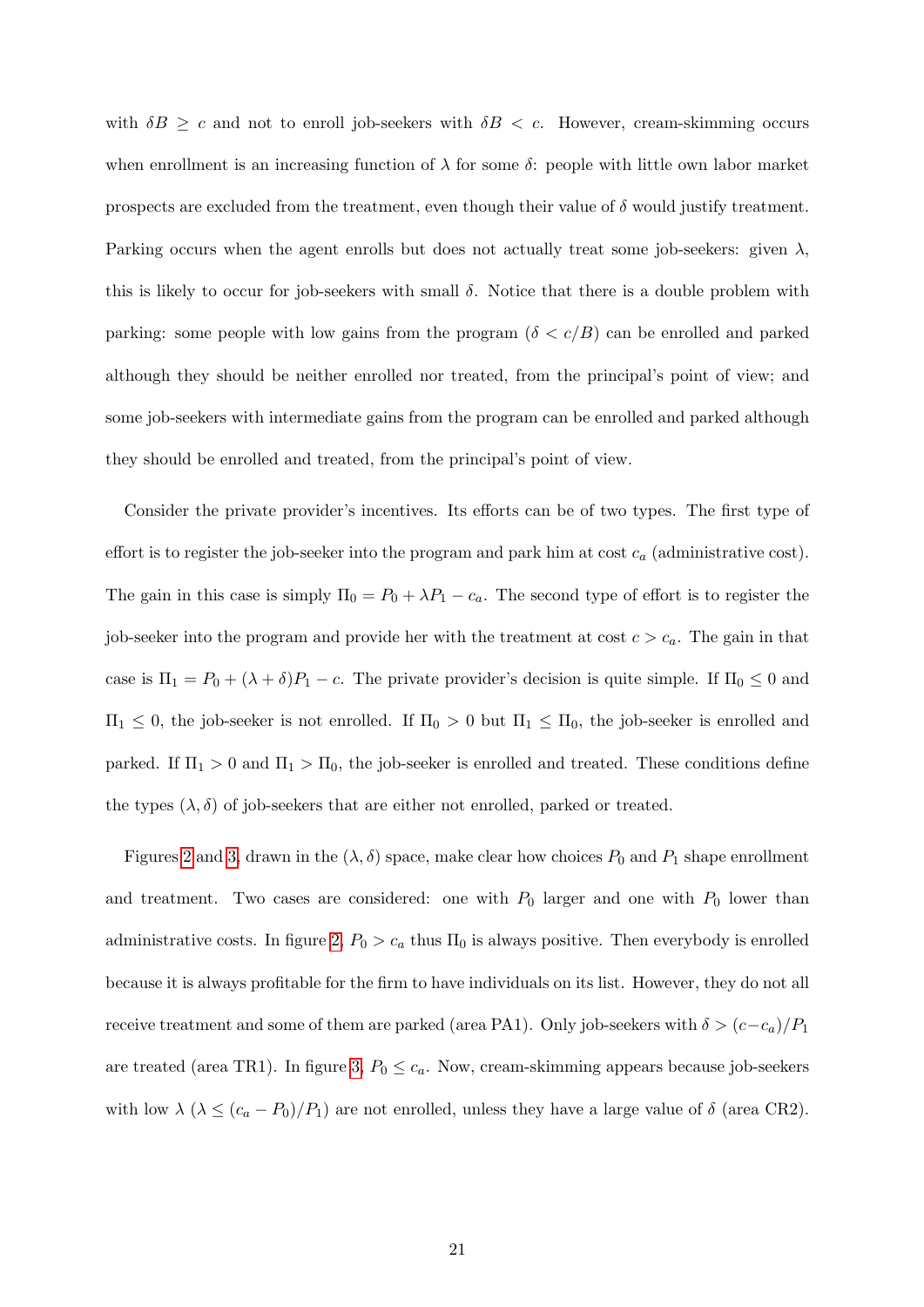with $\delta B \geq c$ and not to enroll job-seekers with $\delta B < c$. However, cream-skimming occurs when enrollment is an increasing function of $\lambda$ for some $\delta$: people with little own labor market prospects are excluded from the treatment, even though their value of $\delta$ would justify treatment. Parking occurs when the agent enrolls but does not actually treat some job-seekers: given $\lambda$, this is likely to occur for job-seekers with small $\delta$. Notice that there is a double problem with parking: some people with low gains from the program ($\delta < c/B$) can be enrolled and parked although they should be neither enrolled nor treated, from the principal's point of view; and some job-seekers with intermediate gains from the program can be enrolled and parked although they should be enrolled and treated, from the principal's point of view.

Consider the private provider's incentives. Its efforts can be of two types. The first type of effort is to register the job-seeker into the program and park him at cost $c_a$ (administrative cost). The gain in this case is simply $\Pi_0 = P_0 + \lambda P_1 - c_a$. The second type of effort is to register the job-seeker into the program and provide her with the treatment at cost $c > c_a$. The gain in that case is $\Pi_1 = P_0 + (\lambda + \delta)P_1 - c$. The private provider's decision is quite simple. If $\Pi_0 \leq 0$ and $\Pi_1 \leq 0$, the job-seeker is not enrolled. If $\Pi_0 > 0$ but $\Pi_1 \leq \Pi_0$, the job-seeker is enrolled and parked. If $\Pi_1 > 0$ and $\Pi_1 > \Pi_0$, the job-seeker is enrolled and treated. These conditions define the types $(\lambda, \delta)$ of job-seekers that are either not enrolled, parked or treated.

Figures 2 and 3, drawn in the $(\lambda, \delta)$ space, make clear how choices $P_0$ and $P_1$ shape enrollment and treatment. Two cases are considered: one with $P_0$ larger and one with $P_0$ lower than administrative costs. In figure 2, $P_0 > c_a$ thus $\Pi_0$ is always positive. Then everybody is enrolled because it is always profitable for the firm to have individuals on its list. However, they do not all receive treatment and some of them are parked (area PA1). Only job-seekers with $\delta > (c - c_a)/P_1$ are treated (area TR1). In figure 3, $P_0 \leq c_a$. Now, cream-skimming appears because job-seekers with low $\lambda$ ($\lambda \leq (c_a - P_0)/P_1$) are not enrolled, unless they have a large value of $\delta$ (area CR2).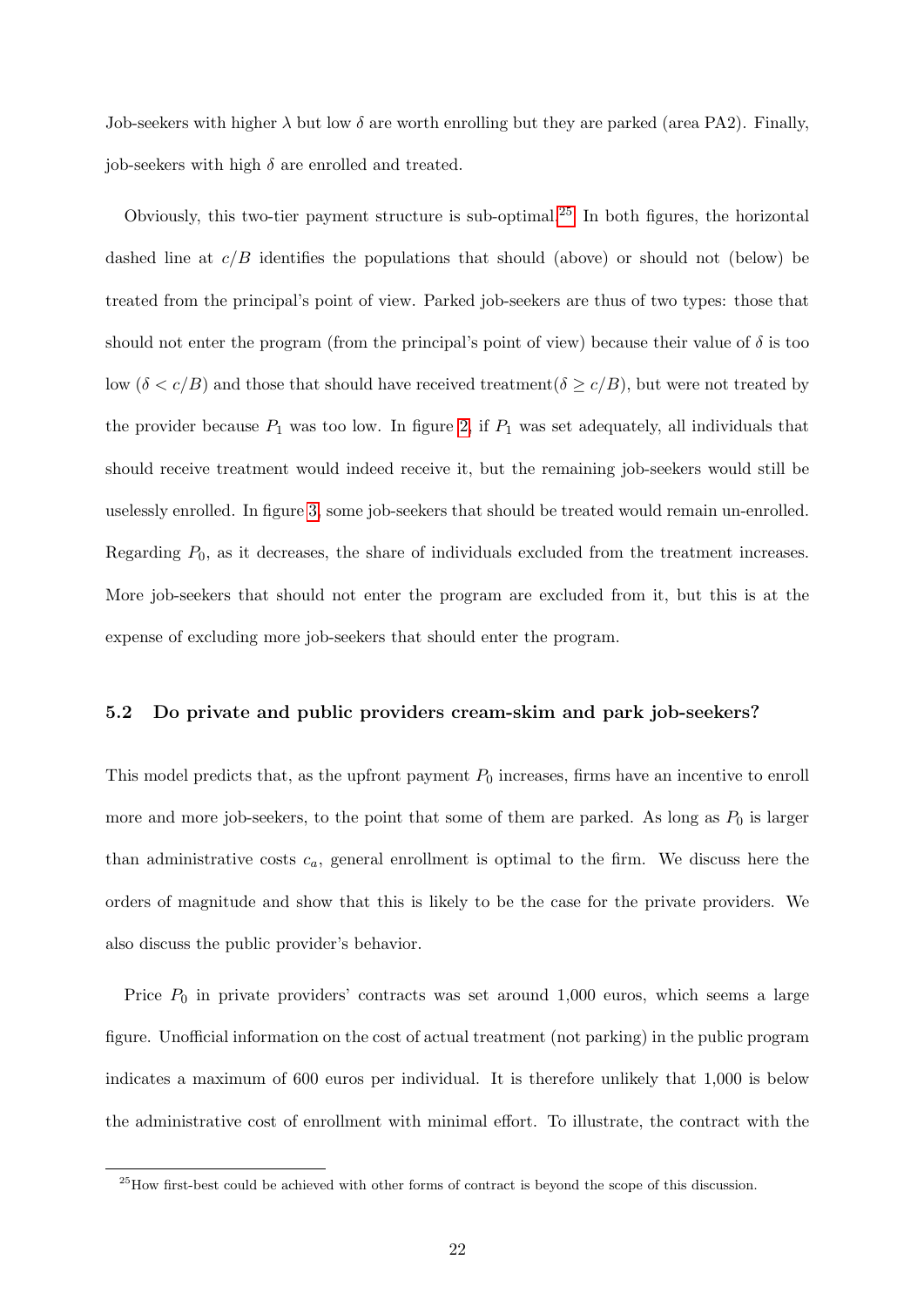Job-seekers with higher $\lambda$ but low $\delta$ are worth enrolling but they are parked (area PA2). Finally, job-seekers with high $\delta$ are enrolled and treated.

Obviously, this two-tier payment structure is sub-optimal.[25] In both figures, the horizontal dashed line at $c/B$ identifies the populations that should (above) or should not (below) be treated from the principal's point of view. Parked job-seekers are thus of two types: those that should not enter the program (from the principal's point of view) because their value of $\delta$ is too low ($\delta < c/B$) and those that should have received treatment($\delta \geq c/B$), but were not treated by the provider because $P_1$ was too low. In figure 2, if $P_1$ was set adequately, all individuals that should receive treatment would indeed receive it, but the remaining job-seekers would still be uselessly enrolled. In figure 3, some job-seekers that should be treated would remain un-enrolled. Regarding $P_0$, as it decreases, the share of individuals excluded from the treatment increases. More job-seekers that should not enter the program are excluded from it, but this is at the expense of excluding more job-seekers that should enter the program.

### 5.2 Do private and public providers cream-skim and park job-seekers?

This model predicts that, as the upfront payment $P_0$ increases, firms have an incentive to enroll more and more job-seekers, to the point that some of them are parked. As long as $P_0$ is larger than administrative costs $c_a$, general enrollment is optimal to the firm. We discuss here the orders of magnitude and show that this is likely to be the case for the private providers. We also discuss the public provider's behavior.

Price $P_0$ in private providers' contracts was set around 1,000 euros, which seems a large figure. Unofficial information on the cost of actual treatment (not parking) in the public program indicates a maximum of 600 euros per individual. It is therefore unlikely that 1,000 is below the administrative cost of enrollment with minimal effort. To illustrate, the contract with the

[25] How first-best could be achieved with other forms of contract is beyond the scope of this discussion.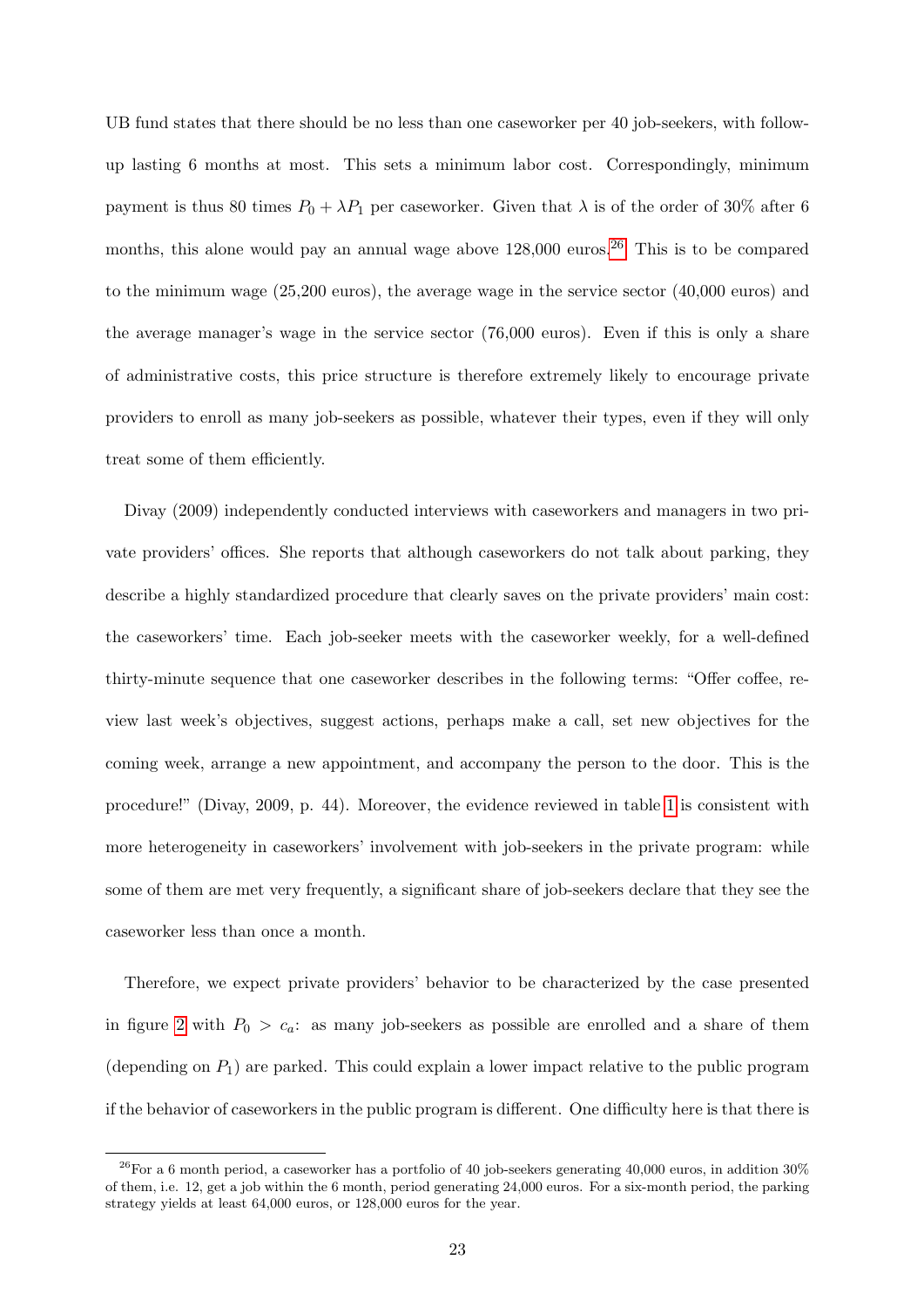UB fund states that there should be no less than one caseworker per 40 job-seekers, with follow-up lasting 6 months at most. This sets a minimum labor cost. Correspondingly, minimum payment is thus 80 times $P_0 + \lambda P_1$ per caseworker. Given that $\lambda$ is of the order of 30% after 6 months, this alone would pay an annual wage above 128,000 euros.[26] This is to be compared to the minimum wage (25,200 euros), the average wage in the service sector (40,000 euros) and the average manager's wage in the service sector (76,000 euros). Even if this is only a share of administrative costs, this price structure is therefore extremely likely to encourage private providers to enroll as many job-seekers as possible, whatever their types, even if they will only treat some of them efficiently.

Divay (2009) independently conducted interviews with caseworkers and managers in two private providers' offices. She reports that although caseworkers do not talk about parking, they describe a highly standardized procedure that clearly saves on the private providers' main cost: the caseworkers' time. Each job-seeker meets with the caseworker weekly, for a well-defined thirty-minute sequence that one caseworker describes in the following terms: "Offer coffee, review last week's objectives, suggest actions, perhaps make a call, set new objectives for the coming week, arrange a new appointment, and accompany the person to the door. This is the procedure!" (Divay, 2009, p. 44). Moreover, the evidence reviewed in table 1 is consistent with more heterogeneity in caseworkers' involvement with job-seekers in the private program: while some of them are met very frequently, a significant share of job-seekers declare that they see the caseworker less than once a month.

Therefore, we expect private providers' behavior to be characterized by the case presented in figure 2 with $P_0 > c_a$: as many job-seekers as possible are enrolled and a share of them (depending on $P_1$) are parked. This could explain a lower impact relative to the public program if the behavior of caseworkers in the public program is different. One difficulty here is that there is

---

[26] For a 6 month period, a caseworker has a portfolio of 40 job-seekers generating 40,000 euros, in addition 30% of them, i.e. 12, get a job within the 6 month, period generating 24,000 euros. For a six-month period, the parking strategy yields at least 64,000 euros, or 128,000 euros for the year.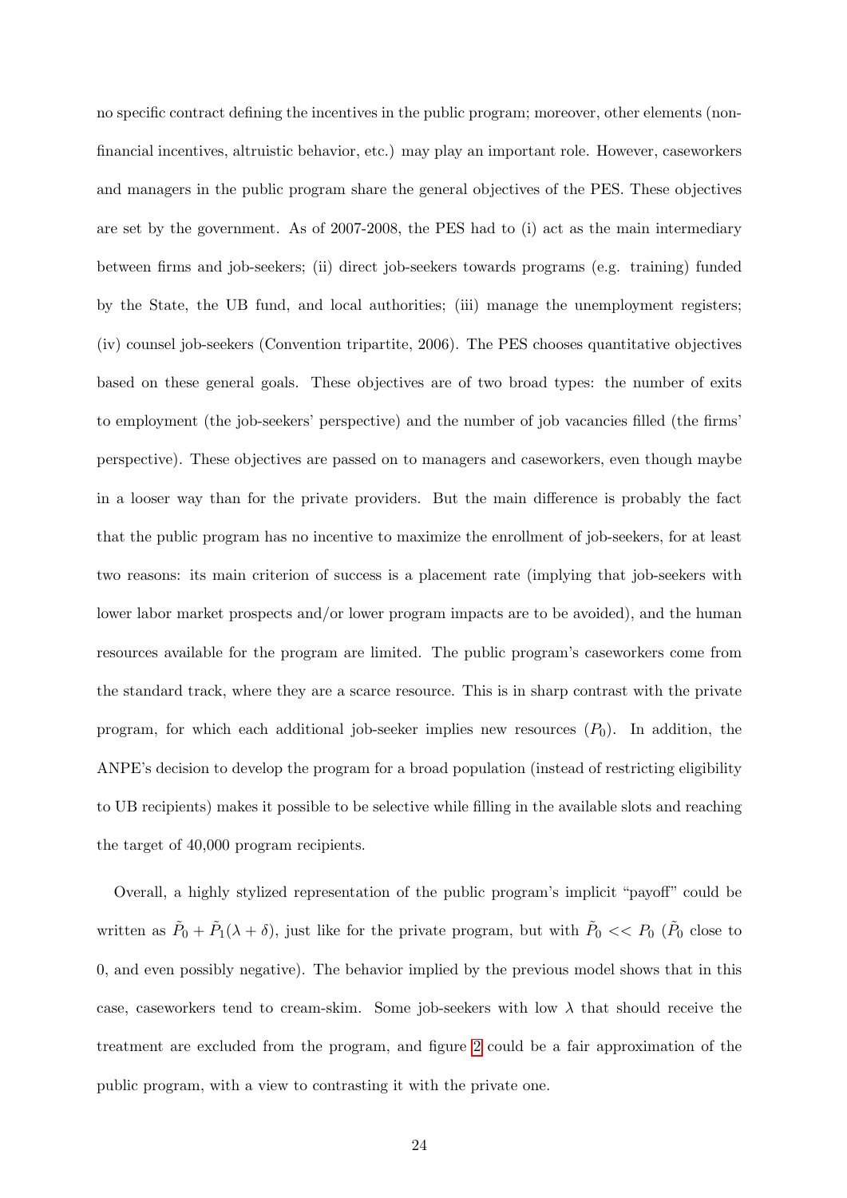no specific contract defining the incentives in the public program; moreover, other elements (non-financial incentives, altruistic behavior, etc.) may play an important role. However, caseworkers and managers in the public program share the general objectives of the PES. These objectives are set by the government. As of 2007-2008, the PES had to (i) act as the main intermediary between firms and job-seekers; (ii) direct job-seekers towards programs (e.g. training) funded by the State, the UB fund, and local authorities; (iii) manage the unemployment registers; (iv) counsel job-seekers (Convention tripartite, 2006). The PES chooses quantitative objectives based on these general goals. These objectives are of two broad types: the number of exits to employment (the job-seekers' perspective) and the number of job vacancies filled (the firms' perspective). These objectives are passed on to managers and caseworkers, even though maybe in a looser way than for the private providers. But the main difference is probably the fact that the public program has no incentive to maximize the enrollment of job-seekers, for at least two reasons: its main criterion of success is a placement rate (implying that job-seekers with lower labor market prospects and/or lower program impacts are to be avoided), and the human resources available for the program are limited. The public program's caseworkers come from the standard track, where they are a scarce resource. This is in sharp contrast with the private program, for which each additional job-seeker implies new resources ($P_0$). In addition, the ANPE's decision to develop the program for a broad population (instead of restricting eligibility to UB recipients) makes it possible to be selective while filling in the available slots and reaching the target of 40,000 program recipients.

Overall, a highly stylized representation of the public program's implicit "payoff" could be written as $\tilde{P}_0 + \tilde{P}_1(\lambda + \delta)$, just like for the private program, but with $\tilde{P}_0 << P_0$ ($\tilde{P}_0$ close to 0, and even possibly negative). The behavior implied by the previous model shows that in this case, caseworkers tend to cream-skim. Some job-seekers with low $\lambda$ that should receive the treatment are excluded from the program, and figure 2 could be a fair approximation of the public program, with a view to contrasting it with the private one.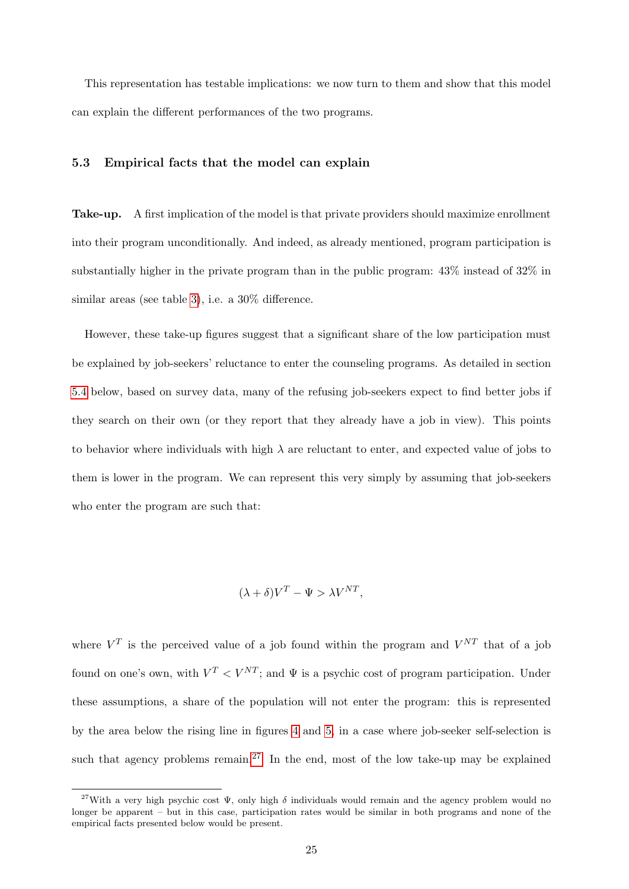This representation has testable implications: we now turn to them and show that this model can explain the different performances of the two programs.

### 5.3 Empirical facts that the model can explain

**Take-up.** A first implication of the model is that private providers should maximize enrollment into their program unconditionally. And indeed, as already mentioned, program participation is substantially higher in the private program than in the public program: 43% instead of 32% in similar areas (see table 3), i.e. a 30% difference.

However, these take-up figures suggest that a significant share of the low participation must be explained by job-seekers' reluctance to enter the counseling programs. As detailed in section 5.4 below, based on survey data, many of the refusing job-seekers expect to find better jobs if they search on their own (or they report that they already have a job in view). This points to behavior where individuals with high $\lambda$ are reluctant to enter, and expected value of jobs to them is lower in the program. We can represent this very simply by assuming that job-seekers who enter the program are such that:

$$(\lambda + \delta)V^T - \Psi > \lambda V^{NT},$$

where $V^T$ is the perceived value of a job found within the program and $V^{NT}$ that of a job found on one's own, with $V^T < V^{NT}$; and $\Psi$ is a psychic cost of program participation. Under these assumptions, a share of the population will not enter the program: this is represented by the area below the rising line in figures 4 and 5, in a case where job-seeker self-selection is such that agency problems remain.[27] In the end, most of the low take-up may be explained

[27] With a very high psychic cost $\Psi$, only high $\delta$ individuals would remain and the agency problem would no longer be apparent – but in this case, participation rates would be similar in both programs and none of the empirical facts presented below would be present.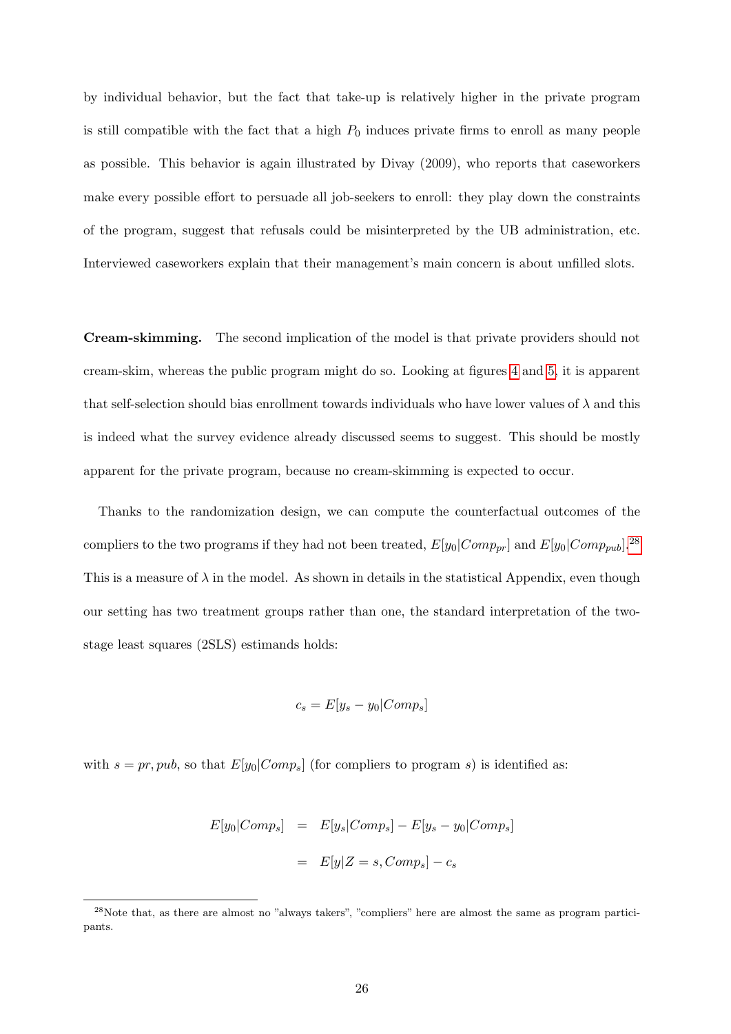by individual behavior, but the fact that take-up is relatively higher in the private program is still compatible with the fact that a high $P_0$ induces private firms to enroll as many people as possible. This behavior is again illustrated by Divay (2009), who reports that caseworkers make every possible effort to persuade all job-seekers to enroll: they play down the constraints of the program, suggest that refusals could be misinterpreted by the UB administration, etc. Interviewed caseworkers explain that their management's main concern is about unfilled slots.

**Cream-skimming.** The second implication of the model is that private providers should not cream-skim, whereas the public program might do so. Looking at figures 4 and 5, it is apparent that self-selection should bias enrollment towards individuals who have lower values of $\lambda$ and this is indeed what the survey evidence already discussed seems to suggest. This should be mostly apparent for the private program, because no cream-skimming is expected to occur.

Thanks to the randomization design, we can compute the counterfactual outcomes of the compliers to the two programs if they had not been treated, $E[y_0|Comp_{pr}]$ and $E[y_0|Comp_{pub}]$.[28] This is a measure of $\lambda$ in the model. As shown in details in the statistical Appendix, even though our setting has two treatment groups rather than one, the standard interpretation of the two-stage least squares (2SLS) estimands holds:

$$c_s = E[y_s - y_0|Comp_s]$$

with $s = pr, pub$, so that $E[y_0|Comp_s]$ (for compliers to program $s$) is identified as:

$$\begin{aligned} E[y_0|Comp_s] &= E[y_s|Comp_s] - E[y_s - y_0|Comp_s] \\ &= E[y|Z = s, Comp_s] - c_s \end{aligned}$$

[28] Note that, as there are almost no "always takers", "compliers" here are almost the same as program participants.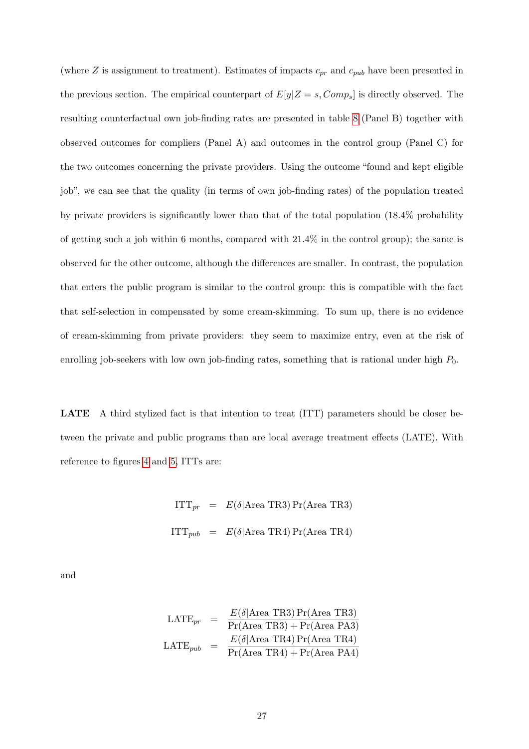(where $Z$ is assignment to treatment). Estimates of impacts $c_{pr}$ and $c_{pub}$ have been presented in the previous section. The empirical counterpart of $E[y|Z = s, Comp_s]$ is directly observed. The resulting counterfactual own job-finding rates are presented in table 8 (Panel B) together with observed outcomes for compliers (Panel A) and outcomes in the control group (Panel C) for the two outcomes concerning the private providers. Using the outcome "found and kept eligible job", we can see that the quality (in terms of own job-finding rates) of the population treated by private providers is significantly lower than that of the total population (18.4% probability of getting such a job within 6 months, compared with 21.4% in the control group); the same is observed for the other outcome, although the differences are smaller. In contrast, the population that enters the public program is similar to the control group: this is compatible with the fact that self-selection in compensated by some cream-skimming. To sum up, there is no evidence of cream-skimming from private providers: they seem to maximize entry, even at the risk of enrolling job-seekers with low own job-finding rates, something that is rational under high $P_0$.

**LATE** A third stylized fact is that intention to treat (ITT) parameters should be closer between the private and public programs than are local average treatment effects (LATE). With reference to figures 4 and 5, ITTs are:

$$
\begin{aligned}
\text{ITT}_{pr} &= E(\delta|\text{Area TR3})\Pr(\text{Area TR3}) \\
\text{ITT}_{pub} &= E(\delta|\text{Area TR4})\Pr(\text{Area TR4})
\end{aligned}
$$

and

$$
\begin{aligned}
\text{LATE}_{pr} &= \frac{E(\delta|\text{Area TR3})\Pr(\text{Area TR3})}{\Pr(\text{Area TR3}) + \Pr(\text{Area PA3})} \\
\text{LATE}_{pub} &= \frac{E(\delta|\text{Area TR4})\Pr(\text{Area TR4})}{\Pr(\text{Area TR4}) + \Pr(\text{Area PA4})}
\end{aligned}
$$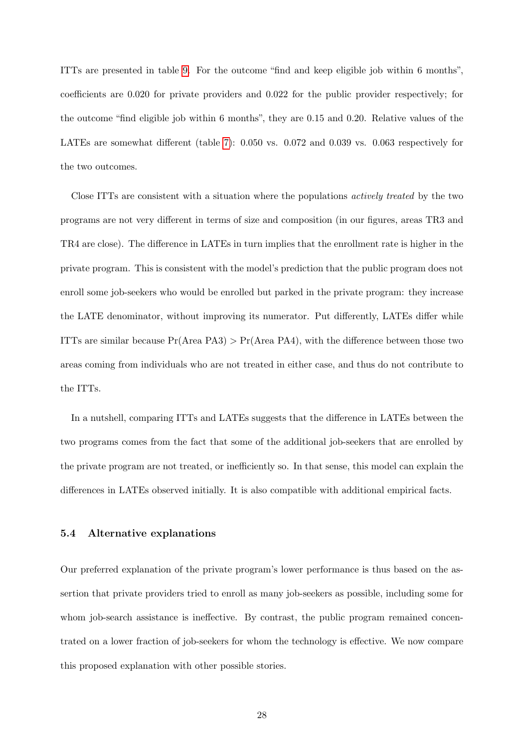ITTs are presented in table 9. For the outcome "find and keep eligible job within 6 months", coefficients are 0.020 for private providers and 0.022 for the public provider respectively; for the outcome "find eligible job within 6 months", they are 0.15 and 0.20. Relative values of the LATEs are somewhat different (table 7): 0.050 vs. 0.072 and 0.039 vs. 0.063 respectively for the two outcomes.

Close ITTs are consistent with a situation where the populations *actively treated* by the two programs are not very different in terms of size and composition (in our figures, areas TR3 and TR4 are close). The difference in LATEs in turn implies that the enrollment rate is higher in the private program. This is consistent with the model's prediction that the public program does not enroll some job-seekers who would be enrolled but parked in the private program: they increase the LATE denominator, without improving its numerator. Put differently, LATEs differ while ITTs are similar because Pr(Area PA3) > Pr(Area PA4), with the difference between those two areas coming from individuals who are not treated in either case, and thus do not contribute to the ITTs.

In a nutshell, comparing ITTs and LATEs suggests that the difference in LATEs between the two programs comes from the fact that some of the additional job-seekers that are enrolled by the private program are not treated, or inefficiently so. In that sense, this model can explain the differences in LATEs observed initially. It is also compatible with additional empirical facts.

### 5.4 Alternative explanations

Our preferred explanation of the private program's lower performance is thus based on the assertion that private providers tried to enroll as many job-seekers as possible, including some for whom job-search assistance is ineffective. By contrast, the public program remained concentrated on a lower fraction of job-seekers for whom the technology is effective. We now compare this proposed explanation with other possible stories.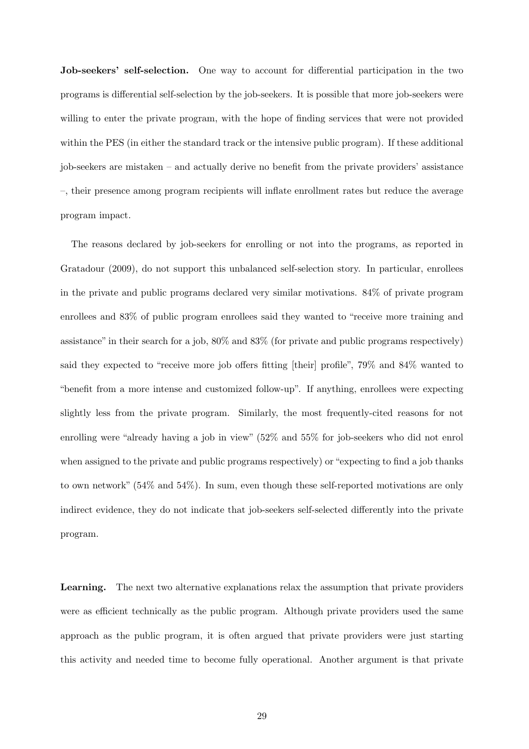**Job-seekers' self-selection.** One way to account for differential participation in the two programs is differential self-selection by the job-seekers. It is possible that more job-seekers were willing to enter the private program, with the hope of finding services that were not provided within the PES (in either the standard track or the intensive public program). If these additional job-seekers are mistaken – and actually derive no benefit from the private providers' assistance –, their presence among program recipients will inflate enrollment rates but reduce the average program impact.

The reasons declared by job-seekers for enrolling or not into the programs, as reported in Gratadour (2009), do not support this unbalanced self-selection story. In particular, enrollees in the private and public programs declared very similar motivations. 84% of private program enrollees and 83% of public program enrollees said they wanted to "receive more training and assistance" in their search for a job, 80% and 83% (for private and public programs respectively) said they expected to "receive more job offers fitting [their] profile", 79% and 84% wanted to "benefit from a more intense and customized follow-up". If anything, enrollees were expecting slightly less from the private program. Similarly, the most frequently-cited reasons for not enrolling were "already having a job in view" (52% and 55% for job-seekers who did not enrol when assigned to the private and public programs respectively) or "expecting to find a job thanks to own network" (54% and 54%). In sum, even though these self-reported motivations are only indirect evidence, they do not indicate that job-seekers self-selected differently into the private program.

**Learning.** The next two alternative explanations relax the assumption that private providers were as efficient technically as the public program. Although private providers used the same approach as the public program, it is often argued that private providers were just starting this activity and needed time to become fully operational. Another argument is that private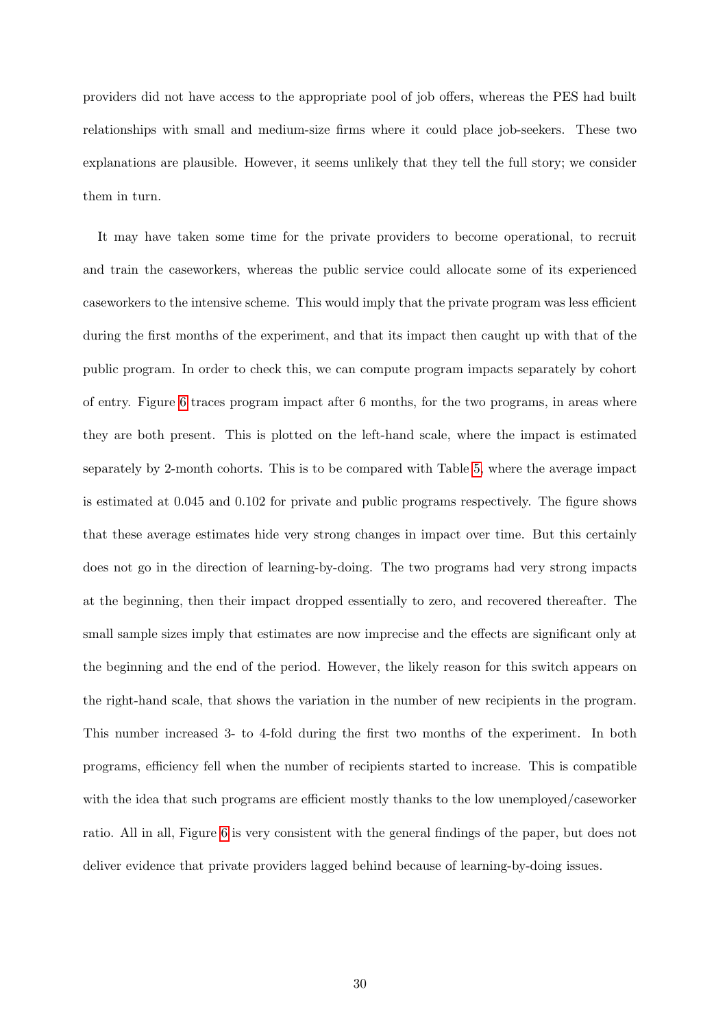providers did not have access to the appropriate pool of job offers, whereas the PES had built relationships with small and medium-size firms where it could place job-seekers. These two explanations are plausible. However, it seems unlikely that they tell the full story; we consider them in turn.

It may have taken some time for the private providers to become operational, to recruit and train the caseworkers, whereas the public service could allocate some of its experienced caseworkers to the intensive scheme. This would imply that the private program was less efficient during the first months of the experiment, and that its impact then caught up with that of the public program. In order to check this, we can compute program impacts separately by cohort of entry. Figure 6 traces program impact after 6 months, for the two programs, in areas where they are both present. This is plotted on the left-hand scale, where the impact is estimated separately by 2-month cohorts. This is to be compared with Table 5, where the average impact is estimated at 0.045 and 0.102 for private and public programs respectively. The figure shows that these average estimates hide very strong changes in impact over time. But this certainly does not go in the direction of learning-by-doing. The two programs had very strong impacts at the beginning, then their impact dropped essentially to zero, and recovered thereafter. The small sample sizes imply that estimates are now imprecise and the effects are significant only at the beginning and the end of the period. However, the likely reason for this switch appears on the right-hand scale, that shows the variation in the number of new recipients in the program. This number increased 3- to 4-fold during the first two months of the experiment. In both programs, efficiency fell when the number of recipients started to increase. This is compatible with the idea that such programs are efficient mostly thanks to the low unemployed/caseworker ratio. All in all, Figure 6 is very consistent with the general findings of the paper, but does not deliver evidence that private providers lagged behind because of learning-by-doing issues.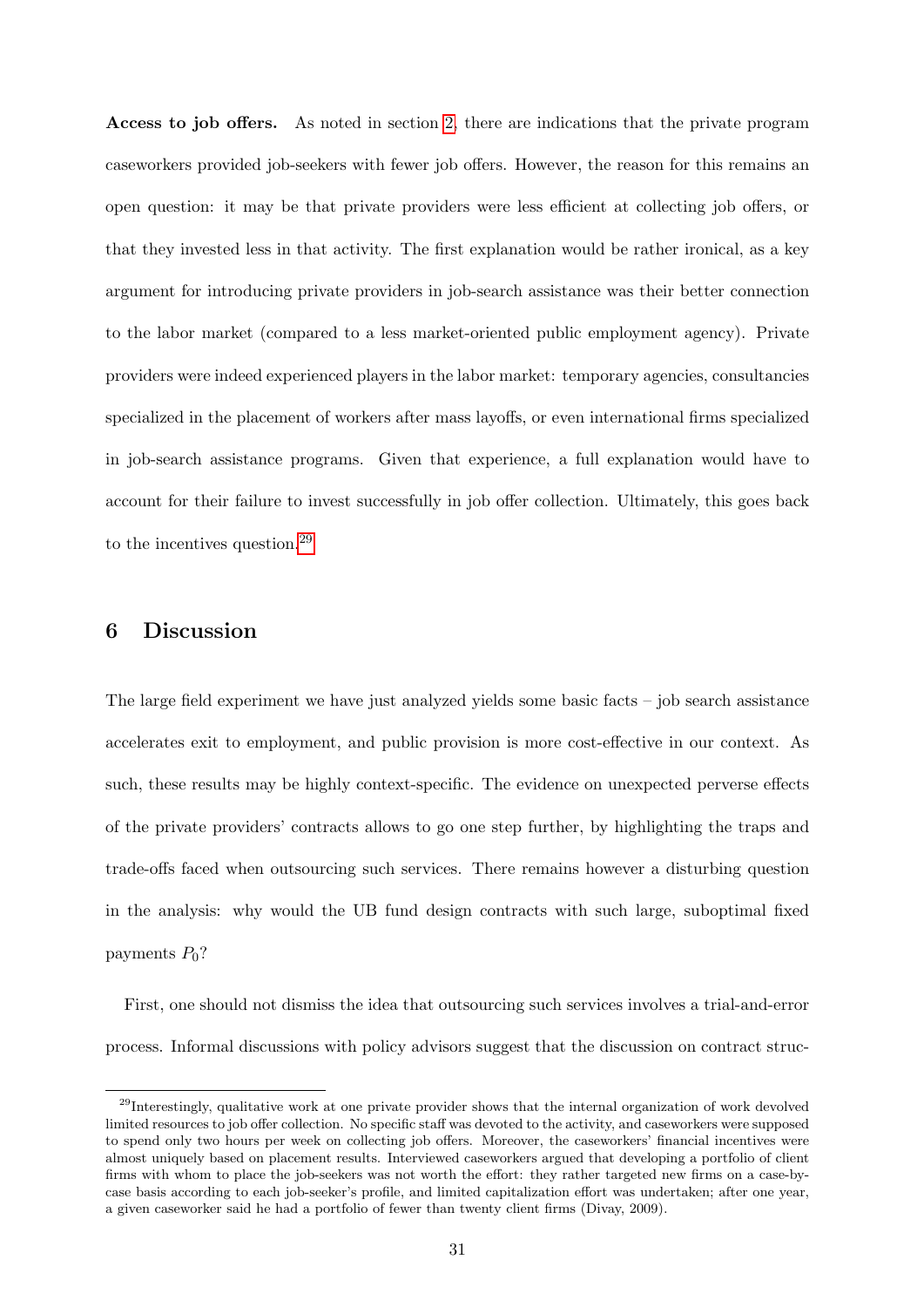**Access to job offers.** As noted in section 2, there are indications that the private program caseworkers provided job-seekers with fewer job offers. However, the reason for this remains an open question: it may be that private providers were less efficient at collecting job offers, or that they invested less in that activity. The first explanation would be rather ironical, as a key argument for introducing private providers in job-search assistance was their better connection to the labor market (compared to a less market-oriented public employment agency). Private providers were indeed experienced players in the labor market: temporary agencies, consultancies specialized in the placement of workers after mass layoffs, or even international firms specialized in job-search assistance programs. Given that experience, a full explanation would have to account for their failure to invest successfully in job offer collection. Ultimately, this goes back to the incentives question.[29]

## 6 Discussion

The large field experiment we have just analyzed yields some basic facts – job search assistance accelerates exit to employment, and public provision is more cost-effective in our context. As such, these results may be highly context-specific. The evidence on unexpected perverse effects of the private providers' contracts allows to go one step further, by highlighting the traps and trade-offs faced when outsourcing such services. There remains however a disturbing question in the analysis: why would the UB fund design contracts with such large, suboptimal fixed payments $P_0$?

First, one should not dismiss the idea that outsourcing such services involves a trial-and-error process. Informal discussions with policy advisors suggest that the discussion on contract struc-

[29] Interestingly, qualitative work at one private provider shows that the internal organization of work devolved limited resources to job offer collection. No specific staff was devoted to the activity, and caseworkers were supposed to spend only two hours per week on collecting job offers. Moreover, the caseworkers' financial incentives were almost uniquely based on placement results. Interviewed caseworkers argued that developing a portfolio of client firms with whom to place the job-seekers was not worth the effort: they rather targeted new firms on a case-by-case basis according to each job-seeker's profile, and limited capitalization effort was undertaken; after one year, a given caseworker said he had a portfolio of fewer than twenty client firms (Divay, 2009).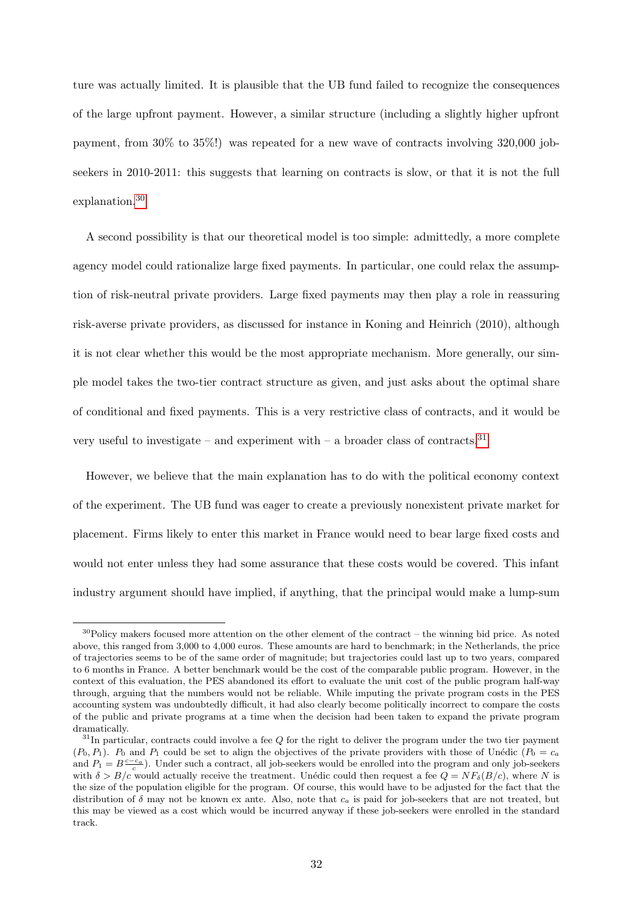ture was actually limited. It is plausible that the UB fund failed to recognize the consequences of the large upfront payment. However, a similar structure (including a slightly higher upfront payment, from 30% to 35%!) was repeated for a new wave of contracts involving 320,000 job-seekers in 2010-2011: this suggests that learning on contracts is slow, or that it is not the full explanation.[30]

A second possibility is that our theoretical model is too simple: admittedly, a more complete agency model could rationalize large fixed payments. In particular, one could relax the assumption of risk-neutral private providers. Large fixed payments may then play a role in reassuring risk-averse private providers, as discussed for instance in Koning and Heinrich (2010), although it is not clear whether this would be the most appropriate mechanism. More generally, our simple model takes the two-tier contract structure as given, and just asks about the optimal share of conditional and fixed payments. This is a very restrictive class of contracts, and it would be very useful to investigate – and experiment with – a broader class of contracts.[31]

However, we believe that the main explanation has to do with the political economy context of the experiment. The UB fund was eager to create a previously nonexistent private market for placement. Firms likely to enter this market in France would need to bear large fixed costs and would not enter unless they had some assurance that these costs would be covered. This infant industry argument should have implied, if anything, that the principal would make a lump-sum

---

[30] Policy makers focused more attention on the other element of the contract – the winning bid price. As noted above, this ranged from 3,000 to 4,000 euros. These amounts are hard to benchmark; in the Netherlands, the price of trajectories seems to be of the same order of magnitude; but trajectories could last up to two years, compared to 6 months in France. A better benchmark would be the cost of the comparable public program. However, in the context of this evaluation, the PES abandoned its effort to evaluate the unit cost of the public program half-way through, arguing that the numbers would not be reliable. While imputing the private program costs in the PES accounting system was undoubtedly difficult, it had also clearly become politically incorrect to compare the costs of the public and private programs at a time when the decision had been taken to expand the private program dramatically.

[31] In particular, contracts could involve a fee $Q$ for the right to deliver the program under the two tier payment $(P_0, P_1)$. $P_0$ and $P_1$ could be set to align the objectives of the private providers with those of Unédic ($P_0 = c_a$ and $P_1 = B\frac{c-c_a}{c}$). Under such a contract, all job-seekers would be enrolled into the program and only job-seekers with $\delta > B/c$ would actually receive the treatment. Unédic could then request a fee $Q = NF_\delta(B/c)$, where $N$ is the size of the population eligible for the program. Of course, this would have to be adjusted for the fact that the distribution of $\delta$ may not be known ex ante. Also, note that $c_a$ is paid for job-seekers that are not treated, but this may be viewed as a cost which would be incurred anyway if these job-seekers were enrolled in the standard track.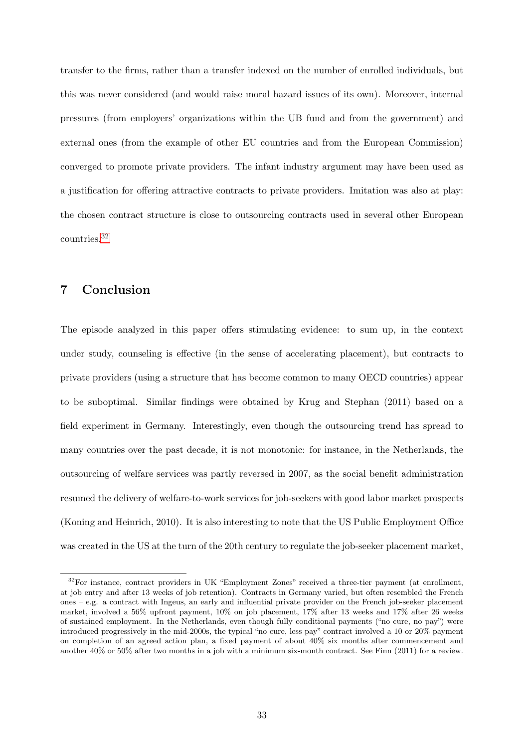transfer to the firms, rather than a transfer indexed on the number of enrolled individuals, but this was never considered (and would raise moral hazard issues of its own). Moreover, internal pressures (from employers' organizations within the UB fund and from the government) and external ones (from the example of other EU countries and from the European Commission) converged to promote private providers. The infant industry argument may have been used as a justification for offering attractive contracts to private providers. Imitation was also at play: the chosen contract structure is close to outsourcing contracts used in several other European countries.[32]

## 7 Conclusion

The episode analyzed in this paper offers stimulating evidence: to sum up, in the context under study, counseling is effective (in the sense of accelerating placement), but contracts to private providers (using a structure that has become common to many OECD countries) appear to be suboptimal. Similar findings were obtained by Krug and Stephan (2011) based on a field experiment in Germany. Interestingly, even though the outsourcing trend has spread to many countries over the past decade, it is not monotonic: for instance, in the Netherlands, the outsourcing of welfare services was partly reversed in 2007, as the social benefit administration resumed the delivery of welfare-to-work services for job-seekers with good labor market prospects (Koning and Heinrich, 2010). It is also interesting to note that the US Public Employment Office was created in the US at the turn of the 20th century to regulate the job-seeker placement market,

[32] For instance, contract providers in UK "Employment Zones" received a three-tier payment (at enrollment, at job entry and after 13 weeks of job retention). Contracts in Germany varied, but often resembled the French ones – e.g. a contract with Ingeus, an early and influential private provider on the French job-seeker placement market, involved a 56% upfront payment, 10% on job placement, 17% after 13 weeks and 17% after 26 weeks of sustained employment. In the Netherlands, even though fully conditional payments ("no cure, no pay") were introduced progressively in the mid-2000s, the typical "no cure, less pay" contract involved a 10 or 20% payment on completion of an agreed action plan, a fixed payment of about 40% six months after commencement and another 40% or 50% after two months in a job with a minimum six-month contract. See Finn (2011) for a review.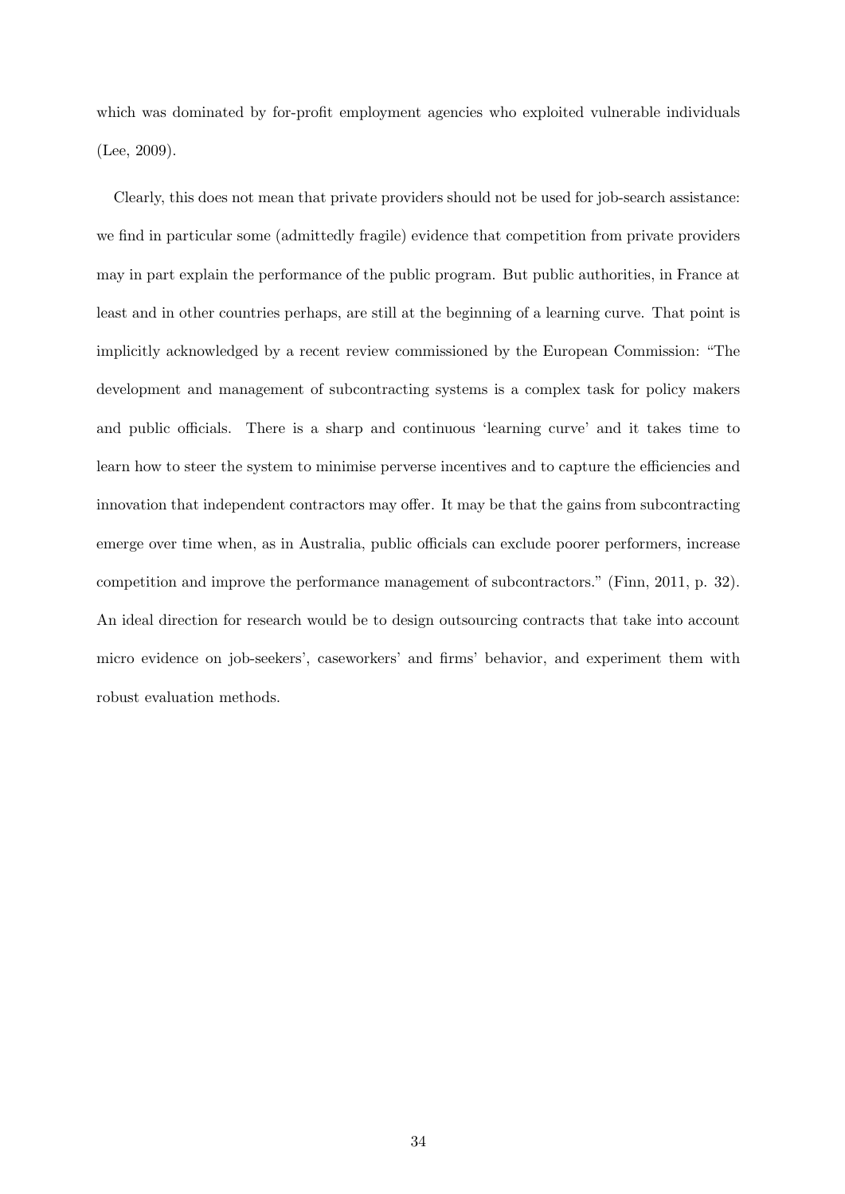which was dominated by for-profit employment agencies who exploited vulnerable individuals (Lee, 2009).

Clearly, this does not mean that private providers should not be used for job-search assistance: we find in particular some (admittedly fragile) evidence that competition from private providers may in part explain the performance of the public program. But public authorities, in France at least and in other countries perhaps, are still at the beginning of a learning curve. That point is implicitly acknowledged by a recent review commissioned by the European Commission: "The development and management of subcontracting systems is a complex task for policy makers and public officials. There is a sharp and continuous 'learning curve' and it takes time to learn how to steer the system to minimise perverse incentives and to capture the efficiencies and innovation that independent contractors may offer. It may be that the gains from subcontracting emerge over time when, as in Australia, public officials can exclude poorer performers, increase competition and improve the performance management of subcontractors." (Finn, 2011, p. 32). An ideal direction for research would be to design outsourcing contracts that take into account micro evidence on job-seekers', caseworkers' and firms' behavior, and experiment them with robust evaluation methods.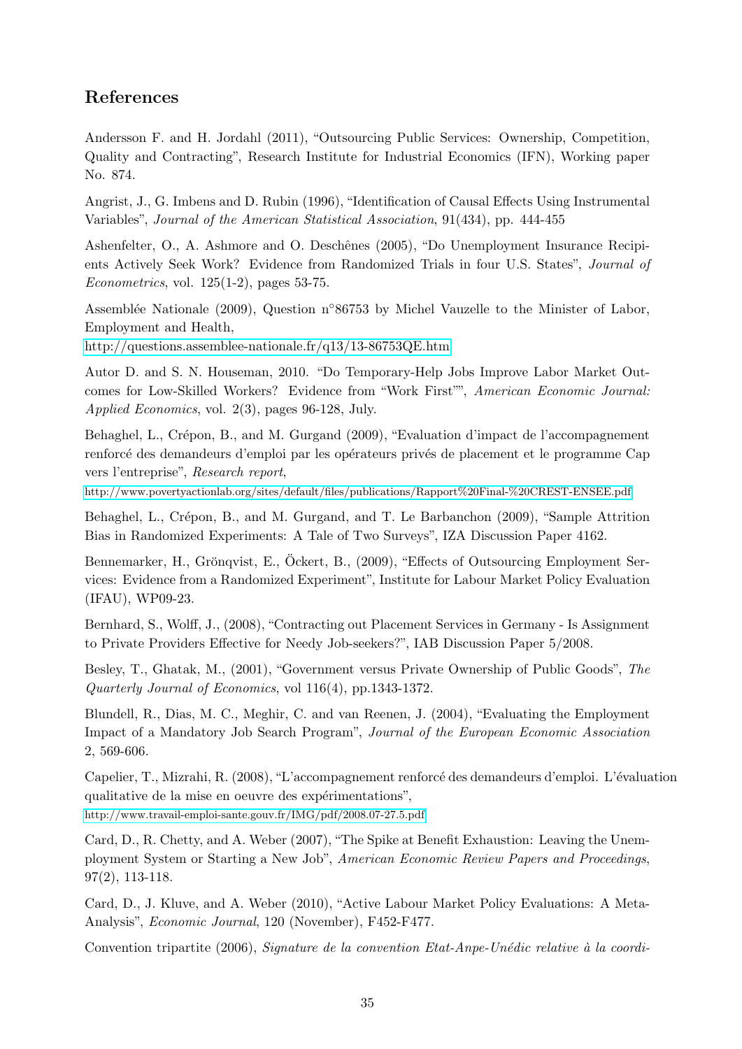## References

Andersson F. and H. Jordahl (2011), "Outsourcing Public Services: Ownership, Competition, Quality and Contracting", Research Institute for Industrial Economics (IFN), Working paper No. 874.

Angrist, J., G. Imbens and D. Rubin (1996), "Identification of Causal Effects Using Instrumental Variables", *Journal of the American Statistical Association*, 91(434), pp. 444-455

Ashenfelter, O., A. Ashmore and O. Deschênes (2005), "Do Unemployment Insurance Recipients Actively Seek Work? Evidence from Randomized Trials in four U.S. States", *Journal of Econometrics*, vol. 125(1-2), pages 53-75.

Assemblée Nationale (2009), Question n°86753 by Michel Vauzelle to the Minister of Labor, Employment and Health,
http://questions.assemblee-nationale.fr/q13/13-86753QE.htm

Autor D. and S. N. Houseman, 2010. "Do Temporary-Help Jobs Improve Labor Market Outcomes for Low-Skilled Workers? Evidence from "Work First"", *American Economic Journal: Applied Economics*, vol. 2(3), pages 96-128, July.

Behaghel, L., Crépon, B., and M. Gurgand (2009), "Evaluation d'impact de l'accompagnement renforcé des demandeurs d'emploi par les opérateurs privés de placement et le programme Cap vers l'entreprise", *Research report*,
http://www.povertyactionlab.org/sites/default/files/publications/Rapport%20Final-%20CREST-ENSEE.pdf

Behaghel, L., Crépon, B., and M. Gurgand, and T. Le Barbanchon (2009), "Sample Attrition Bias in Randomized Experiments: A Tale of Two Surveys", IZA Discussion Paper 4162.

Bennemarker, H., Grönqvist, E., Öckert, B., (2009), "Effects of Outsourcing Employment Services: Evidence from a Randomized Experiment", Institute for Labour Market Policy Evaluation (IFAU), WP09-23.

Bernhard, S., Wolff, J., (2008), "Contracting out Placement Services in Germany - Is Assignment to Private Providers Effective for Needy Job-seekers?", IAB Discussion Paper 5/2008.

Besley, T., Ghatak, M., (2001), "Government versus Private Ownership of Public Goods", *The Quarterly Journal of Economics*, vol 116(4), pp.1343-1372.

Blundell, R., Dias, M. C., Meghir, C. and van Reenen, J. (2004), "Evaluating the Employment Impact of a Mandatory Job Search Program", *Journal of the European Economic Association* 2, 569-606.

Capelier, T., Mizrahi, R. (2008), "L'accompagnement renforcé des demandeurs d'emploi. L'évaluation qualitative de la mise en oeuvre des expérimentations",
http://www.travail-emploi-sante.gouv.fr/IMG/pdf/2008.07-27.5.pdf

Card, D., R. Chetty, and A. Weber (2007), "The Spike at Benefit Exhaustion: Leaving the Unemployment System or Starting a New Job", *American Economic Review Papers and Proceedings*, 97(2), 113-118.

Card, D., J. Kluve, and A. Weber (2010), "Active Labour Market Policy Evaluations: A Meta-Analysis", *Economic Journal*, 120 (November), F452-F477.

Convention tripartite (2006), *Signature de la convention Etat-Anpe-Unédic relative à la coordi-*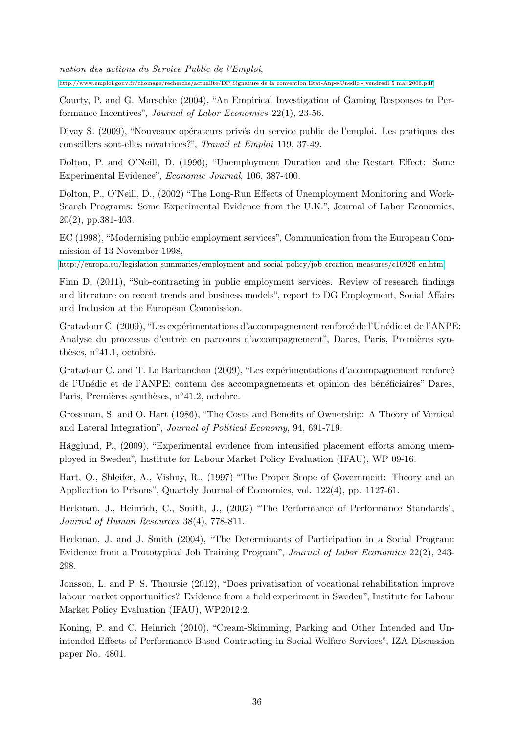*nation des actions du Service Public de l'Emploi*,

http://www.emploi.gouv.fr/chomage/recherche/actualite/DP_Signature_de_la_convention_Etat-Anpe-Unedic_-_vendredi_5_mai_2006.pdf

Courty, P. and G. Marschke (2004), "An Empirical Investigation of Gaming Responses to Performance Incentives", *Journal of Labor Economics* 22(1), 23-56.

Divay S. (2009), "Nouveaux opérateurs privés du service public de l'emploi. Les pratiques des conseillers sont-elles novatrices?", *Travail et Emploi* 119, 37-49.

Dolton, P. and O'Neill, D. (1996), "Unemployment Duration and the Restart Effect: Some Experimental Evidence", *Economic Journal*, 106, 387-400.

Dolton, P., O'Neill, D., (2002) "The Long-Run Effects of Unemployment Monitoring and Work-Search Programs: Some Experimental Evidence from the U.K.", Journal of Labor Economics, 20(2), pp.381-403.

EC (1998), "Modernising public employment services", Communication from the European Commission of 13 November 1998,

http://europa.eu/legislation_summaries/employment_and_social_policy/job_creation_measures/c10926_en.htm

Finn D. (2011), "Sub-contracting in public employment services. Review of research findings and literature on recent trends and business models", report to DG Employment, Social Affairs and Inclusion at the European Commission.

Gratadour C. (2009), "Les expérimentations d'accompagnement renforcé de l'Unédic et de l'ANPE: Analyse du processus d'entrée en parcours d'accompagnement", Dares, Paris, Premières synthèses, n°41.1, octobre.

Gratadour C. and T. Le Barbanchon (2009), "Les expérimentations d'accompagnement renforcé de l'Unédic et de l'ANPE: contenu des accompagnements et opinion des bénéficiaires" Dares, Paris, Premières synthèses, n°41.2, octobre.

Grossman, S. and O. Hart (1986), "The Costs and Benefits of Ownership: A Theory of Vertical and Lateral Integration", *Journal of Political Economy*, 94, 691-719.

Hägglund, P., (2009), "Experimental evidence from intensified placement efforts among unemployed in Sweden", Institute for Labour Market Policy Evaluation (IFAU), WP 09-16.

Hart, O., Shleifer, A., Vishny, R., (1997) "The Proper Scope of Government: Theory and an Application to Prisons", Quartely Journal of Economics, vol. 122(4), pp. 1127-61.

Heckman, J., Heinrich, C., Smith, J., (2002) "The Performance of Performance Standards", *Journal of Human Resources* 38(4), 778-811.

Heckman, J. and J. Smith (2004), "The Determinants of Participation in a Social Program: Evidence from a Prototypical Job Training Program", *Journal of Labor Economics* 22(2), 243-298.

Jonsson, L. and P. S. Thoursie (2012), "Does privatisation of vocational rehabilitation improve labour market opportunities? Evidence from a field experiment in Sweden", Institute for Labour Market Policy Evaluation (IFAU), WP2012:2.

Koning, P. and C. Heinrich (2010), "Cream-Skimming, Parking and Other Intended and Unintended Effects of Performance-Based Contracting in Social Welfare Services", IZA Discussion paper No. 4801.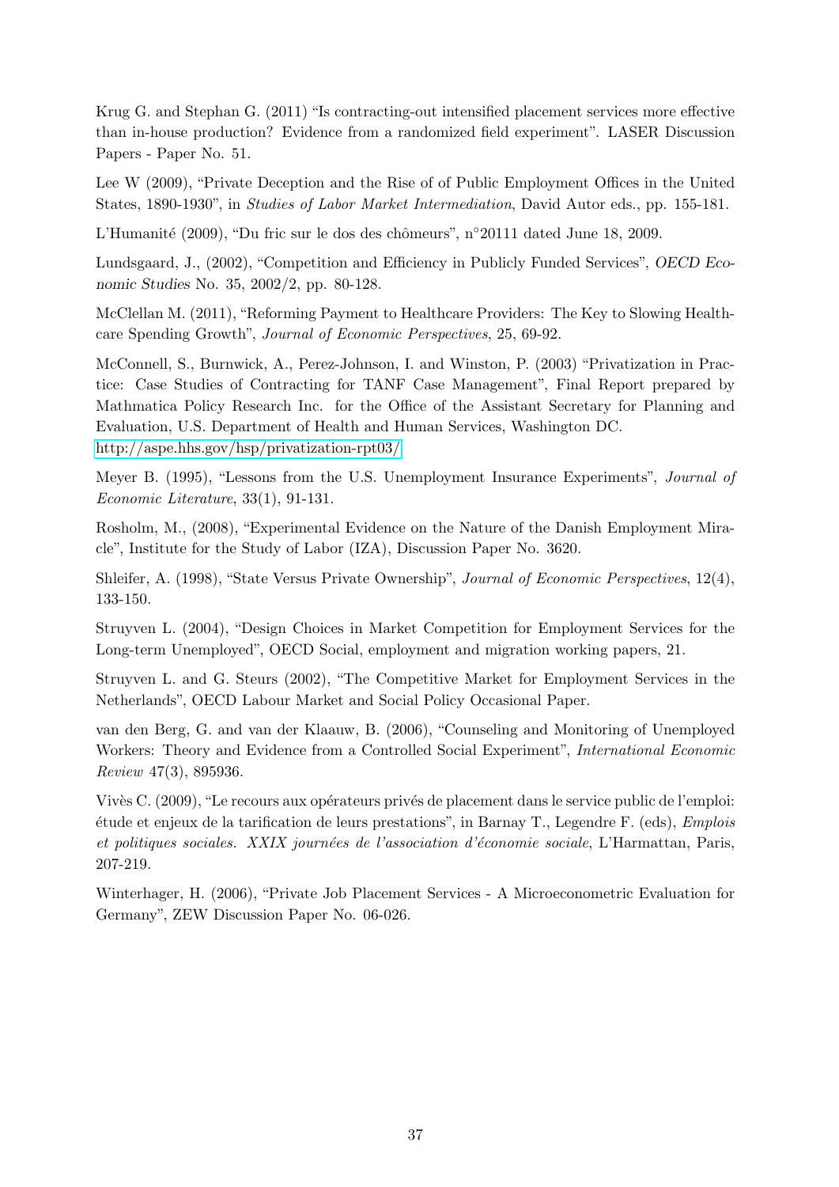Krug G. and Stephan G. (2011) "Is contracting-out intensified placement services more effective than in-house production? Evidence from a randomized field experiment". LASER Discussion Papers - Paper No. 51.

Lee W (2009), "Private Deception and the Rise of of Public Employment Offices in the United States, 1890-1930", in *Studies of Labor Market Intermediation*, David Autor eds., pp. 155-181.

L'Humanité (2009), "Du fric sur le dos des chômeurs", n°20111 dated June 18, 2009.

Lundsgaard, J., (2002), "Competition and Efficiency in Publicly Funded Services", *OECD Economic Studies* No. 35, 2002/2, pp. 80-128.

McClellan M. (2011), "Reforming Payment to Healthcare Providers: The Key to Slowing Healthcare Spending Growth", *Journal of Economic Perspectives*, 25, 69-92.

McConnell, S., Burnwick, A., Perez-Johnson, I. and Winston, P. (2003) "Privatization in Practice: Case Studies of Contracting for TANF Case Management", Final Report prepared by Mathmatica Policy Research Inc. for the Office of the Assistant Secretary for Planning and Evaluation, U.S. Department of Health and Human Services, Washington DC. http://aspe.hhs.gov/hsp/privatization-rpt03/

Meyer B. (1995), "Lessons from the U.S. Unemployment Insurance Experiments", *Journal of Economic Literature*, 33(1), 91-131.

Rosholm, M., (2008), "Experimental Evidence on the Nature of the Danish Employment Miracle", Institute for the Study of Labor (IZA), Discussion Paper No. 3620.

Shleifer, A. (1998), "State Versus Private Ownership", *Journal of Economic Perspectives*, 12(4), 133-150.

Struyven L. (2004), "Design Choices in Market Competition for Employment Services for the Long-term Unemployed", OECD Social, employment and migration working papers, 21.

Struyven L. and G. Steurs (2002), "The Competitive Market for Employment Services in the Netherlands", OECD Labour Market and Social Policy Occasional Paper.

van den Berg, G. and van der Klaauw, B. (2006), "Counseling and Monitoring of Unemployed Workers: Theory and Evidence from a Controlled Social Experiment", *International Economic Review* 47(3), 895936.

Vivès C. (2009), "Le recours aux opérateurs privés de placement dans le service public de l'emploi: étude et enjeux de la tarification de leurs prestations", in Barnay T., Legendre F. (eds), *Emplois et politiques sociales. XXIX journées de l'association d'économie sociale*, L'Harmattan, Paris, 207-219.

Winterhager, H. (2006), "Private Job Placement Services - A Microeconometric Evaluation for Germany", ZEW Discussion Paper No. 06-026.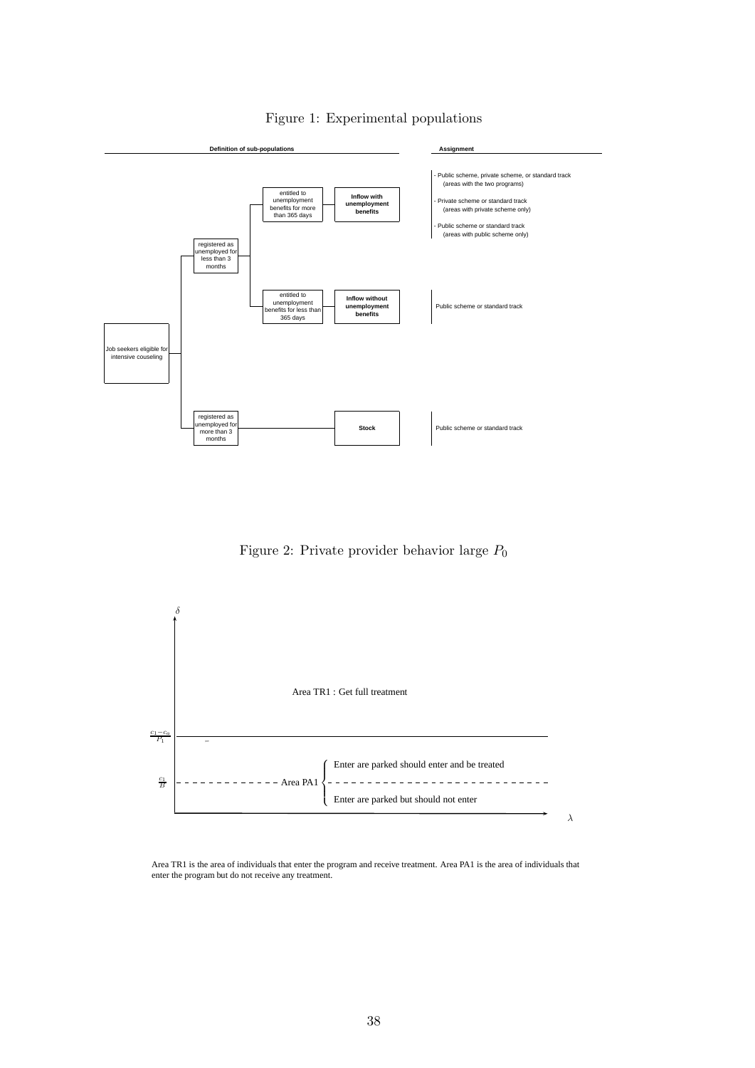Figure 1: Experimental populations

| Definition of sub-populations | | | | Assignment |
|---|---|---|---|---|
| Job seekers eligible for intensive couseling | registered as unemployed for less than 3 months | entitled to unemployment benefits for more than 365 days | **Inflow with unemployment benefits** | - Public scheme, private scheme, or standard track (areas with the two programs)<br>- Private scheme or standard track (areas with private scheme only)<br>- Public scheme or standard track (areas with public scheme only) |
| | | entitled to unemployment benefits for less than 365 days | **Inflow without unemployment benefits** | Public scheme or standard track |
| | registered as unemployed for more than 3 months | | **Stock** | Public scheme or standard track |

Figure 2: Private provider behavior large $P_0$

$\delta$

Area TR1 : Get full treatment

$\frac{c_1 - c_a}{P_1}$

$\frac{c_1}{B}$ Area PA1

- Enter are parked should enter and be treated
- Enter are parked but should not enter

$\lambda$

Area TR1 is the area of individuals that enter the program and receive treatment. Area PA1 is the area of individuals that enter the program but do not receive any treatment.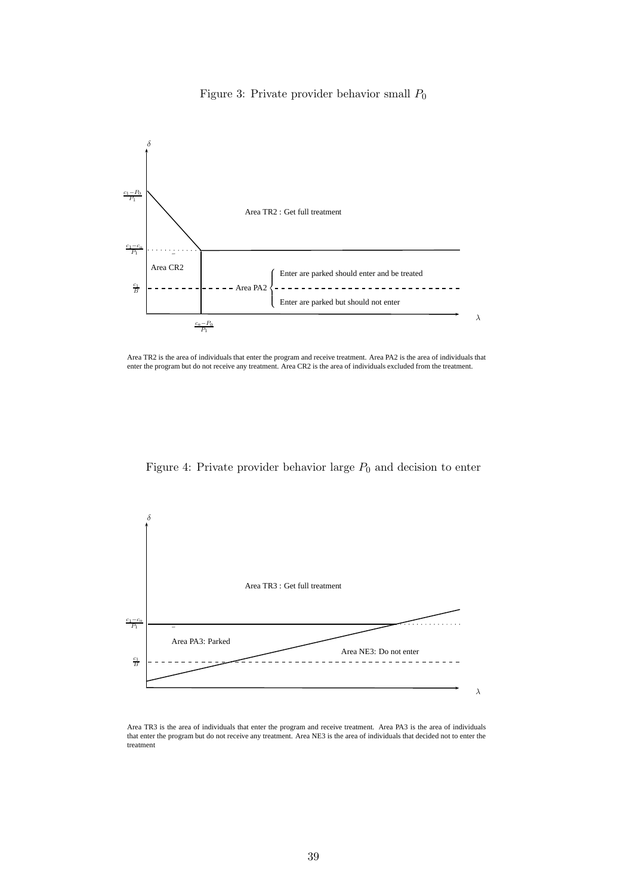Figure 3: Private provider behavior small $P_0$

Area TR2 is the area of individuals that enter the program and receive treatment. Area PA2 is the area of individuals that enter the program but do not receive any treatment. Area CR2 is the area of individuals excluded from the treatment.

Figure 4: Private provider behavior large $P_0$ and decision to enter

Area TR3 is the area of individuals that enter the program and receive treatment. Area PA3 is the area of individuals that enter the program but do not receive any treatment. Area NE3 is the area of individuals that decided not to enter the treatment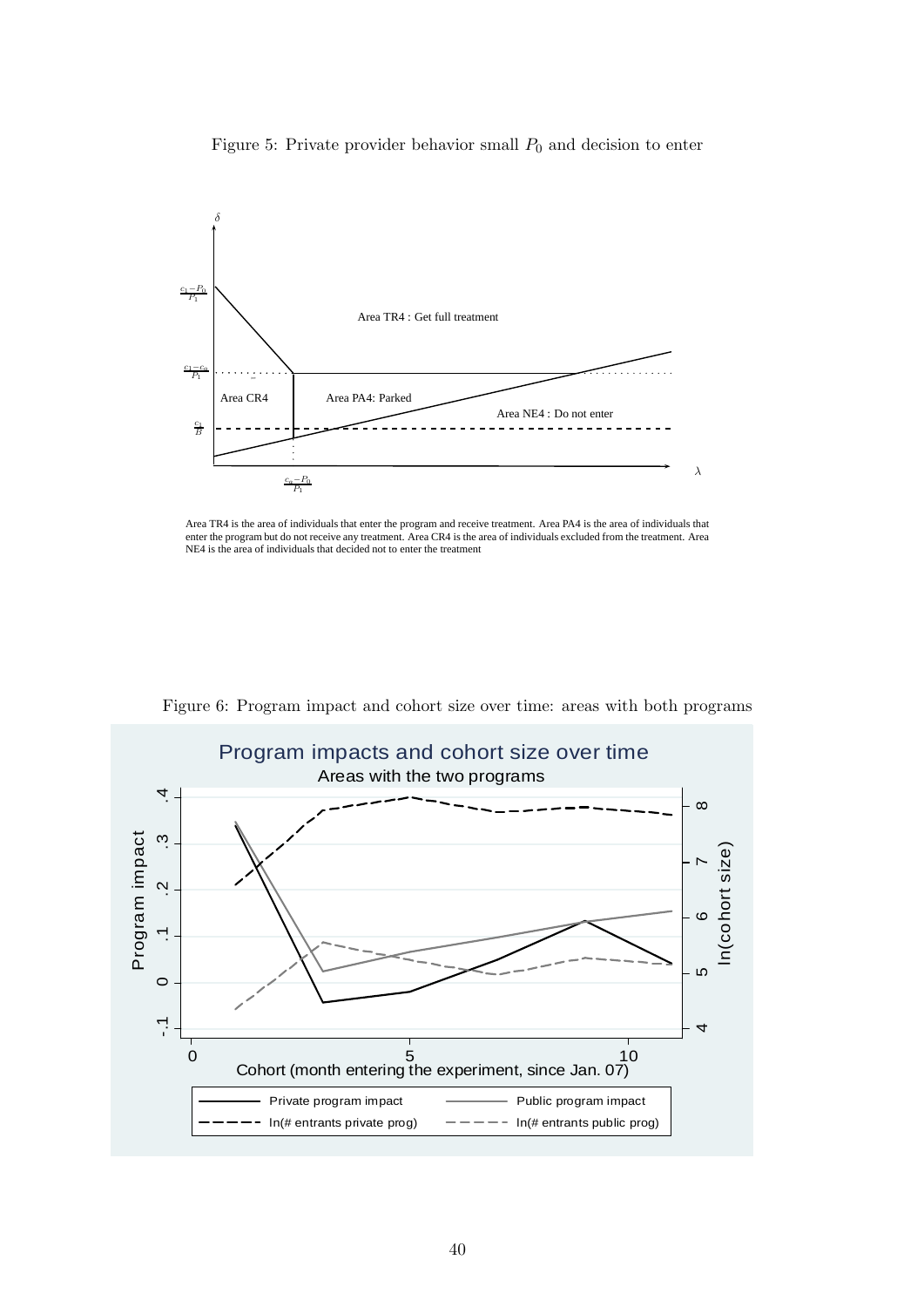Figure 5: Private provider behavior small $P_0$ and decision to enter

Area TR4 is the area of individuals that enter the program and receive treatment. Area PA4 is the area of individuals that enter the program but do not receive any treatment. Area CR4 is the area of individuals excluded from the treatment. Area NE4 is the area of individuals that decided not to enter the treatment

Figure 6: Program impact and cohort size over time: areas with both programs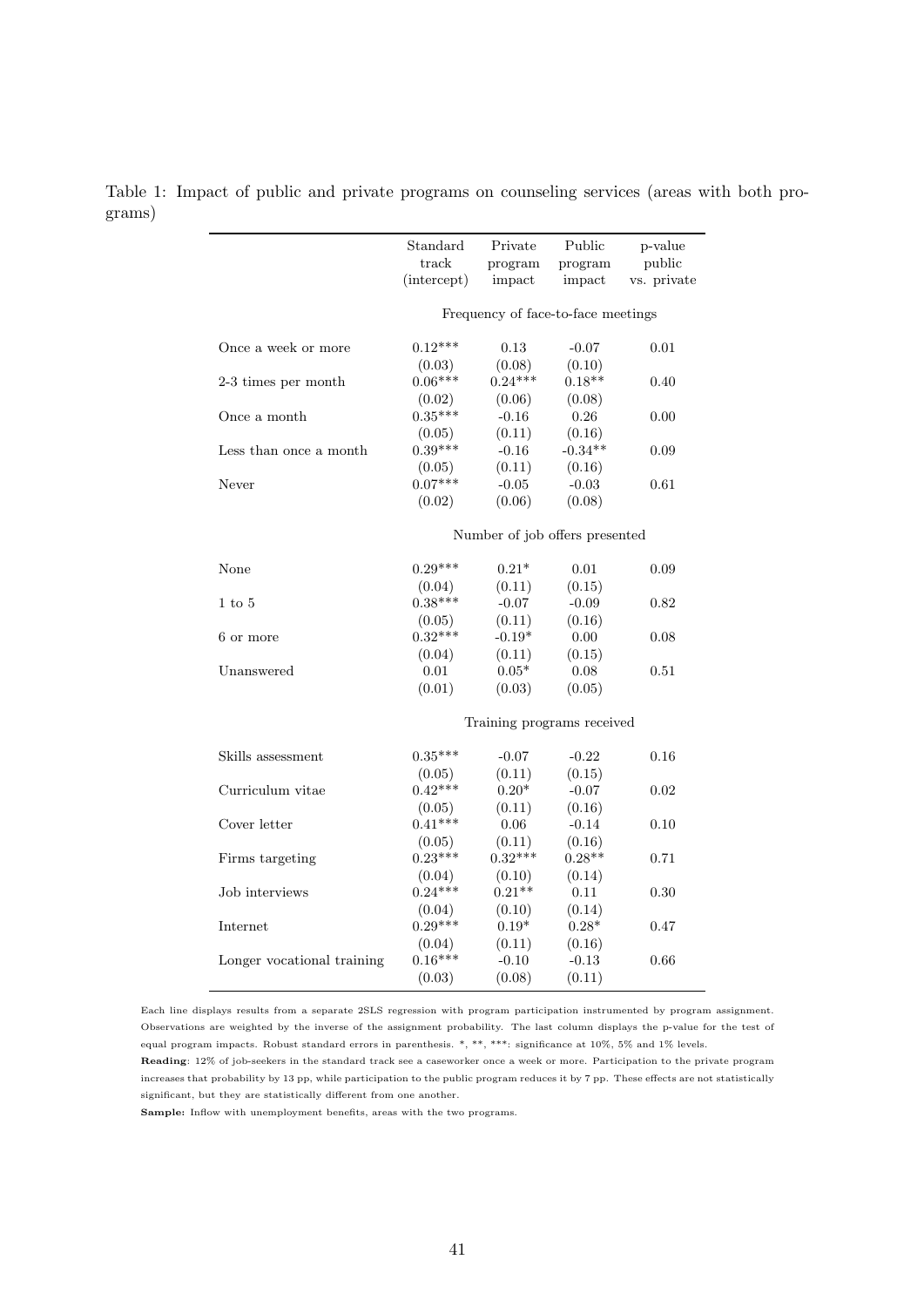Table 1: Impact of public and private programs on counseling services (areas with both programs)

| | Standard track (intercept) | Private program impact | Public program impact | p-value public vs. private |
|---|---|---|---|---|
| | Frequency of face-to-face meetings | | | |
| Once a week or more | 0.12*** | 0.13 | -0.07 | 0.01 |
| | (0.03) | (0.08) | (0.10) | |
| 2-3 times per month | 0.06*** | 0.24*** | 0.18** | 0.40 |
| | (0.02) | (0.06) | (0.08) | |
| Once a month | 0.35*** | -0.16 | 0.26 | 0.00 |
| | (0.05) | (0.11) | (0.16) | |
| Less than once a month | 0.39*** | -0.16 | -0.34** | 0.09 |
| | (0.05) | (0.11) | (0.16) | |
| Never | 0.07*** | -0.05 | -0.03 | 0.61 |
| | (0.02) | (0.06) | (0.08) | |
| | Number of job offers presented | | | |
| None | 0.29*** | 0.21* | 0.01 | 0.09 |
| | (0.04) | (0.11) | (0.15) | |
| 1 to 5 | 0.38*** | -0.07 | -0.09 | 0.82 |
| | (0.05) | (0.11) | (0.16) | |
| 6 or more | 0.32*** | -0.19* | 0.00 | 0.08 |
| | (0.04) | (0.11) | (0.15) | |
| Unanswered | 0.01 | 0.05* | 0.08 | 0.51 |
| | (0.01) | (0.03) | (0.05) | |
| | Training programs received | | | |
| Skills assessment | 0.35*** | -0.07 | -0.22 | 0.16 |
| | (0.05) | (0.11) | (0.15) | |
| Curriculum vitae | 0.42*** | 0.20* | -0.07 | 0.02 |
| | (0.05) | (0.11) | (0.16) | |
| Cover letter | 0.41*** | 0.06 | -0.14 | 0.10 |
| | (0.05) | (0.11) | (0.16) | |
| Firms targeting | 0.23*** | 0.32*** | 0.28** | 0.71 |
| | (0.04) | (0.10) | (0.14) | |
| Job interviews | 0.24*** | 0.21** | 0.11 | 0.30 |
| | (0.04) | (0.10) | (0.14) | |
| Internet | 0.29*** | 0.19* | 0.28* | 0.47 |
| | (0.04) | (0.11) | (0.16) | |
| Longer vocational training | 0.16*** | -0.10 | -0.13 | 0.66 |
| | (0.03) | (0.08) | (0.11) | |

Each line displays results from a separate 2SLS regression with program participation instrumented by program assignment. Observations are weighted by the inverse of the assignment probability. The last column displays the p-value for the test of equal program impacts. Robust standard errors in parenthesis. *, **, ***: significance at 10%, 5% and 1% levels.

**Reading**: 12% of job-seekers in the standard track see a caseworker once a week or more. Participation to the private program increases that probability by 13 pp, while participation to the public program reduces it by 7 pp. These effects are not statistically significant, but they are statistically different from one another.

**Sample:** Inflow with unemployment benefits, areas with the two programs.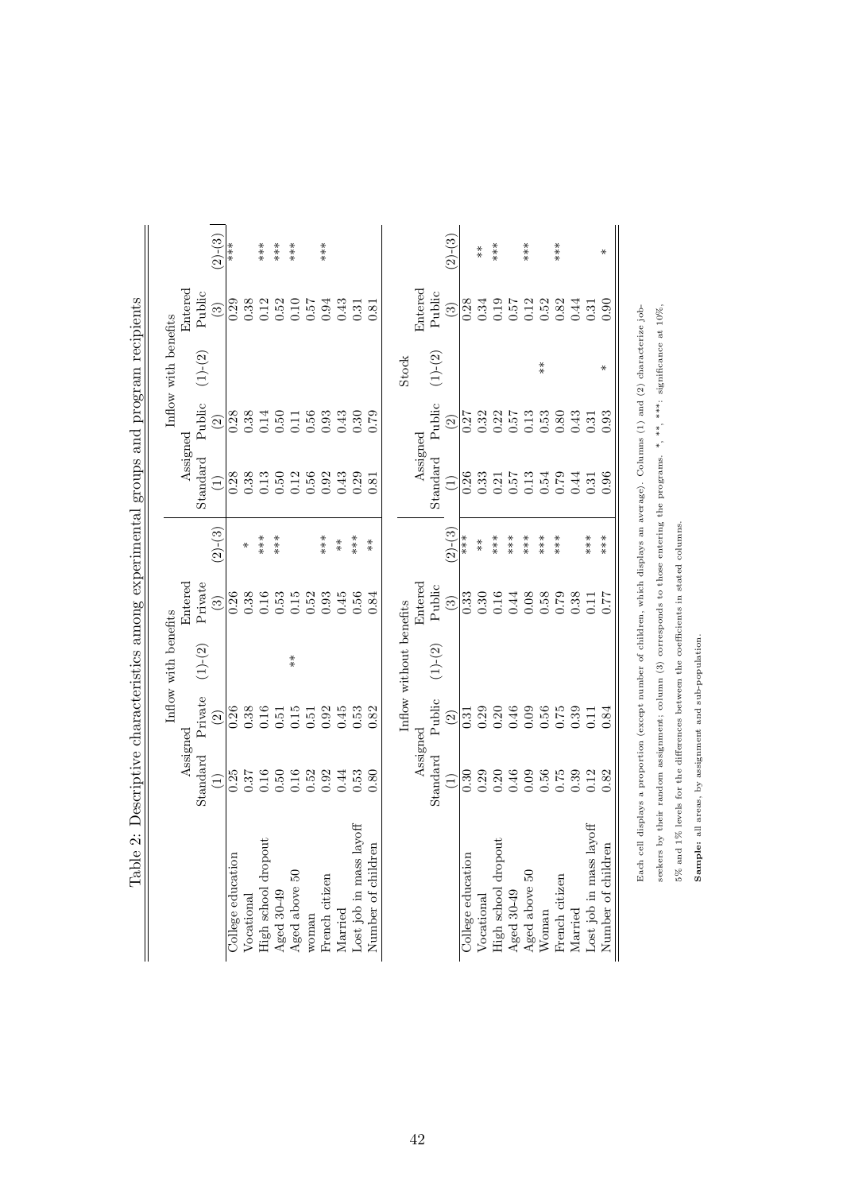Table 2: Descriptive characteristics among experimental groups and program recipients

| | Inflow with benefits | | | | | Inflow with benefits | | | | |
|---|---|---|---|---|---|---|---|---|---|---|
| | Assigned | | | Entered | | Assigned | | | Entered | |
| | Standard | Private | (1)-(2) | Private | (2)-(3) | Standard | Public | (1)-(2) | Public | (2)-(3) |
| | (1) | (2) | | (3) | | (1) | (2) | | (3) | |
| College education | 0.25 | 0.26 | | 0.26 | | 0.28 | 0.28 | | 0.29 | *** |
| Vocational | 0.37 | 0.38 | | 0.38 | * | 0.38 | 0.38 | | 0.38 | |
| High school dropout | 0.16 | 0.16 | | 0.16 | *** | 0.13 | 0.14 | | 0.12 | *** |
| Aged 30-49 | 0.50 | 0.51 | | 0.53 | *** | 0.50 | 0.50 | | 0.52 | *** |
| Aged above 50 | 0.16 | 0.15 | ** | 0.15 | | 0.12 | 0.11 | | 0.10 | *** |
| woman | 0.52 | 0.51 | | 0.52 | | 0.56 | 0.56 | | 0.57 | |
| French citizen | 0.92 | 0.92 | | 0.93 | *** | 0.92 | 0.93 | | 0.94 | *** |
| Married | 0.44 | 0.45 | | 0.45 | ** | 0.43 | 0.43 | | 0.43 | |
| Lost job in mass layoff | 0.53 | 0.53 | | 0.56 | *** | 0.29 | 0.30 | | 0.31 | |
| Number of children | 0.80 | 0.82 | | 0.84 | ** | 0.81 | 0.79 | | 0.81 | |

| | Inflow without benefits | | | | | Stock | | | | |
|---|---|---|---|---|---|---|---|---|---|---|
| | Assigned | | | Entered | | Assigned | | | Entered | |
| | Standard | Public | (1)-(2) | Public | (2)-(3) | Standard | Public | (1)-(2) | Public | (2)-(3) |
| | (1) | (2) | | (3) | | (1) | (2) | | (3) | |
| College education | 0.30 | 0.31 | | 0.33 | *** | 0.26 | 0.27 | | 0.28 | |
| Vocational | 0.29 | 0.29 | | 0.30 | ** | 0.33 | 0.32 | | 0.34 | ** |
| High school dropout | 0.20 | 0.20 | | 0.16 | *** | 0.21 | 0.22 | | 0.19 | *** |
| Aged 30-49 | 0.46 | 0.46 | | 0.44 | *** | 0.57 | 0.57 | | 0.57 | |
| Aged above 50 | 0.09 | 0.09 | | 0.08 | *** | 0.13 | 0.13 | | 0.12 | *** |
| Woman | 0.56 | 0.56 | | 0.58 | *** | 0.54 | 0.53 | ** | 0.52 | |
| French citizen | 0.75 | 0.75 | | 0.79 | *** | 0.79 | 0.80 | | 0.82 | *** |
| Married | 0.39 | 0.39 | | 0.38 | | 0.44 | 0.43 | | 0.44 | |
| Lost job in mass layoff | 0.12 | 0.11 | | 0.11 | *** | 0.31 | 0.31 | | 0.31 | |
| Number of children | 0.82 | 0.84 | | 0.77 | *** | 0.96 | 0.93 | * | 0.90 | * |

Each cell displays a proportion (except number of children, which displays an average). Columns (1) and (2) characterize job-seekers by their random assignment; column (3) corresponds to those entering the programs. *, **, ***: significance at 10%, 5% and 1% levels for the differences between the coefficients in stated columns.

**Sample:** all areas, by assignment and sub-population.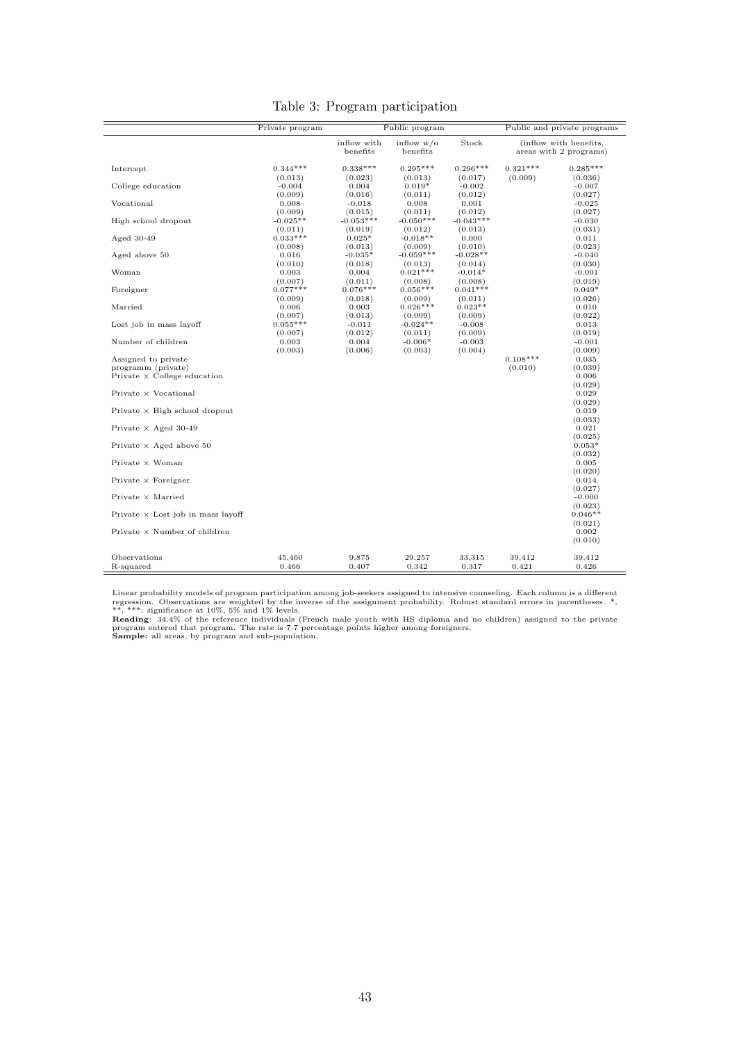Table 3: Program participation

| | Private program | Public program | | | Public and private programs | |
|---|---|---|---|---|---|---|
| | | inflow with benefits | inflow w/o benefits | Stock | (inflow with benefits, areas with 2 programs) | |
| Intercept | 0.344*** | 0.338*** | 0.295*** | 0.296*** | 0.321*** | 0.285*** |
| | (0.013) | (0.023) | (0.013) | (0.017) | (0.009) | (0.036) |
| College education | -0.004 | 0.004 | 0.019* | -0.002 | | -0.007 |
| | (0.009) | (0.016) | (0.011) | (0.012) | | (0.027) |
| Vocational | 0.008 | -0.018 | 0.008 | 0.001 | | -0.025 |
| | (0.009) | (0.015) | (0.011) | (0.012) | | (0.027) |
| High school dropout | -0.025** | -0.053*** | -0.050*** | -0.043*** | | -0.030 |
| | (0.011) | (0.019) | (0.012) | (0.013) | | (0.031) |
| Aged 30-49 | 0.033*** | 0.025* | -0.018** | 0.000 | | 0.011 |
| | (0.008) | (0.013) | (0.009) | (0.010) | | (0.023) |
| Aged above 50 | 0.016 | -0.035* | -0.059*** | -0.028** | | -0.040 |
| | (0.010) | (0.018) | (0.013) | (0.014) | | (0.030) |
| Woman | 0.003 | 0.004 | 0.021*** | -0.014* | | -0.001 |
| | (0.007) | (0.011) | (0.008) | (0.008) | | (0.019) |
| Foreigner | 0.077*** | 0.076*** | 0.056*** | 0.041*** | | 0.049* |
| | (0.009) | (0.018) | (0.009) | (0.011) | | (0.026) |
| Married | 0.006 | 0.003 | 0.026*** | 0.023** | | 0.010 |
| | (0.007) | (0.013) | (0.009) | (0.009) | | (0.022) |
| Lost job in mass layoff | 0.055*** | -0.011 | -0.024** | -0.008 | | 0.013 |
| | (0.007) | (0.012) | (0.011) | (0.009) | | (0.019) |
| Number of children | 0.003 | 0.004 | -0.006* | -0.003 | | -0.001 |
| | (0.003) | (0.006) | (0.003) | (0.004) | | (0.009) |
| Assigned to private programm (private) | | | | | 0.108*** | 0.035 |
| | | | | | (0.010) | (0.039) |
| Private × College education | | | | | | 0.006 |
| | | | | | | (0.029) |
| Private × Vocational | | | | | | 0.029 |
| | | | | | | (0.029) |
| Private × High school dropout | | | | | | 0.019 |
| | | | | | | (0.033) |
| Private × Aged 30-49 | | | | | | 0.021 |
| | | | | | | (0.025) |
| Private × Aged above 50 | | | | | | 0.053* |
| | | | | | | (0.032) |
| Private × Woman | | | | | | 0.005 |
| | | | | | | (0.020) |
| Private × Foreigner | | | | | | 0.014 |
| | | | | | | (0.027) |
| Private × Married | | | | | | -0.000 |
| | | | | | | (0.023) |
| Private × Lost job in mass layoff | | | | | | 0.046** |
| | | | | | | (0.021) |
| Private × Number of children | | | | | | 0.002 |
| | | | | | | (0.010) |
| Observations | 45,460 | 9,875 | 29,257 | 33,315 | 39,412 | 39,412 |
| R-squared | 0.466 | 0.407 | 0.342 | 0.317 | 0.421 | 0.426 |

Linear probability models of program participation among job-seekers assigned to intensive counseling. Each column is a different regression. Observations are weighted by the inverse of the assignment probability. Robust standard errors in parentheses. *, **, ***: significance at 10%, 5% and 1% levels.
**Reading**: 34.4% of the reference individuals (French male youth with HS diploma and no children) assigned to the private program entered that program. The rate is 7.7 percentage points higher among foreigners.
**Sample:** all areas, by program and sub-population.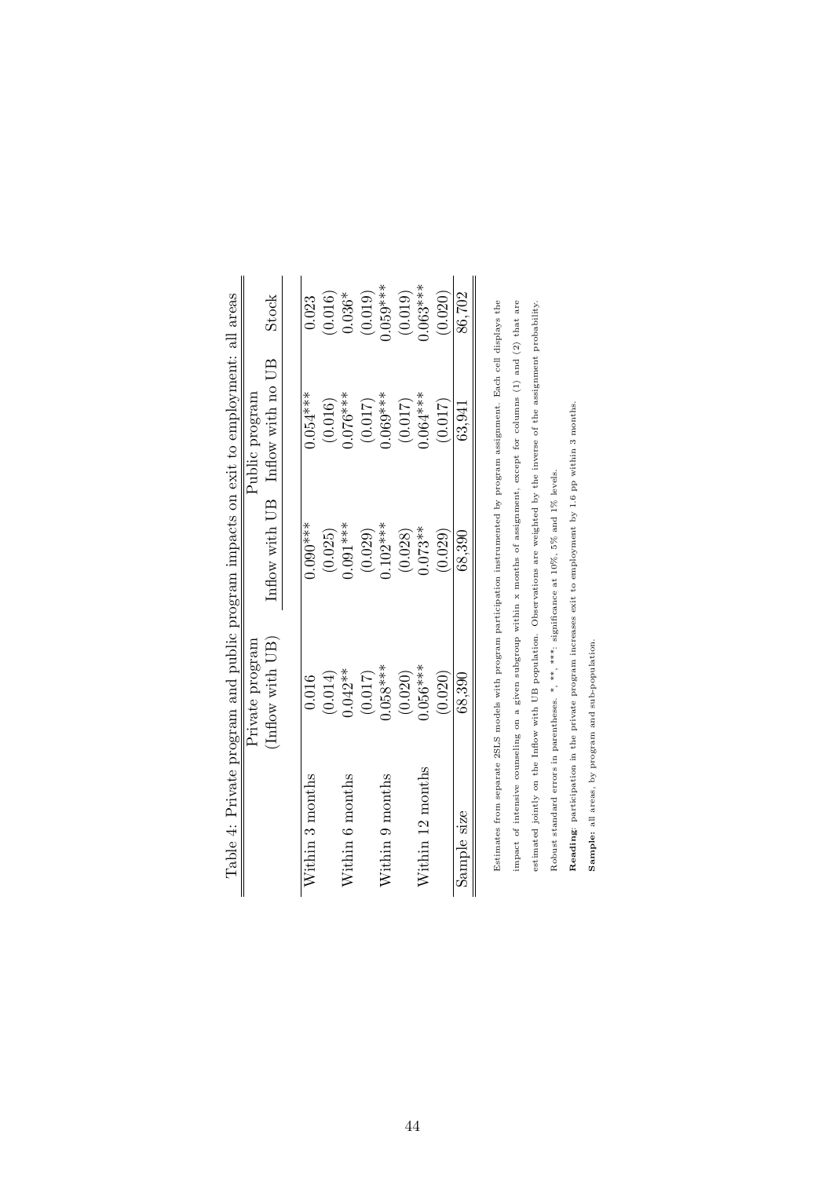Table 4: Private program and public program impacts on exit to employment: all areas

| | Private program (Inflow with UB) | Public program | |
|---|---|---|---|
| | | Inflow with UB | Inflow with no UB | Stock |
| Within 3 months | 0.016 | 0.090*** | 0.054*** | 0.023 |
| | (0.014) | (0.025) | (0.016) | (0.016) |
| Within 6 months | 0.042** | 0.091*** | 0.076*** | 0.036* |
| | (0.017) | (0.029) | (0.017) | (0.019) |
| Within 9 months | 0.058*** | 0.102*** | 0.069*** | 0.059*** |
| | (0.020) | (0.028) | (0.017) | (0.019) |
| Within 12 months | 0.056*** | 0.073** | 0.064*** | 0.063*** |
| | (0.020) | (0.029) | (0.017) | (0.020) |
| Sample size | 68,390 | 68,390 | 63,941 | 86,702 |

Estimates from separate 2SLS models with program participation instrumented by program assignment. Each cell displays the impact of intensive counseling on a given subgroup within x months of assignment, except for columns (1) and (2) that are estimated jointly on the Inflow with UB population. Observations are weighted by the inverse of the assignment probability.

Robust standard errors in parentheses. *, **, ***: significance at 10%, 5% and 1% levels.

**Reading**: participation in the private program increases exit to employment by 1.6 pp within 3 months.

**Sample:** all areas, by program and sub-population.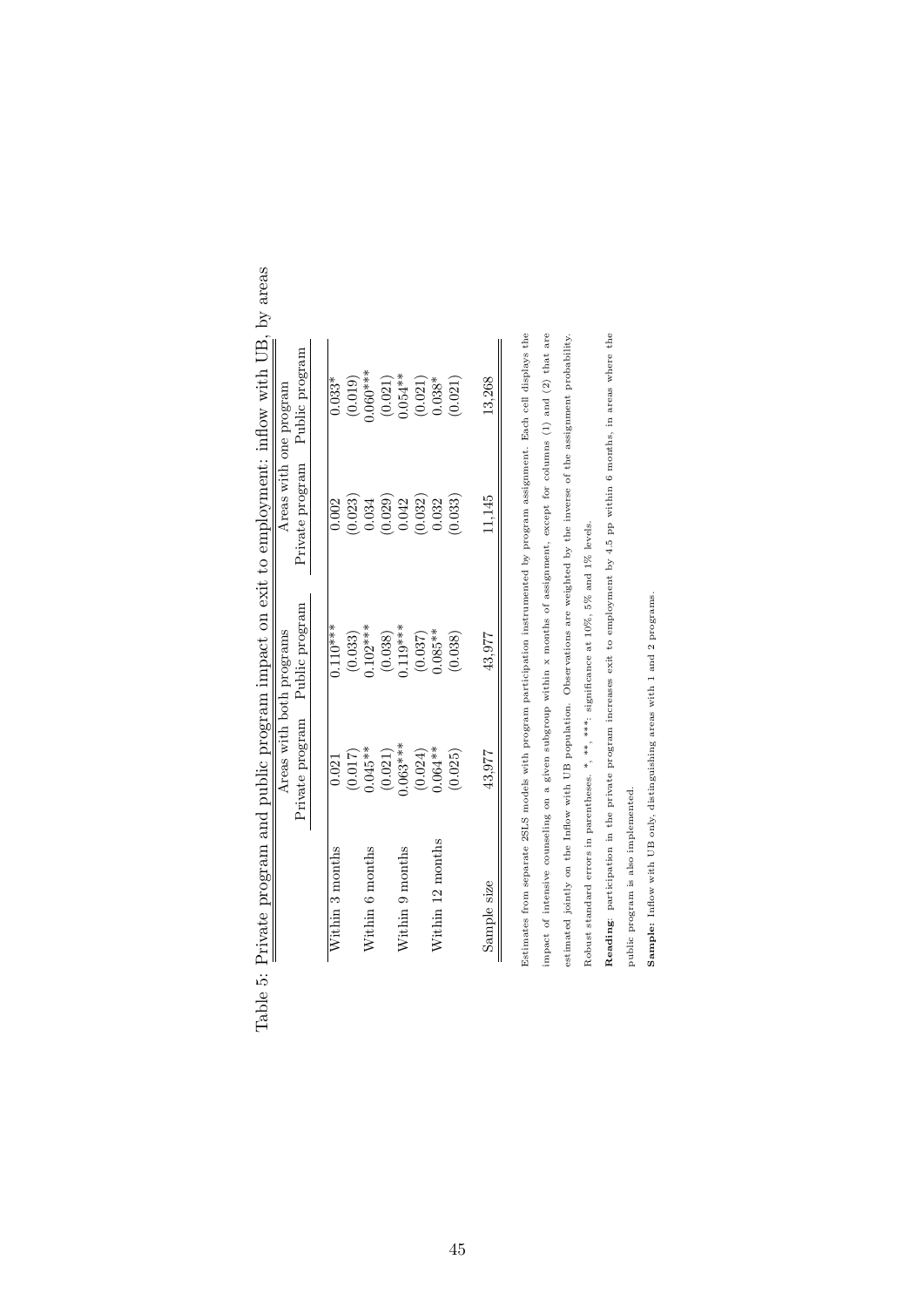Table 5: Private program and public program impact on exit to employment: inflow with UB, by areas

| | Areas with both programs | | Areas with one program | |
|---|---|---|---|---|
| | Private program | Public program | Private program | Public program |
| Within 3 months | 0.021 | 0.110*** | 0.002 | 0.033* |
| | (0.017) | (0.033) | (0.023) | (0.019) |
| Within 6 months | 0.045** | 0.102*** | 0.034 | 0.060*** |
| | (0.021) | (0.038) | (0.029) | (0.021) |
| Within 9 months | 0.063*** | 0.119*** | 0.042 | 0.054** |
| | (0.024) | (0.037) | (0.032) | (0.021) |
| Within 12 months | 0.064** | 0.085** | 0.032 | 0.038* |
| | (0.025) | (0.038) | (0.033) | (0.021) |
| Sample size | 43,977 | 43,977 | 11,145 | 13,268 |

Estimates from separate 2SLS models with program participation instrumented by program assignment. Each cell displays the impact of intensive counseling on a given subgroup within x months of assignment, except for columns (1) and (2) that are estimated jointly on the Inflow with UB population. Observations are weighted by the inverse of the assignment probability. Robust standard errors in parentheses. *, **, ***: significance at 10%, 5% and 1% levels.

**Reading**: participation in the private program increases exit to employment by 4.5 pp within 6 months, in areas where the public program is also implemented.

**Sample:** Inflow with UB only, distinguishing areas with 1 and 2 programs.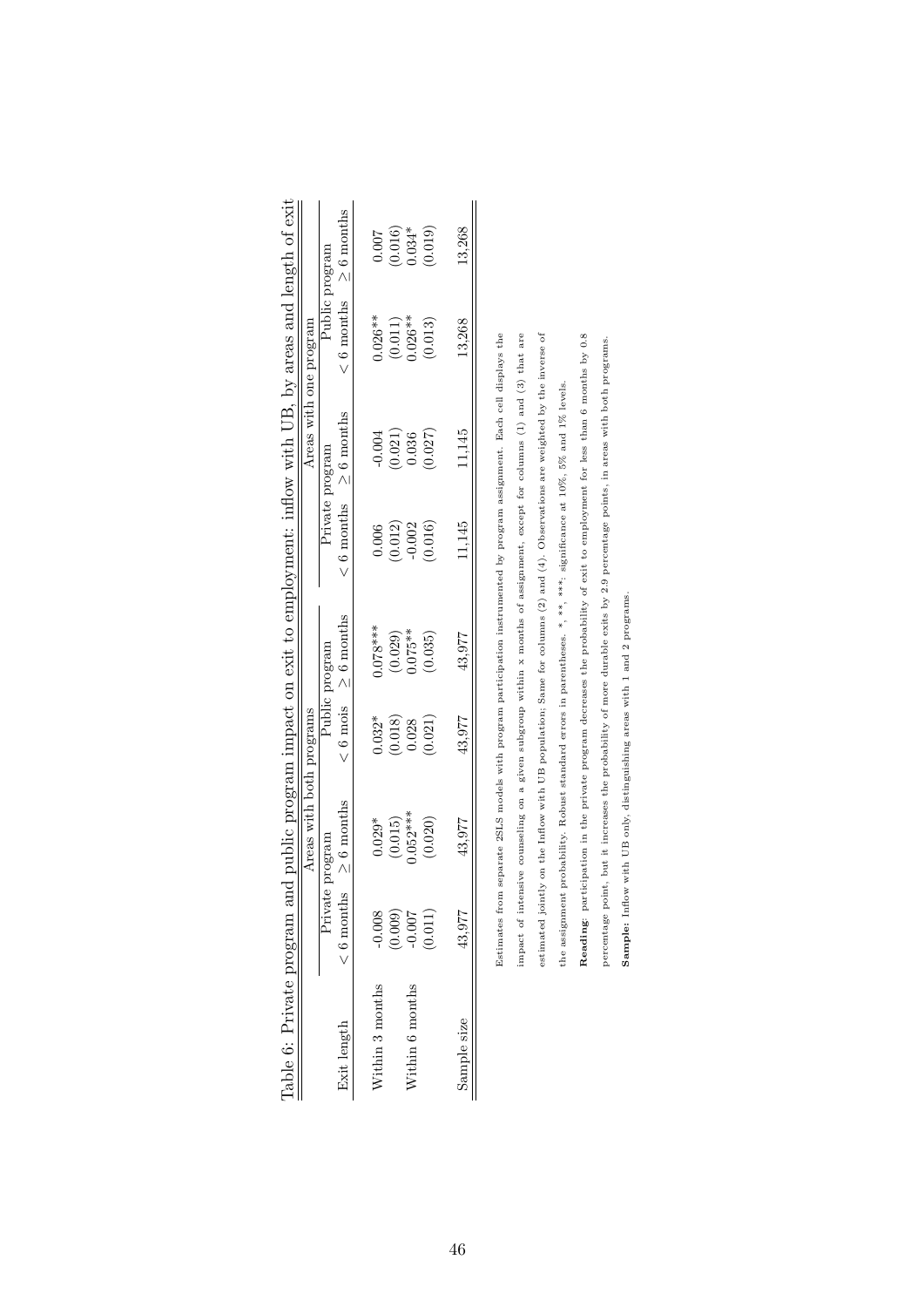Table 6: Private program and public program impact on exit to employment: inflow with UB, by areas and length of exit

| | Areas with both programs | | | | Areas with one program | | | |
|---|---|---|---|---|---|---|---|---|
| | Private program | | Public program | | Private program | | Public program | |
| Exit length | $< 6$ months | $\geq 6$ months | $< 6$ mois | $\geq 6$ months | $< 6$ months | $\geq 6$ months | $< 6$ months | $\geq 6$ months |
| Within 3 months | -0.008 | 0.029* | 0.032* | 0.078*** | 0.006 | -0.004 | 0.026** | 0.007 |
| | (0.009) | (0.015) | (0.018) | (0.029) | (0.012) | (0.021) | (0.011) | (0.016) |
| Within 6 months | -0.007 | 0.052*** | 0.028 | 0.075** | -0.002 | 0.036 | 0.026** | 0.034* |
| | (0.011) | (0.020) | (0.021) | (0.035) | (0.016) | (0.027) | (0.013) | (0.019) |
| Sample size | 43,977 | 43,977 | 43,977 | 43,977 | 11,145 | 11,145 | 13,268 | 13,268 |

Estimates from separate 2SLS models with program participation instrumented by program assignment. Each cell displays the impact of intensive counseling on a given subgroup within x months of assignment, except for columns (1) and (3) that are estimated jointly on the Inflow with UB population; Same for columns (2) and (4). Observations are weighted by the inverse of the assignment probability. Robust standard errors in parentheses. *, **, ***: significance at 10%, 5% and 1% levels.

**Reading**: participation in the private program decreases the probability of exit to employment for less than 6 months by 0.8 percentage point, but it increases the probability of more durable exits by 2.9 percentage points, in areas with both programs.

**Sample:** Inflow with UB only, distinguishing areas with 1 and 2 programs.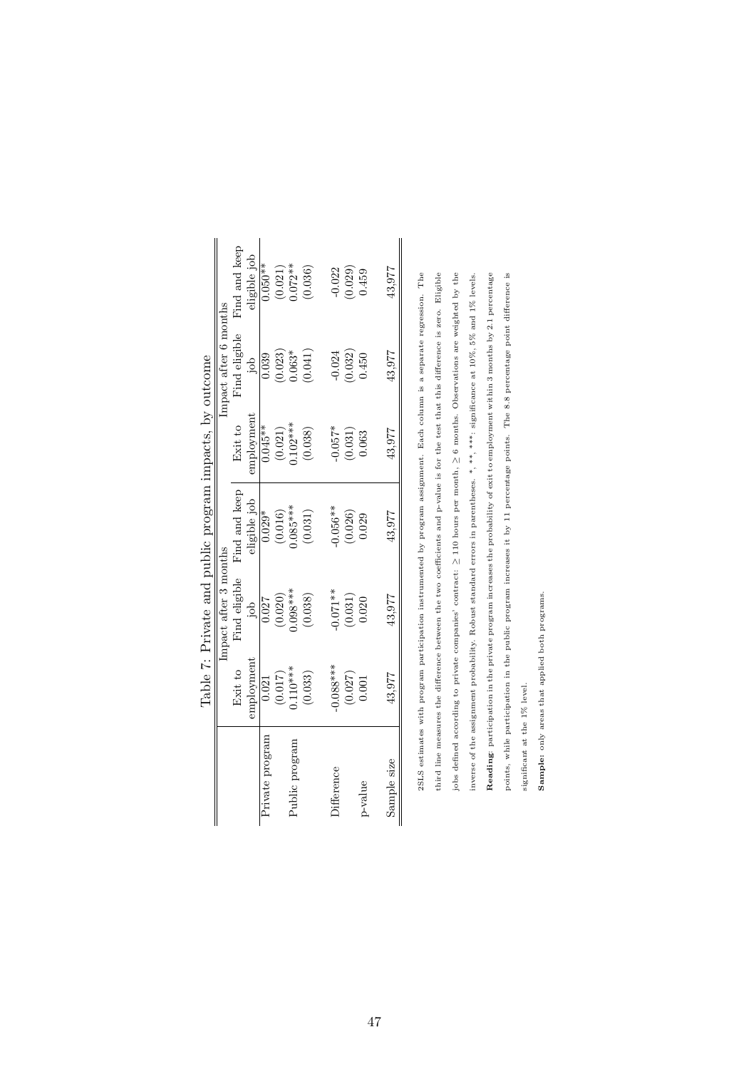Table 7: Private and public program impacts, by outcome

| | Impact after 3 months | | | Impact after 6 months | | |
|---|---|---|---|---|---|---|
| | Exit to employment | Find eligible job | Find and keep eligible job | Exit to employment | Find eligible job | Find and keep eligible job |
| Private program | 0.021 | 0.027 | 0.029* | 0.045** | 0.039 | 0.050** |
| | (0.017) | (0.020) | (0.016) | (0.021) | (0.023) | (0.021) |
| Public program | 0.110*** | 0.098*** | 0.085*** | 0.102*** | 0.063* | 0.072** |
| | (0.033) | (0.038) | (0.031) | (0.038) | (0.041) | (0.036) |
| Difference | -0.088*** | -0.071** | -0.056** | -0.057* | -0.024 | -0.022 |
| | (0.027) | (0.031) | (0.026) | (0.031) | (0.032) | (0.029) |
| p-value | 0.001 | 0.020 | 0.029 | 0.063 | 0.450 | 0.459 |
| Sample size | 43,977 | 43,977 | 43,977 | 43,977 | 43,977 | 43,977 |

2SLS estimates with program participation instrumented by program assignment. Each column is a separate regression. The third line measures the difference between the two coefficients and p-value is for the test that this difference is zero. Eligible jobs defined according to private companies' contract: $\geq 110$ hours per month, $\geq 6$ months. Observations are weighted by the inverse of the assignment probability. Robust standard errors in parentheses. *, **, ***: significance at 10%, 5% and 1% levels.

**Reading**: participation in the private program increases the probability of exit to employment within 3 months by 2.1 percentage points, while participation in the public program increases it by 11 percentage points. The 8.8 percentage point difference is significant at the 1% level.

**Sample**: only areas that applied both programs.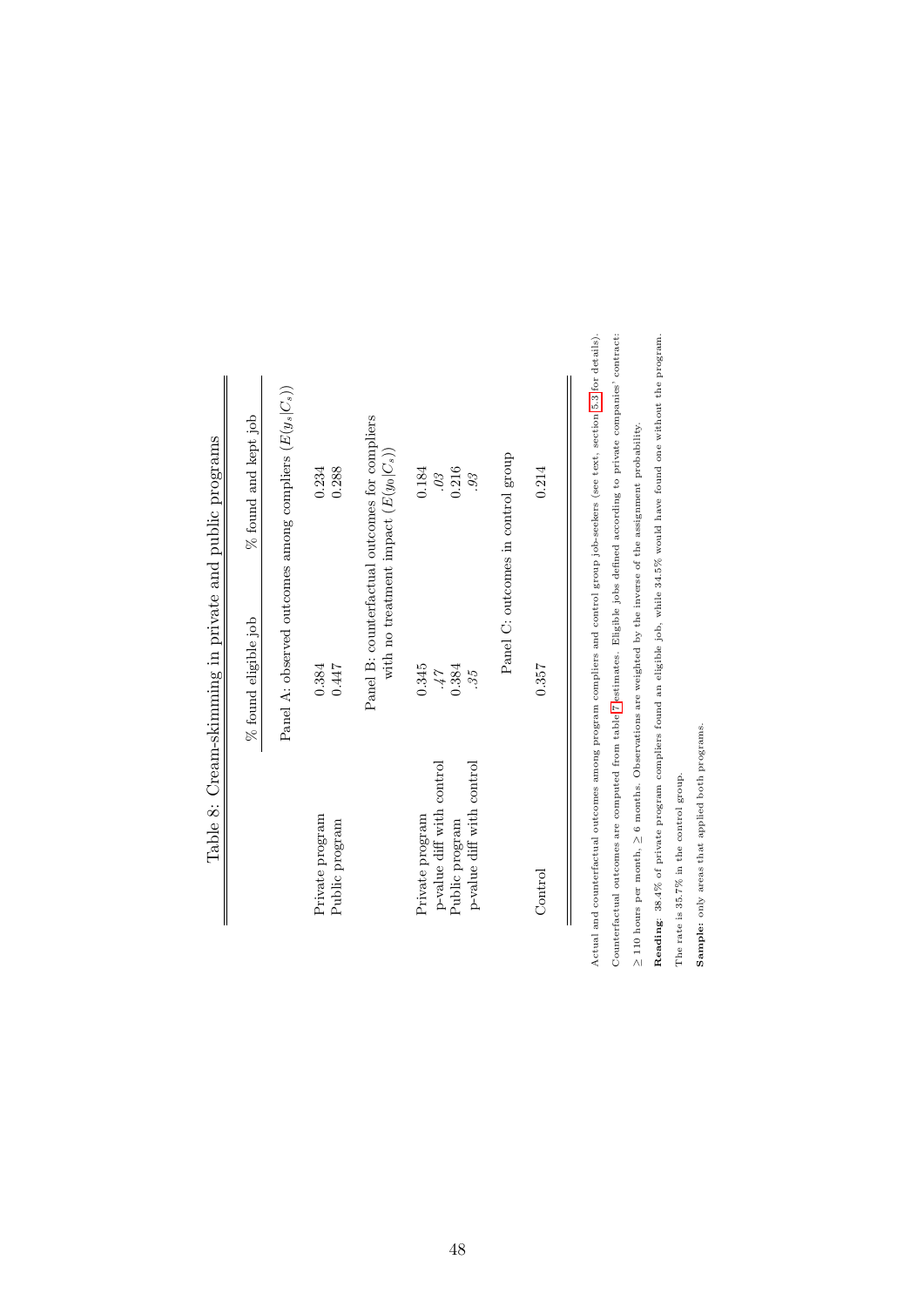# Table 8: Cream-skimming in private and public programs

| | % found eligible job | % found and kept job |
|---|---|---|
| **Panel A: observed outcomes among compliers ($E(y_s\|C_s)$)** | | |
| Private program | 0.384 | 0.234 |
| Public program | 0.447 | 0.288 |
| **Panel B: counterfactual outcomes for compliers with no treatment impact ($E(y_0\|C_s)$)** | | |
| Private program | 0.345 | 0.184 |
| p-value diff with control | *.47* | *.03* |
| Public program | 0.384 | 0.216 |
| p-value diff with control | *.35* | *.93* |
| **Panel C: outcomes in control group** | | |
| Control | 0.357 | 0.214 |

Actual and counterfactual outcomes among program compliers and control group job-seekers (see text, section 5.3 for details). Counterfactual outcomes are computed from table 7 estimates. Eligible jobs defined according to private companies' contract: $\geq$ 110 hours per month, $\geq$ 6 months. Observations are weighted by the inverse of the assignment probability.

**Reading**: 38.4% of private program compliers found an eligible job, while 34.5% would have found one without the program. The rate is 35.7% in the control group.

**Sample:** only areas that applied both programs.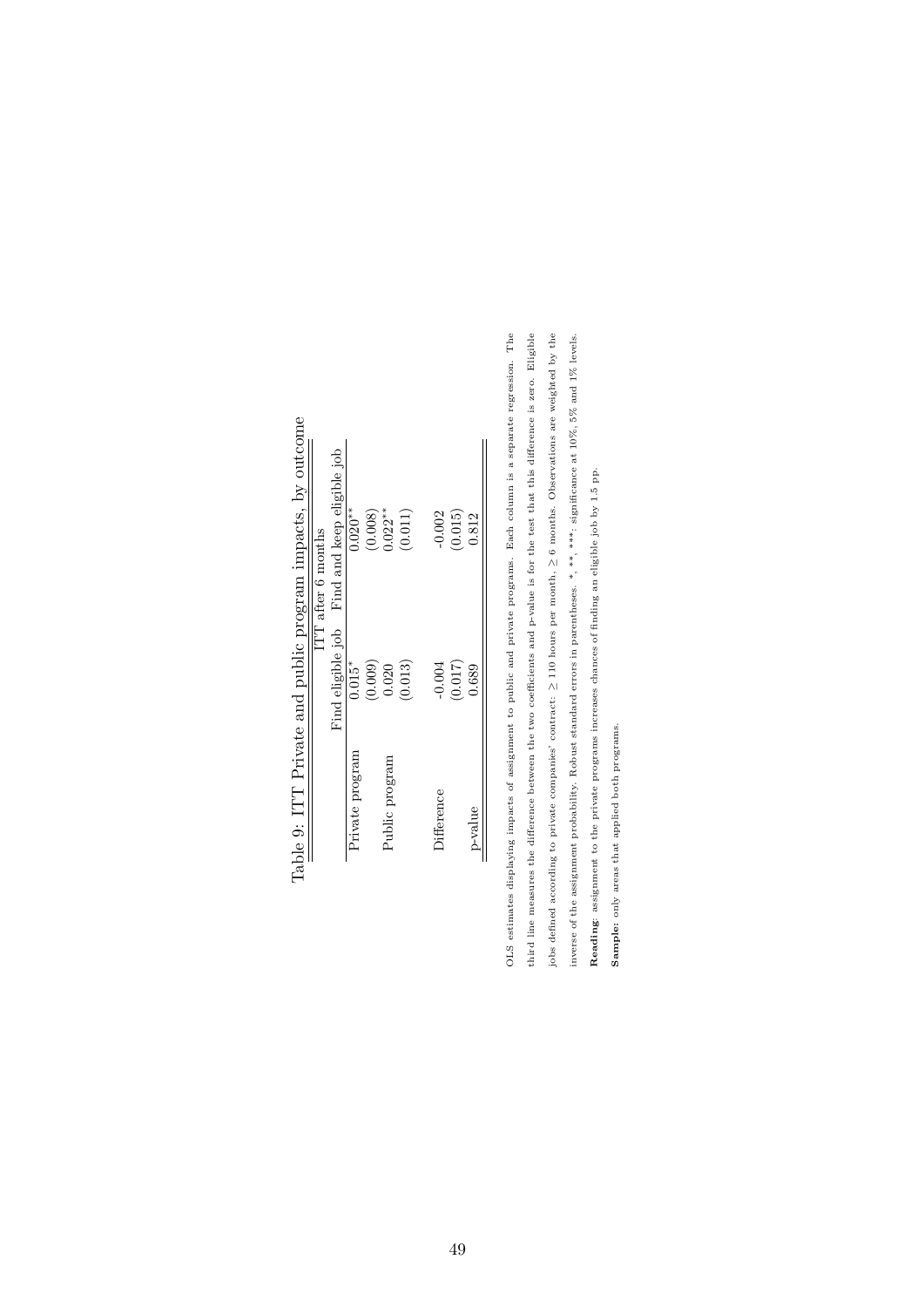Table 9: ITT Private and public program impacts, by outcome

| | ITT after 6 months | |
|---|---|---|
| | Find eligible job | Find and keep eligible job |
| Private program | 0.015* | 0.020** |
| | (0.009) | (0.008) |
| Public program | 0.020 | 0.022** |
| | (0.013) | (0.011) |
| | | |
| Difference | -0.004 | -0.002 |
| | (0.017) | (0.015) |
| p-value | 0.689 | 0.812 |

OLS estimates displaying impacts of assignment to public and private programs. Each column is a separate regression. The third line measures the difference between the two coefficients and p-value is for the test that this difference is zero. Eligible jobs defined according to private companies' contract: $\geq$ 110 hours per month, $\geq$ 6 months. Observations are weighted by the inverse of the assignment probability. Robust standard errors in parentheses. *, **, ***: significance at 10%, 5% and 1% levels.

**Reading**: assignment to the private programs increases chances of finding an eligible job by 1.5 pp.

**Sample**: only areas that applied both programs.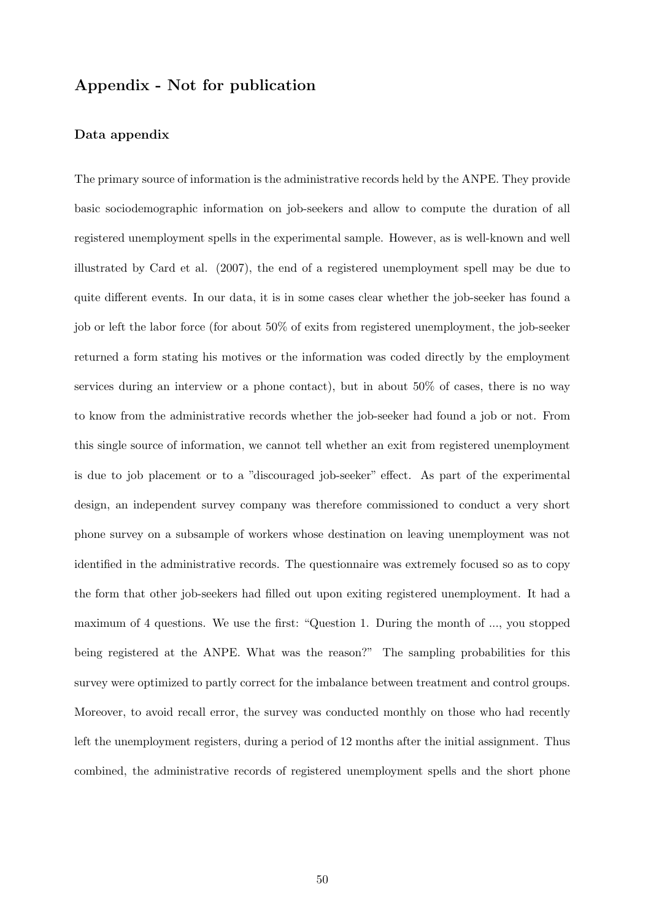## Appendix - Not for publication

### Data appendix

The primary source of information is the administrative records held by the ANPE. They provide basic sociodemographic information on job-seekers and allow to compute the duration of all registered unemployment spells in the experimental sample. However, as is well-known and well illustrated by Card et al. (2007), the end of a registered unemployment spell may be due to quite different events. In our data, it is in some cases clear whether the job-seeker has found a job or left the labor force (for about 50% of exits from registered unemployment, the job-seeker returned a form stating his motives or the information was coded directly by the employment services during an interview or a phone contact), but in about 50% of cases, there is no way to know from the administrative records whether the job-seeker had found a job or not. From this single source of information, we cannot tell whether an exit from registered unemployment is due to job placement or to a "discouraged job-seeker" effect. As part of the experimental design, an independent survey company was therefore commissioned to conduct a very short phone survey on a subsample of workers whose destination on leaving unemployment was not identified in the administrative records. The questionnaire was extremely focused so as to copy the form that other job-seekers had filled out upon exiting registered unemployment. It had a maximum of 4 questions. We use the first: "Question 1. During the month of ..., you stopped being registered at the ANPE. What was the reason?" The sampling probabilities for this survey were optimized to partly correct for the imbalance between treatment and control groups. Moreover, to avoid recall error, the survey was conducted monthly on those who had recently left the unemployment registers, during a period of 12 months after the initial assignment. Thus combined, the administrative records of registered unemployment spells and the short phone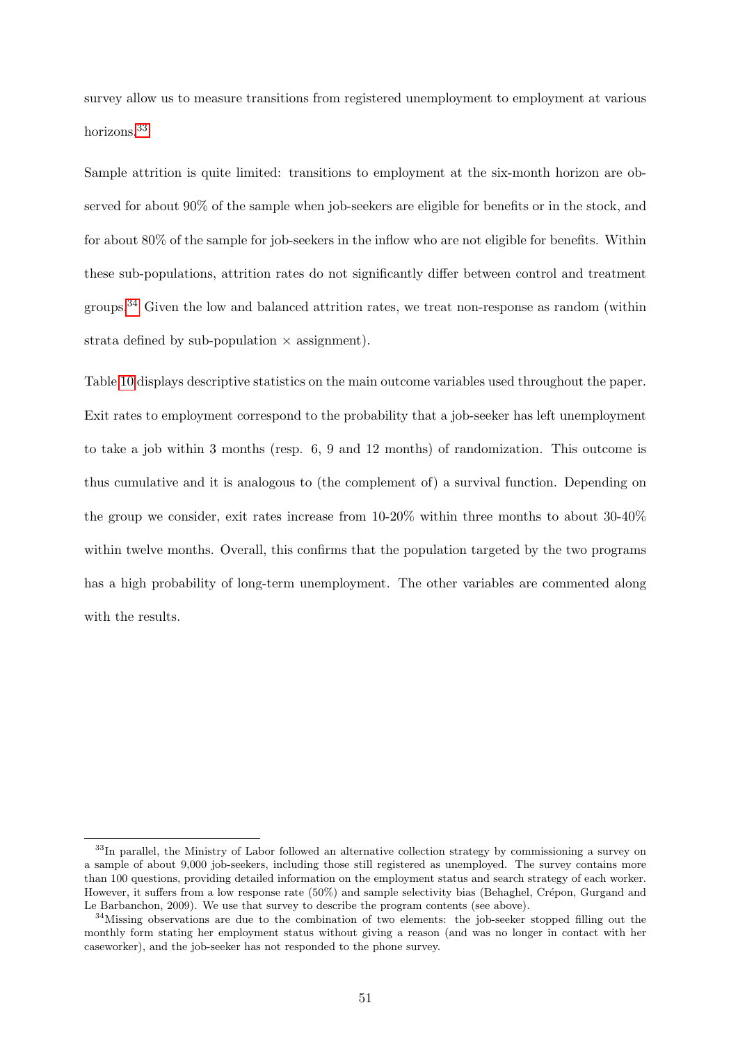survey allow us to measure transitions from registered unemployment to employment at various horizons.[33]

Sample attrition is quite limited: transitions to employment at the six-month horizon are observed for about 90% of the sample when job-seekers are eligible for benefits or in the stock, and for about 80% of the sample for job-seekers in the inflow who are not eligible for benefits. Within these sub-populations, attrition rates do not significantly differ between control and treatment groups.[34] Given the low and balanced attrition rates, we treat non-response as random (within strata defined by sub-population × assignment).

Table 10 displays descriptive statistics on the main outcome variables used throughout the paper. Exit rates to employment correspond to the probability that a job-seeker has left unemployment to take a job within 3 months (resp. 6, 9 and 12 months) of randomization. This outcome is thus cumulative and it is analogous to (the complement of) a survival function. Depending on the group we consider, exit rates increase from 10-20% within three months to about 30-40% within twelve months. Overall, this confirms that the population targeted by the two programs has a high probability of long-term unemployment. The other variables are commented along with the results.

[33] In parallel, the Ministry of Labor followed an alternative collection strategy by commissioning a survey on a sample of about 9,000 job-seekers, including those still registered as unemployed. The survey contains more than 100 questions, providing detailed information on the employment status and search strategy of each worker. However, it suffers from a low response rate (50%) and sample selectivity bias (Behaghel, Crépon, Gurgand and Le Barbanchon, 2009). We use that survey to describe the program contents (see above).

[34] Missing observations are due to the combination of two elements: the job-seeker stopped filling out the monthly form stating her employment status without giving a reason (and was no longer in contact with her caseworker), and the job-seeker has not responded to the phone survey.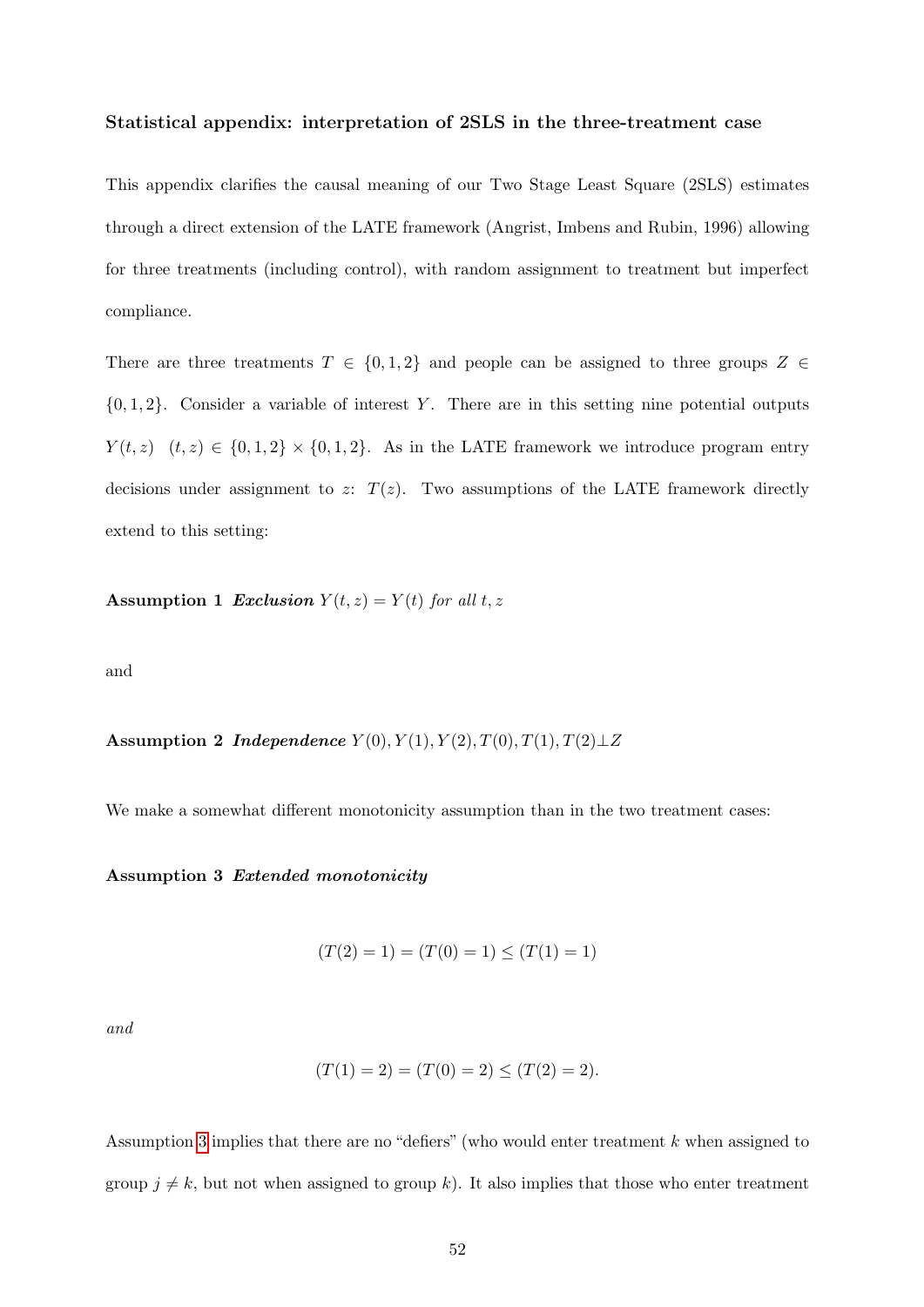**Statistical appendix: interpretation of 2SLS in the three-treatment case**

This appendix clarifies the causal meaning of our Two Stage Least Square (2SLS) estimates through a direct extension of the LATE framework (Angrist, Imbens and Rubin, 1996) allowing for three treatments (including control), with random assignment to treatment but imperfect compliance.

There are three treatments $T \in \{0, 1, 2\}$ and people can be assigned to three groups $Z \in \{0, 1, 2\}$. Consider a variable of interest $Y$. There are in this setting nine potential outputs $Y(t, z)$ $(t, z) \in \{0, 1, 2\} \times \{0, 1, 2\}$. As in the LATE framework we introduce program entry decisions under assignment to $z$: $T(z)$. Two assumptions of the LATE framework directly extend to this setting:

**Assumption 1** ***Exclusion*** *$Y(t, z) = Y(t)$ for all $t, z$*

and

**Assumption 2** ***Independence*** *$Y(0), Y(1), Y(2), T(0), T(1), T(2) \perp Z$*

We make a somewhat different monotonicity assumption than in the two treatment cases:

**Assumption 3** ***Extended monotonicity***

$$(T(2) = 1) = (T(0) = 1) \leq (T(1) = 1)$$

*and*

$$(T(1) = 2) = (T(0) = 2) \leq (T(2) = 2).$$

Assumption 3 implies that there are no "defiers" (who would enter treatment $k$ when assigned to group $j \neq k$, but not when assigned to group $k$). It also implies that those who enter treatment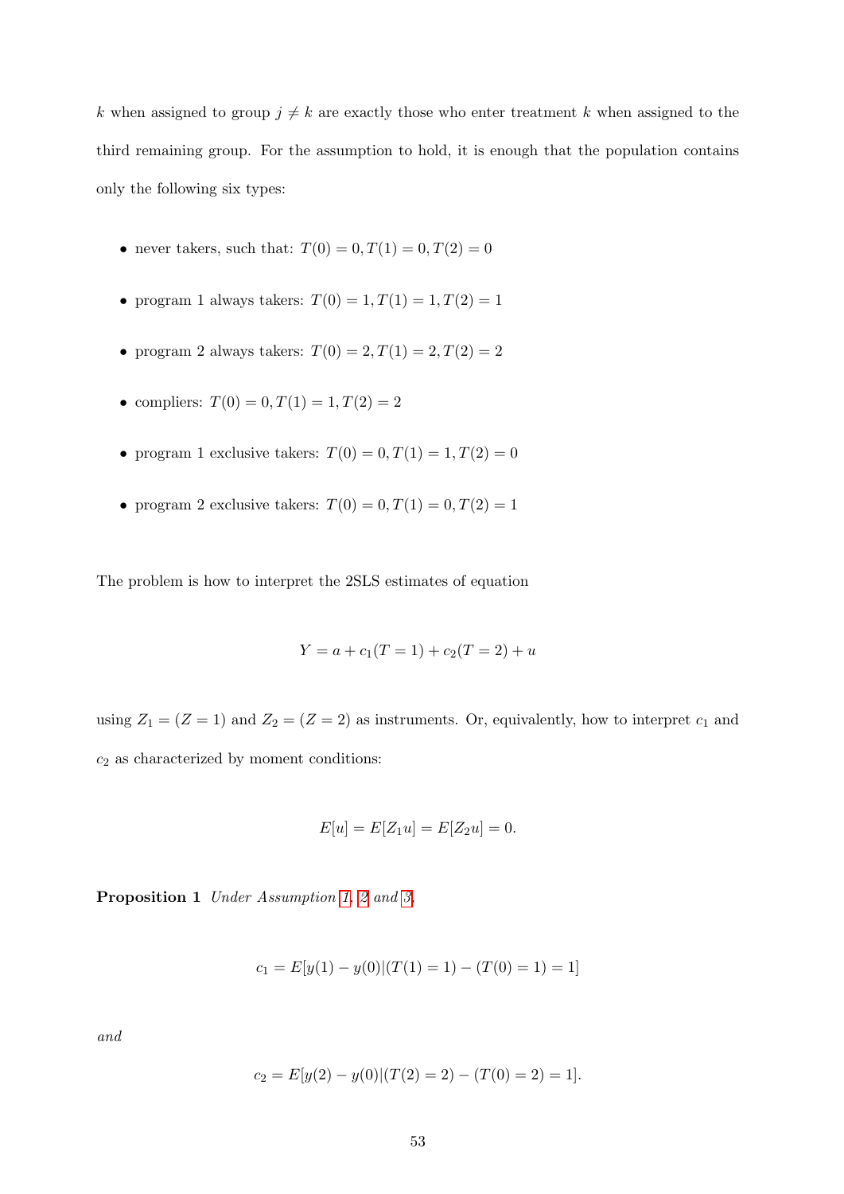$k$ when assigned to group $j \neq k$ are exactly those who enter treatment $k$ when assigned to the third remaining group. For the assumption to hold, it is enough that the population contains only the following six types:

- never takers, such that: $T(0) = 0, T(1) = 0, T(2) = 0$
- program 1 always takers: $T(0) = 1, T(1) = 1, T(2) = 1$
- program 2 always takers: $T(0) = 2, T(1) = 2, T(2) = 2$
- compliers: $T(0) = 0, T(1) = 1, T(2) = 2$
- program 1 exclusive takers: $T(0) = 0, T(1) = 1, T(2) = 0$
- program 2 exclusive takers: $T(0) = 0, T(1) = 0, T(2) = 1$

The problem is how to interpret the 2SLS estimates of equation

$$Y = a + c_1(T = 1) + c_2(T = 2) + u$$

using $Z_1 = (Z = 1)$ and $Z_2 = (Z = 2)$ as instruments. Or, equivalently, how to interpret $c_1$ and $c_2$ as characterized by moment conditions:

$$E[u] = E[Z_1 u] = E[Z_2 u] = 0.$$

**Proposition 1** *Under Assumption 1, 2 and 3,*

$$c_1 = E[y(1) - y(0)|(T(1) = 1) - (T(0) = 1) = 1]$$

*and*

$$c_2 = E[y(2) - y(0)|(T(2) = 2) - (T(0) = 2) = 1].$$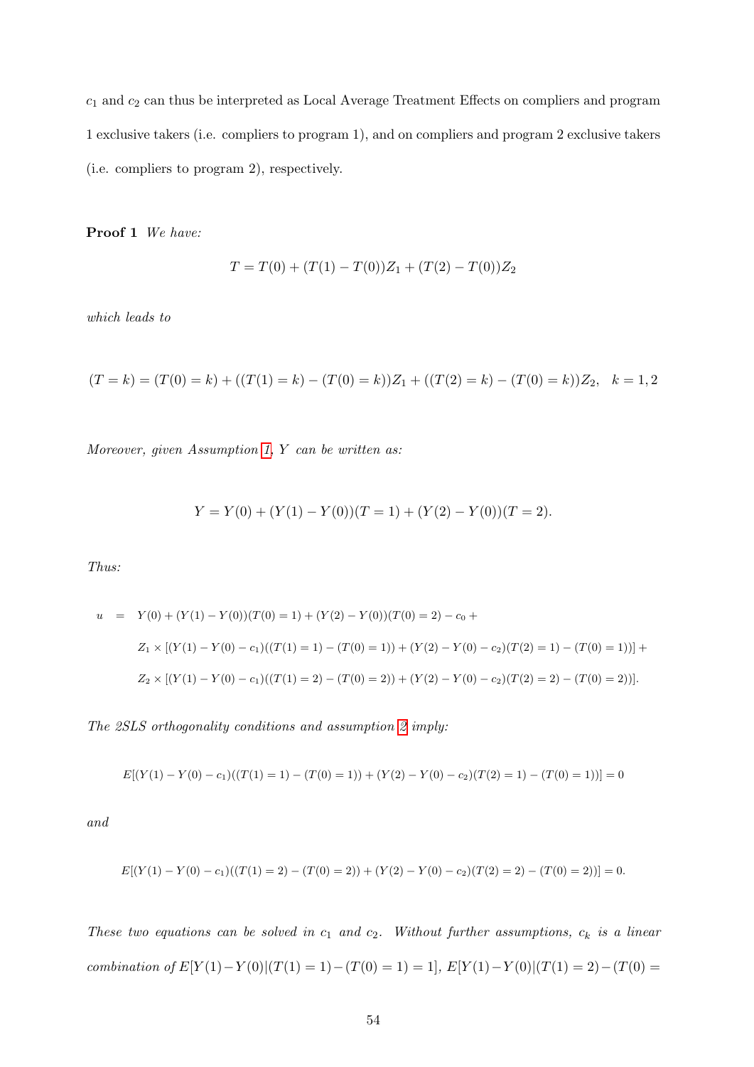$c_1$ and $c_2$ can thus be interpreted as Local Average Treatment Effects on compliers and program 1 exclusive takers (i.e. compliers to program 1), and on compliers and program 2 exclusive takers (i.e. compliers to program 2), respectively.

**Proof 1** *We have:*

$$T = T(0) + (T(1) - T(0))Z_1 + (T(2) - T(0))Z_2$$

*which leads to*

$$(T = k) = (T(0) = k) + ((T(1) = k) - (T(0) = k))Z_1 + ((T(2) = k) - (T(0) = k))Z_2, \quad k = 1, 2$$

*Moreover, given Assumption 1, $Y$ can be written as:*

$$Y = Y(0) + (Y(1) - Y(0))(T = 1) + (Y(2) - Y(0))(T = 2).$$

*Thus:*

$$\begin{aligned} u \;=\; & Y(0) + (Y(1) - Y(0))(T(0) = 1) + (Y(2) - Y(0))(T(0) = 2) - c_0 + \\ & Z_1 \times [(Y(1) - Y(0) - c_1)((T(1) = 1) - (T(0) = 1)) + (Y(2) - Y(0) - c_2)(T(2) = 1) - (T(0) = 1))] + \\ & Z_2 \times [(Y(1) - Y(0) - c_1)((T(1) = 2) - (T(0) = 2)) + (Y(2) - Y(0) - c_2)(T(2) = 2) - (T(0) = 2))]. \end{aligned}$$

*The 2SLS orthogonality conditions and assumption 2 imply:*

$$E[(Y(1) - Y(0) - c_1)((T(1) = 1) - (T(0) = 1)) + (Y(2) - Y(0) - c_2)(T(2) = 1) - (T(0) = 1))] = 0$$

*and*

$$E[(Y(1) - Y(0) - c_1)((T(1) = 2) - (T(0) = 2)) + (Y(2) - Y(0) - c_2)(T(2) = 2) - (T(0) = 2))] = 0.$$

*These two equations can be solved in $c_1$ and $c_2$. Without further assumptions, $c_k$ is a linear combination of $E[Y(1) - Y(0)|(T(1) = 1) - (T(0) = 1) = 1]$, $E[Y(1) - Y(0)|(T(1) = 2) - (T(0) =$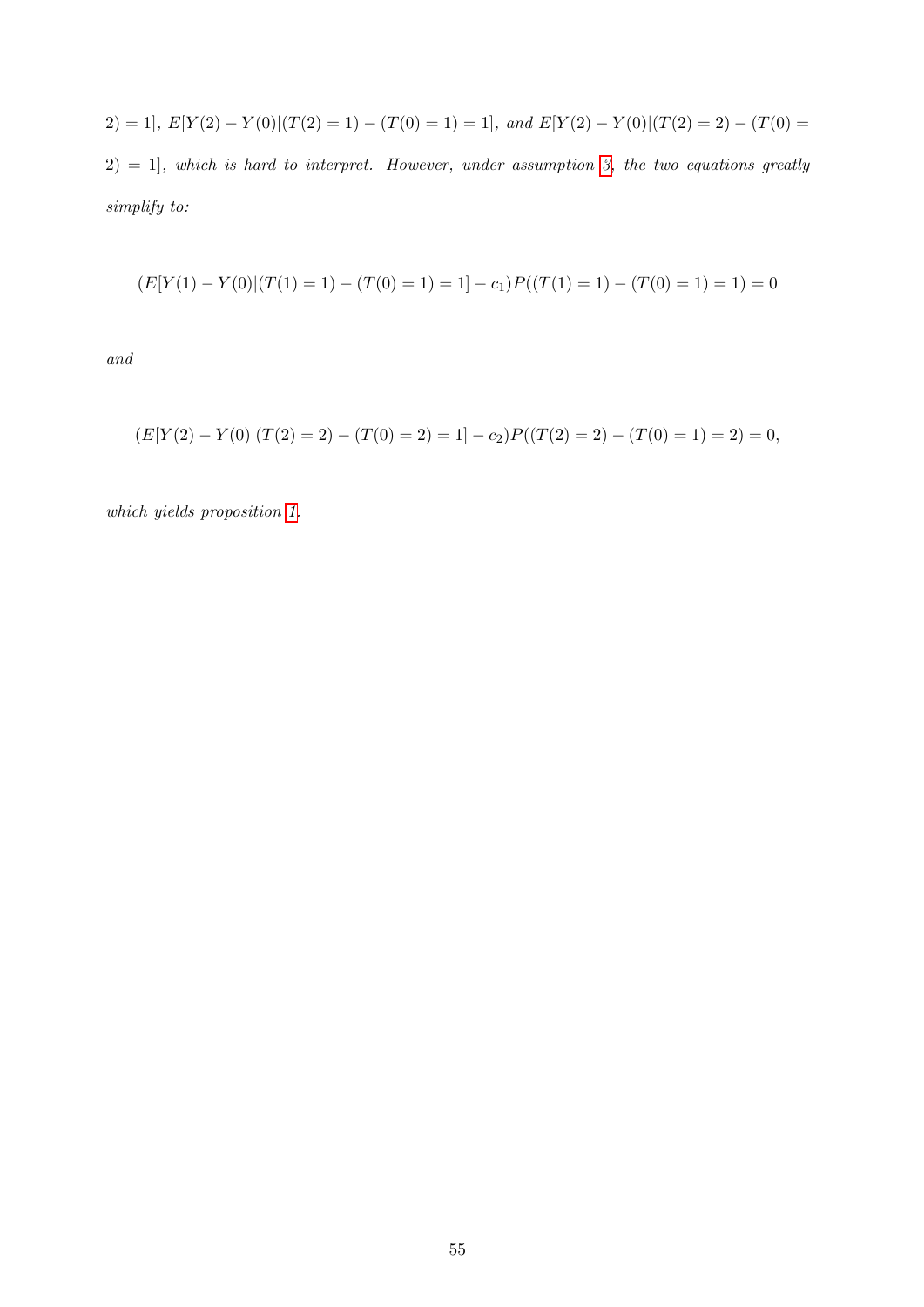*$2) = 1]$, $E[Y(2) - Y(0)|(T(2) = 1) - (T(0) = 1) = 1]$, and $E[Y(2) - Y(0)|(T(2) = 2) - (T(0) = 2) = 1]$, which is hard to interpret. However, under assumption 3, the two equations greatly simplify to:*

$$(E[Y(1) - Y(0)|(T(1) = 1) - (T(0) = 1) = 1] - c_1)P((T(1) = 1) - (T(0) = 1) = 1) = 0$$

*and*

$$(E[Y(2) - Y(0)|(T(2) = 2) - (T(0) = 2) = 1] - c_2)P((T(2) = 2) - (T(0) = 1) = 2) = 0,$$

*which yields proposition 1.*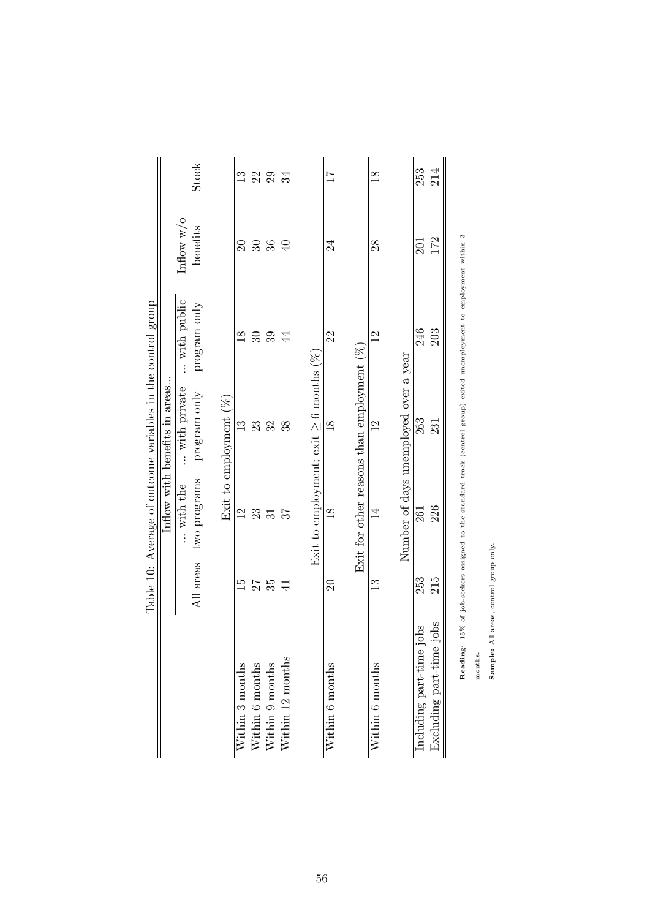Table 10: Average of outcome variables in the control group

| | All areas | Inflow with benefits in areas... ... with the two programs | ... with private program only | ... with public program only | Inflow w/o benefits | Stock |
|---|---|---|---|---|---|---|
| | | **Exit to employment (%)** | | | | |
| Within 3 months | 15 | 12 | 13 | 18 | 20 | 13 |
| Within 6 months | 27 | 23 | 23 | 30 | 30 | 22 |
| Within 9 months | 35 | 31 | 32 | 39 | 36 | 29 |
| Within 12 months | 41 | 37 | 38 | 44 | 40 | 34 |
| | | **Exit to employment; exit $\geq$ 6 months (%)** | | | | |
| Within 6 months | 20 | 18 | 18 | 22 | 24 | 17 |
| | | **Exit for other reasons than employment (%)** | | | | |
| Within 6 months | 13 | 14 | 12 | 12 | 28 | 18 |
| | | **Number of days unemployed over a year** | | | | |
| Including part-time jobs | 253 | 261 | 263 | 246 | 201 | 253 |
| Excluding part-time jobs | 215 | 226 | 231 | 203 | 172 | 214 |

**Reading**: 15% of job-seekers assigned to the standard track (control group) exited unemployment to employment within 3 months.

**Sample:** All areas, control group only.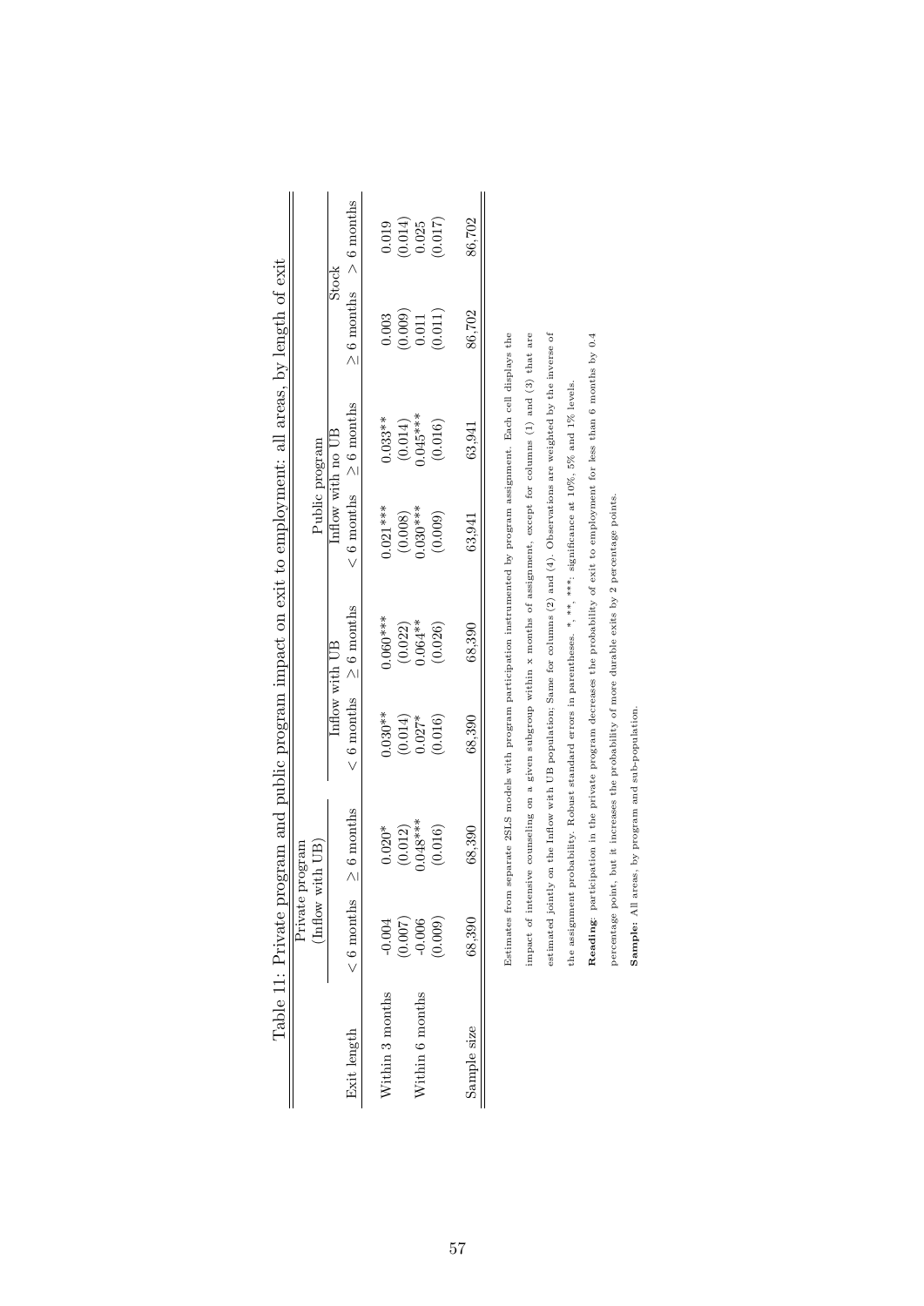Table 11: Private program and public program impact on exit to employment: all areas, by length of exit

| | Private program (Inflow with UB) | | Public program | | | | | |
|---|---|---|---|---|---|---|---|---|
| | | | Inflow with UB | | Inflow with no UB | | Stock | |
| Exit length | < 6 months | ≥ 6 months | < 6 months | ≥ 6 months | < 6 months | ≥ 6 months | ≥ 6 months | > 6 months |
| Within 3 months | -0.004 | 0.020* | 0.030** | 0.060*** | 0.021*** | 0.033** | 0.003 | 0.019 |
| | (0.007) | (0.012) | (0.014) | (0.022) | (0.008) | (0.014) | (0.009) | (0.014) |
| Within 6 months | -0.006 | 0.048*** | 0.027* | 0.064** | 0.030*** | 0.045*** | 0.011 | 0.025 |
| | (0.009) | (0.016) | (0.016) | (0.026) | (0.009) | (0.016) | (0.011) | (0.017) |
| Sample size | 68,390 | 68,390 | 68,390 | 68,390 | 63,941 | 63,941 | 86,702 | 86,702 |

Estimates from separate 2SLS models with program participation instrumented by program assignment. Each cell displays the impact of intensive counseling on a given subgroup within x months of assignment, except for columns (1) and (3) that are estimated jointly on the Inflow with UB population; Same for columns (2) and (4). Observations are weighted by the inverse of the assignment probability. Robust standard errors in parentheses. *, **, ***: significance at 10%, 5% and 1% levels.

**Reading**: participation in the private program decreases the probability of exit to employment for less than 6 months by 0.4 percentage point, but it increases the probability of more durable exits by 2 percentage points.

**Sample:** All areas, by program and sub-population.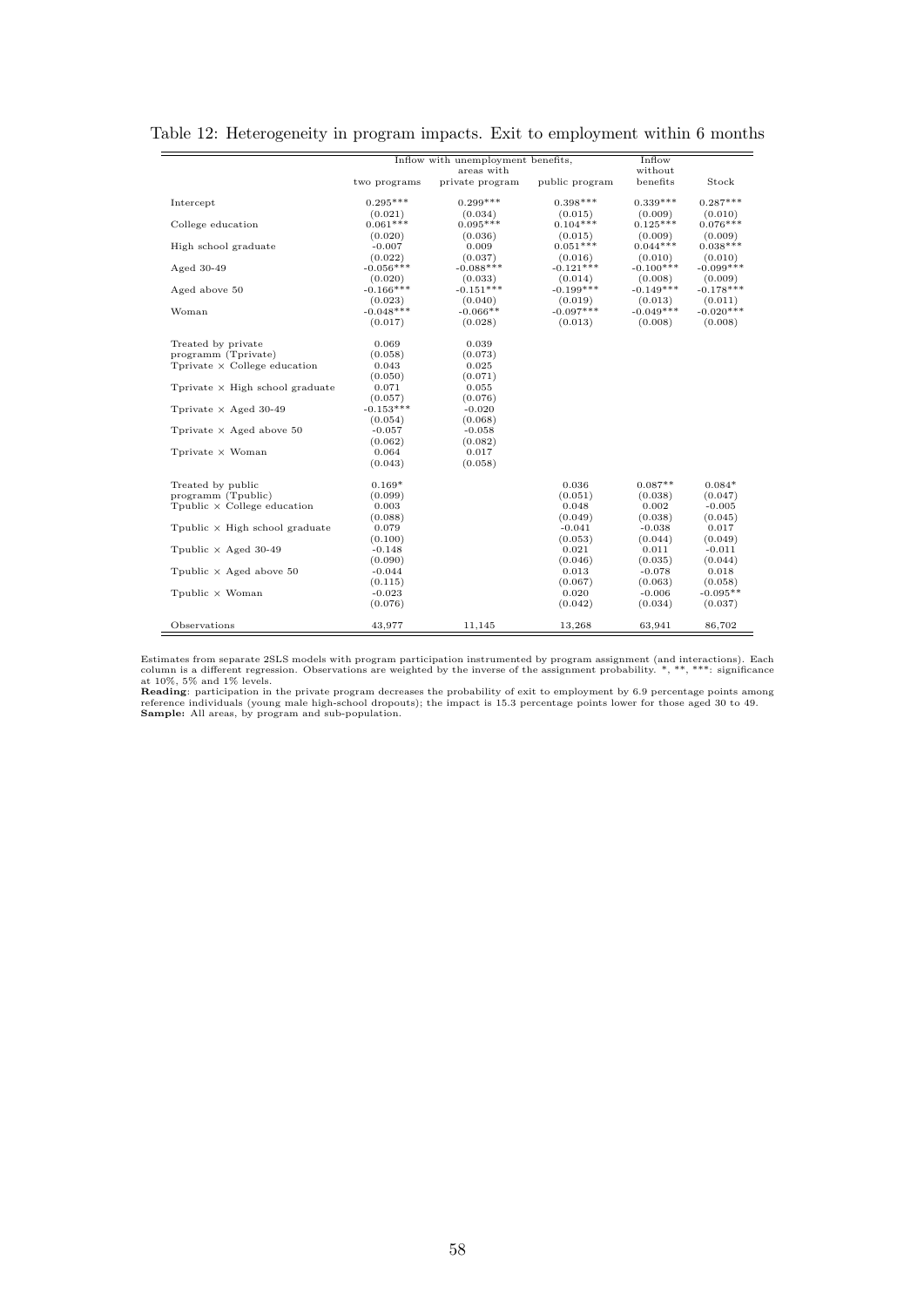Table 12: Heterogeneity in program impacts. Exit to employment within 6 months

| | Inflow with unemployment benefits, areas with | | | Inflow without benefits | Stock |
|---|---|---|---|---|---|
| | two programs | private program | public program | | |
| Intercept | 0.295*** | 0.299*** | 0.398*** | 0.339*** | 0.287*** |
| | (0.021) | (0.034) | (0.015) | (0.009) | (0.010) |
| College education | 0.061*** | 0.095*** | 0.104*** | 0.125*** | 0.076*** |
| | (0.020) | (0.036) | (0.015) | (0.009) | (0.009) |
| High school graduate | -0.007 | 0.009 | 0.051*** | 0.044*** | 0.038*** |
| | (0.022) | (0.037) | (0.016) | (0.010) | (0.010) |
| Aged 30-49 | -0.056*** | -0.088*** | -0.121*** | -0.100*** | -0.099*** |
| | (0.020) | (0.033) | (0.014) | (0.008) | (0.009) |
| Aged above 50 | -0.166*** | -0.151*** | -0.199*** | -0.149*** | -0.178*** |
| | (0.023) | (0.040) | (0.019) | (0.013) | (0.011) |
| Woman | -0.048*** | -0.066** | -0.097*** | -0.049*** | -0.020*** |
| | (0.017) | (0.028) | (0.013) | (0.008) | (0.008) |
| Treated by private programm (Tprivate) | 0.069 | 0.039 | | | |
| | (0.058) | (0.073) | | | |
| Tprivate × College education | 0.043 | 0.025 | | | |
| | (0.050) | (0.071) | | | |
| Tprivate × High school graduate | 0.071 | 0.055 | | | |
| | (0.057) | (0.076) | | | |
| Tprivate × Aged 30-49 | -0.153*** | -0.020 | | | |
| | (0.054) | (0.068) | | | |
| Tprivate × Aged above 50 | -0.057 | -0.058 | | | |
| | (0.062) | (0.082) | | | |
| Tprivate × Woman | 0.064 | 0.017 | | | |
| | (0.043) | (0.058) | | | |
| Treated by public programm (Tpublic) | 0.169* | | 0.036 | 0.087** | 0.084* |
| | (0.099) | | (0.051) | (0.038) | (0.047) |
| Tpublic × College education | 0.003 | | 0.048 | 0.002 | -0.005 |
| | (0.088) | | (0.049) | (0.038) | (0.045) |
| Tpublic × High school graduate | 0.079 | | -0.041 | -0.038 | 0.017 |
| | (0.100) | | (0.053) | (0.044) | (0.049) |
| Tpublic × Aged 30-49 | -0.148 | | 0.021 | 0.011 | -0.011 |
| | (0.090) | | (0.046) | (0.035) | (0.044) |
| Tpublic × Aged above 50 | -0.044 | | 0.013 | -0.078 | 0.018 |
| | (0.115) | | (0.067) | (0.063) | (0.058) |
| Tpublic × Woman | -0.023 | | 0.020 | -0.006 | -0.095** |
| | (0.076) | | (0.042) | (0.034) | (0.037) |
| Observations | 43,977 | 11,145 | 13,268 | 63,941 | 86,702 |

Estimates from separate 2SLS models with program participation instrumented by program assignment (and interactions). Each column is a different regression. Observations are weighted by the inverse of the assignment probability. *, **, ***: significance at 10%, 5% and 1% levels.
**Reading**: participation in the private program decreases the probability of exit to employment by 6.9 percentage points among reference individuals (young male high-school dropouts); the impact is 15.3 percentage points lower for those aged 30 to 49.
**Sample:** All areas, by program and sub-population.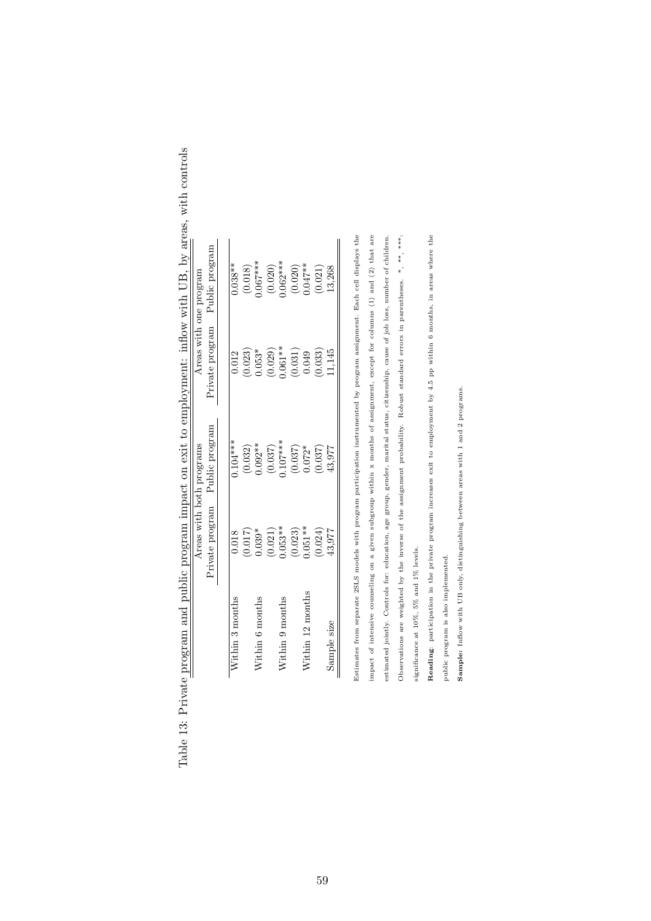Table 13: Private program and public program impact on exit to employment: inflow with UB, by areas, with controls

| | Areas with both programs | | Areas with one program | |
|---|---|---|---|---|
| | Private program | Public program | Private program | Public program |
| Within 3 months | 0.018 | 0.104*** | 0.012 | 0.038** |
| | (0.017) | (0.032) | (0.023) | (0.018) |
| Within 6 months | 0.039* | 0.092** | 0.053* | 0.067*** |
| | (0.021) | (0.037) | (0.029) | (0.020) |
| Within 9 months | 0.053** | 0.107*** | 0.061** | 0.062*** |
| | (0.023) | (0.037) | (0.031) | (0.020) |
| Within 12 months | 0.051** | 0.072* | 0.049 | 0.047** |
| | (0.024) | (0.037) | (0.033) | (0.021) |
| Sample size | 43,977 | 43,977 | 11,145 | 13,268 |

Estimates from separate 2SLS models with program participation instrumented by program assignment. Each cell displays the impact of intensive counseling on a given subgroup within x months of assignment, except for columns (1) and (2) that are estimated jointly. Controls for: education, age group, gender, marital status, citizenship, cause of job loss, number of children. Observations are weighted by the inverse of the assignment probability. Robust standard errors in parentheses. *, **, ***: significance at 10%, 5% and 1% levels.

**Reading**: participation in the private program increases exit to employment by 4.5 pp within 6 months, in areas where the public program is also implemented.

**Sample:** Inflow with UB only, distinguishing between areas with 1 and 2 programs.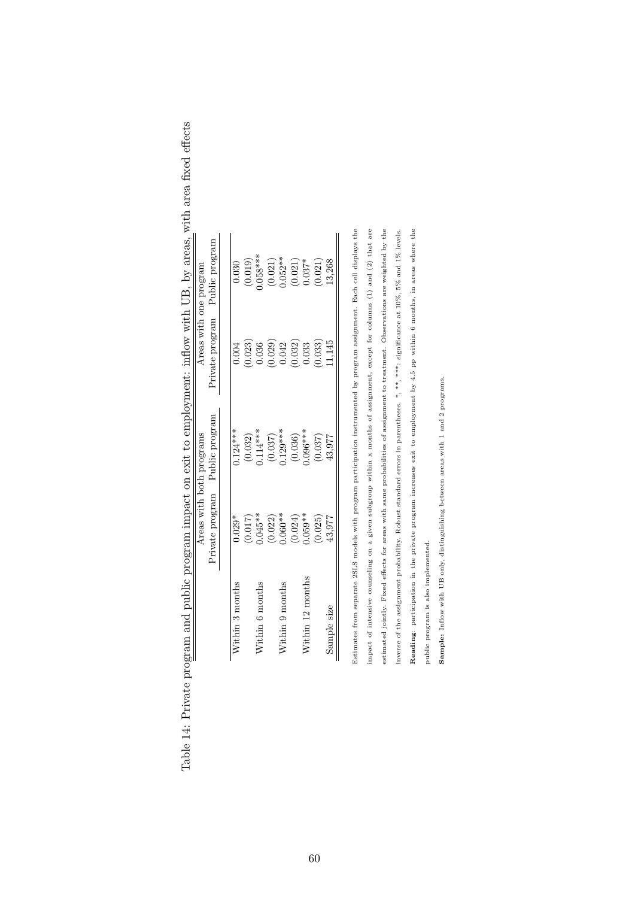Table 14: Private program and public program impact on exit to employment: inflow with UB, by areas, with area fixed effects

| | Areas with both programs | | Areas with one program | |
|---|---|---|---|---|
| | Private program | Public program | Private program | Public program |
| Within 3 months | 0.029* | 0.124*** | 0.004 | 0.030 |
| | (0.017) | (0.032) | (0.023) | (0.019) |
| Within 6 months | 0.045** | 0.114*** | 0.036 | 0.058*** |
| | (0.022) | (0.037) | (0.029) | (0.021) |
| Within 9 months | 0.060** | 0.129*** | 0.042 | 0.052** |
| | (0.024) | (0.036) | (0.032) | (0.021) |
| Within 12 months | 0.059** | 0.096*** | 0.033 | 0.037* |
| | (0.025) | (0.037) | (0.033) | (0.021) |
| Sample size | 43,977 | 43,977 | 11,145 | 13,268 |

Estimates from separate 2SLS models with program participation instrumented by program assignment. Each cell displays the impact of intensive counseling on a given subgroup within x months of assignment, except for columns (1) and (2) that are estimated jointly. Fixed effects for areas with same probabilities of assignment to treatment. Observations are weighted by the inverse of the assignment probability. Robust standard errors in parentheses. *, **, ***: significance at 10%, 5% and 1% levels.

**Reading**: participation in the private program increases exit to employment by 4.5 pp within 6 months, in areas where the public program is also implemented.

**Sample:** Inflow with UB only, distinguishing between areas with 1 and 2 programs.